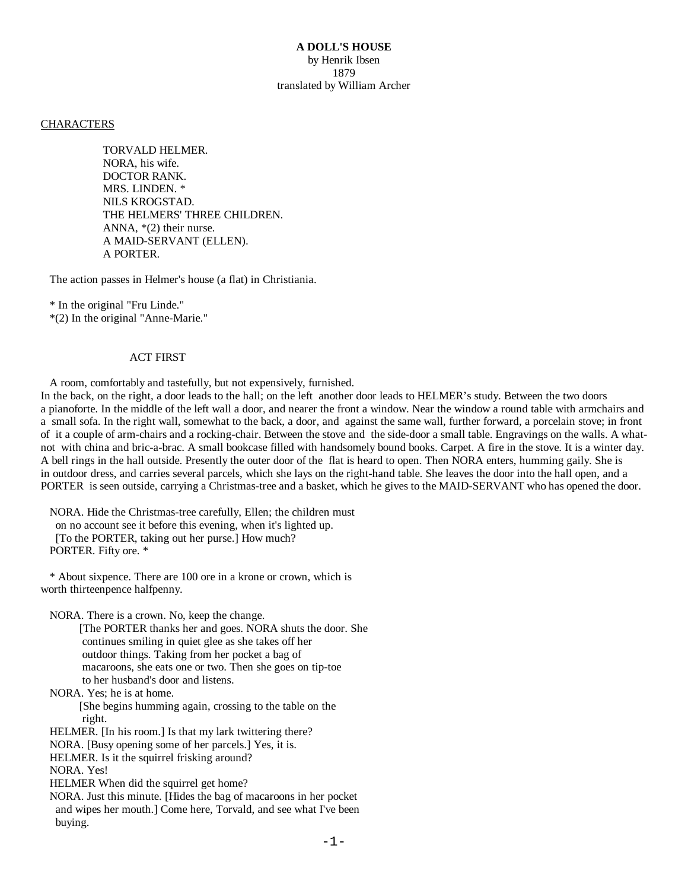**A DOLL'S HOUSE**
by Henrik Ibsen
1879
translated by William Archer

CHARACTERS

TORVALD HELMER.
NORA, his wife.
DOCTOR RANK.
MRS. LINDEN. *
NILS KROGSTAD.
THE HELMERS' THREE CHILDREN.
ANNA, *(2) their nurse.
A MAID-SERVANT (ELLEN).
A PORTER.

The action passes in Helmer's house (a flat) in Christiania.

* In the original "Fru Linde."
*(2) In the original "Anne-Marie."

ACT FIRST

A room, comfortably and tastefully, but not expensively, furnished. In the back, on the right, a door leads to the hall; on the left another door leads to HELMER's study. Between the two doors a pianoforte. In the middle of the left wall a door, and nearer the front a window. Near the window a round table with armchairs and a small sofa. In the right wall, somewhat to the back, a door, and against the same wall, further forward, a porcelain stove; in front of it a couple of arm-chairs and a rocking-chair. Between the stove and the side-door a small table. Engravings on the walls. A what-not with china and bric-a-brac. A small bookcase filled with handsomely bound books. Carpet. A fire in the stove. It is a winter day. A bell rings in the hall outside. Presently the outer door of the flat is heard to open. Then NORA enters, humming gaily. She is in outdoor dress, and carries several parcels, which she lays on the right-hand table. She leaves the door into the hall open, and a PORTER is seen outside, carrying a Christmas-tree and a basket, which he gives to the MAID-SERVANT who has opened the door.

NORA. Hide the Christmas-tree carefully, Ellen; the children must on no account see it before this evening, when it's lighted up. [To the PORTER, taking out her purse.] How much?
PORTER. Fifty ore. *

* About sixpence. There are 100 ore in a krone or crown, which is worth thirteenpence halfpenny.

NORA. There is a crown. No, keep the change.
[The PORTER thanks her and goes. NORA shuts the door. She continues smiling in quiet glee as she takes off her outdoor things. Taking from her pocket a bag of macaroons, she eats one or two. Then she goes on tip-toe to her husband's door and listens.
NORA. Yes; he is at home.
[She begins humming again, crossing to the table on the right.
HELMER. [In his room.] Is that my lark twittering there?
NORA. [Busy opening some of her parcels.] Yes, it is.
HELMER. Is it the squirrel frisking around?
NORA. Yes!
HELMER When did the squirrel get home?
NORA. Just this minute. [Hides the bag of macaroons in her pocket and wipes her mouth.] Come here, Torvald, and see what I've been buying.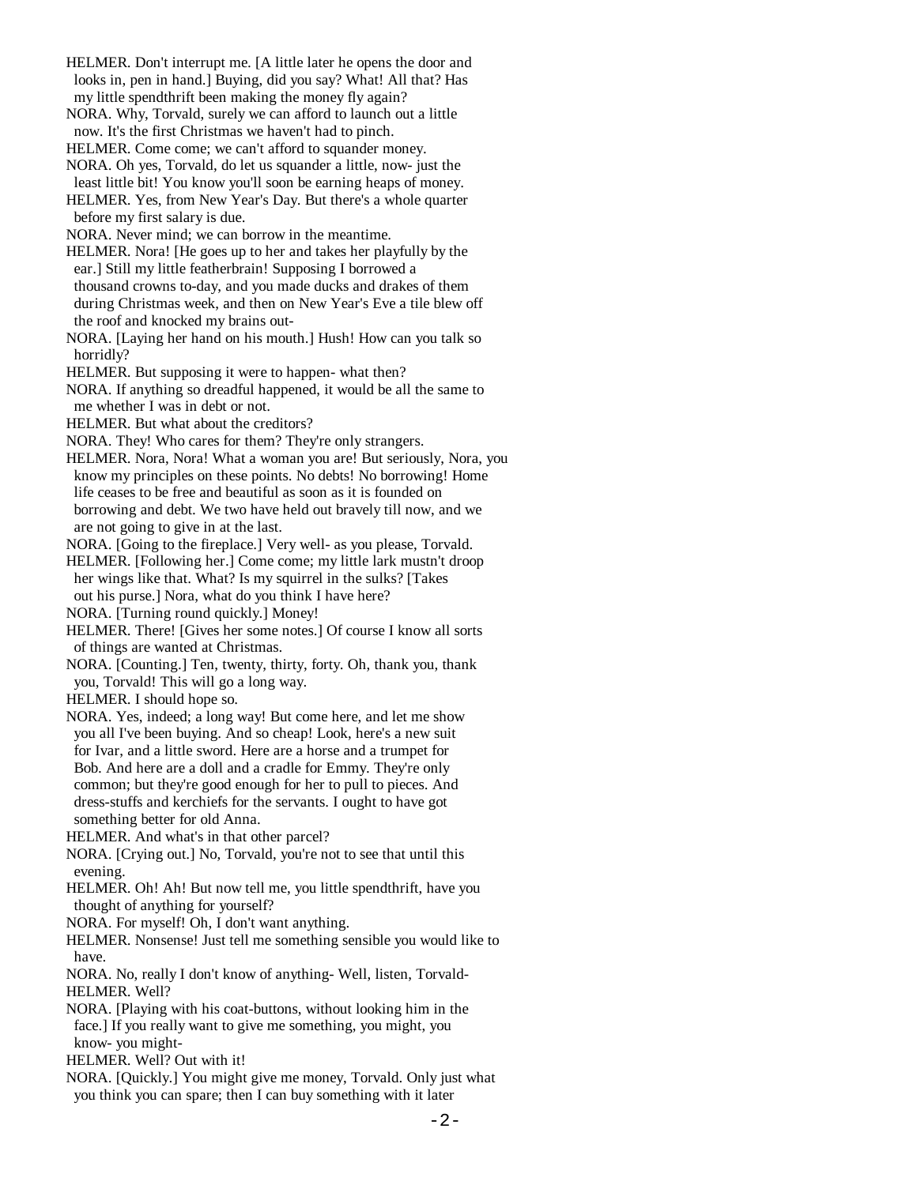HELMER. Don't interrupt me. [A little later he opens the door and looks in, pen in hand.] Buying, did you say? What! All that? Has my little spendthrift been making the money fly again?

NORA. Why, Torvald, surely we can afford to launch out a little now. It's the first Christmas we haven't had to pinch.

HELMER. Come come; we can't afford to squander money.

NORA. Oh yes, Torvald, do let us squander a little, now- just the least little bit! You know you'll soon be earning heaps of money.

HELMER. Yes, from New Year's Day. But there's a whole quarter before my first salary is due.

NORA. Never mind; we can borrow in the meantime.

HELMER. Nora! [He goes up to her and takes her playfully by the ear.] Still my little featherbrain! Supposing I borrowed a thousand crowns to-day, and you made ducks and drakes of them during Christmas week, and then on New Year's Eve a tile blew off the roof and knocked my brains out-

NORA. [Laying her hand on his mouth.] Hush! How can you talk so horridly?

HELMER. But supposing it were to happen- what then?

NORA. If anything so dreadful happened, it would be all the same to me whether I was in debt or not.

HELMER. But what about the creditors?

NORA. They! Who cares for them? They're only strangers.

HELMER. Nora, Nora! What a woman you are! But seriously, Nora, you know my principles on these points. No debts! No borrowing! Home life ceases to be free and beautiful as soon as it is founded on borrowing and debt. We two have held out bravely till now, and we are not going to give in at the last.

NORA. [Going to the fireplace.] Very well- as you please, Torvald.

HELMER. [Following her.] Come come; my little lark mustn't droop her wings like that. What? Is my squirrel in the sulks? [Takes out his purse.] Nora, what do you think I have here?

NORA. [Turning round quickly.] Money!

HELMER. There! [Gives her some notes.] Of course I know all sorts of things are wanted at Christmas.

NORA. [Counting.] Ten, twenty, thirty, forty. Oh, thank you, thank you, Torvald! This will go a long way.

HELMER. I should hope so.

NORA. Yes, indeed; a long way! But come here, and let me show you all I've been buying. And so cheap! Look, here's a new suit for Ivar, and a little sword. Here are a horse and a trumpet for Bob. And here are a doll and a cradle for Emmy. They're only common; but they're good enough for her to pull to pieces. And dress-stuffs and kerchiefs for the servants. I ought to have got something better for old Anna.

HELMER. And what's in that other parcel?

NORA. [Crying out.] No, Torvald, you're not to see that until this evening.

HELMER. Oh! Ah! But now tell me, you little spendthrift, have you thought of anything for yourself?

NORA. For myself! Oh, I don't want anything.

HELMER. Nonsense! Just tell me something sensible you would like to have.

NORA. No, really I don't know of anything- Well, listen, Torvald-

HELMER. Well?

NORA. [Playing with his coat-buttons, without looking him in the face.] If you really want to give me something, you might, you know- you might-

HELMER. Well? Out with it!

NORA. [Quickly.] You might give me money, Torvald. Only just what you think you can spare; then I can buy something with it later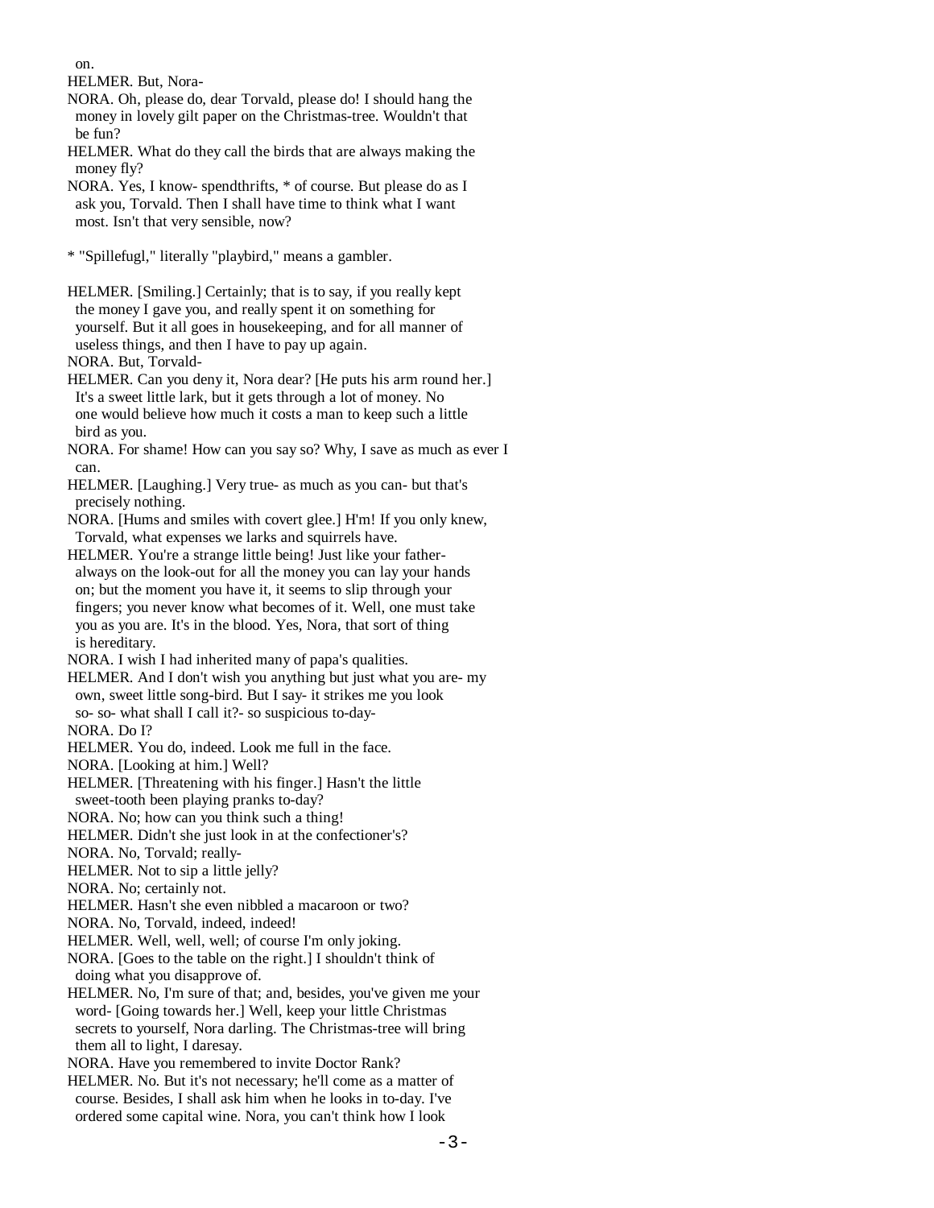on.

HELMER. But, Nora-

NORA. Oh, please do, dear Torvald, please do! I should hang the money in lovely gilt paper on the Christmas-tree. Wouldn't that be fun?

HELMER. What do they call the birds that are always making the money fly?

NORA. Yes, I know- spendthrifts, * of course. But please do as I ask you, Torvald. Then I shall have time to think what I want most. Isn't that very sensible, now?

* "Spillefugl," literally "playbird," means a gambler.

HELMER. [Smiling.] Certainly; that is to say, if you really kept the money I gave you, and really spent it on something for yourself. But it all goes in housekeeping, and for all manner of useless things, and then I have to pay up again.

NORA. But, Torvald-

HELMER. Can you deny it, Nora dear? [He puts his arm round her.] It's a sweet little lark, but it gets through a lot of money. No one would believe how much it costs a man to keep such a little bird as you.

NORA. For shame! How can you say so? Why, I save as much as ever I can.

HELMER. [Laughing.] Very true- as much as you can- but that's precisely nothing.

NORA. [Hums and smiles with covert glee.] H'm! If you only knew, Torvald, what expenses we larks and squirrels have.

HELMER. You're a strange little being! Just like your father- always on the look-out for all the money you can lay your hands on; but the moment you have it, it seems to slip through your fingers; you never know what becomes of it. Well, one must take you as you are. It's in the blood. Yes, Nora, that sort of thing is hereditary.

NORA. I wish I had inherited many of papa's qualities.

HELMER. And I don't wish you anything but just what you are- my own, sweet little song-bird. But I say- it strikes me you look so- so- what shall I call it?- so suspicious to-day-

NORA. Do I?

HELMER. You do, indeed. Look me full in the face.

NORA. [Looking at him.] Well?

HELMER. [Threatening with his finger.] Hasn't the little sweet-tooth been playing pranks to-day?

NORA. No; how can you think such a thing!

HELMER. Didn't she just look in at the confectioner's?

NORA. No, Torvald; really-

HELMER. Not to sip a little jelly?

NORA. No; certainly not.

HELMER. Hasn't she even nibbled a macaroon or two?

NORA. No, Torvald, indeed, indeed!

HELMER. Well, well, well; of course I'm only joking.

NORA. [Goes to the table on the right.] I shouldn't think of doing what you disapprove of.

HELMER. No, I'm sure of that; and, besides, you've given me your word- [Going towards her.] Well, keep your little Christmas secrets to yourself, Nora darling. The Christmas-tree will bring them all to light, I daresay.

NORA. Have you remembered to invite Doctor Rank?

HELMER. No. But it's not necessary; he'll come as a matter of course. Besides, I shall ask him when he looks in to-day. I've ordered some capital wine. Nora, you can't think how I look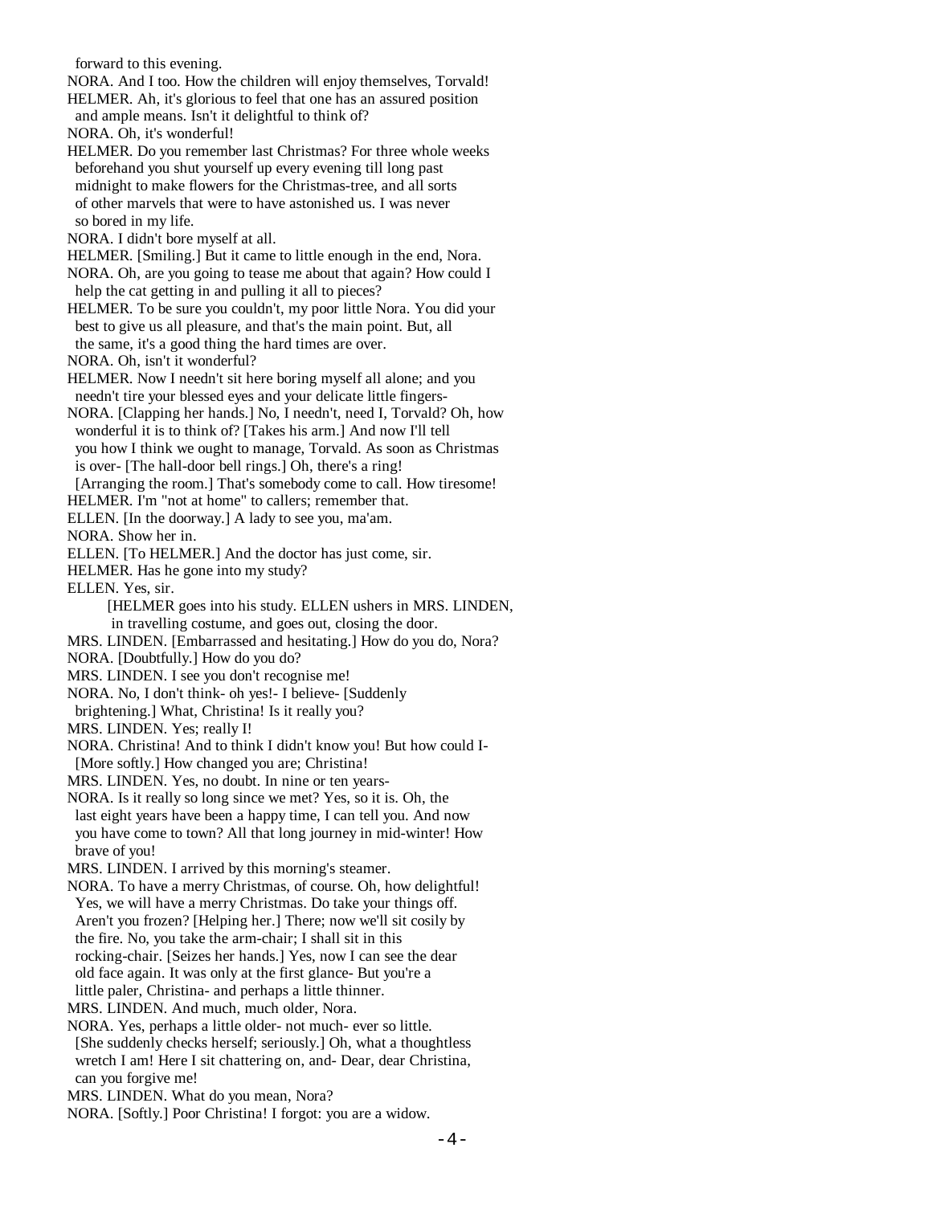forward to this evening.

NORA. And I too. How the children will enjoy themselves, Torvald!

HELMER. Ah, it's glorious to feel that one has an assured position and ample means. Isn't it delightful to think of?

NORA. Oh, it's wonderful!

HELMER. Do you remember last Christmas? For three whole weeks beforehand you shut yourself up every evening till long past midnight to make flowers for the Christmas-tree, and all sorts of other marvels that were to have astonished us. I was never so bored in my life.

NORA. I didn't bore myself at all.

HELMER. [Smiling.] But it came to little enough in the end, Nora.

NORA. Oh, are you going to tease me about that again? How could I help the cat getting in and pulling it all to pieces?

HELMER. To be sure you couldn't, my poor little Nora. You did your best to give us all pleasure, and that's the main point. But, all the same, it's a good thing the hard times are over.

NORA. Oh, isn't it wonderful?

HELMER. Now I needn't sit here boring myself all alone; and you needn't tire your blessed eyes and your delicate little fingers-

NORA. [Clapping her hands.] No, I needn't, need I, Torvald? Oh, how wonderful it is to think of? [Takes his arm.] And now I'll tell you how I think we ought to manage, Torvald. As soon as Christmas is over- [The hall-door bell rings.] Oh, there's a ring! [Arranging the room.] That's somebody come to call. How tiresome!

HELMER. I'm "not at home" to callers; remember that.

ELLEN. [In the doorway.] A lady to see you, ma'am.

NORA. Show her in.

ELLEN. [To HELMER.] And the doctor has just come, sir.

HELMER. Has he gone into my study?

ELLEN. Yes, sir.

[HELMER goes into his study. ELLEN ushers in MRS. LINDEN, in travelling costume, and goes out, closing the door.

MRS. LINDEN. [Embarrassed and hesitating.] How do you do, Nora?

NORA. [Doubtfully.] How do you do?

MRS. LINDEN. I see you don't recognise me!

NORA. No, I don't think- oh yes!- I believe- [Suddenly brightening.] What, Christina! Is it really you?

MRS. LINDEN. Yes; really I!

NORA. Christina! And to think I didn't know you! But how could I- [More softly.] How changed you are; Christina!

MRS. LINDEN. Yes, no doubt. In nine or ten years-

NORA. Is it really so long since we met? Yes, so it is. Oh, the last eight years have been a happy time, I can tell you. And now you have come to town? All that long journey in mid-winter! How brave of you!

MRS. LINDEN. I arrived by this morning's steamer.

NORA. To have a merry Christmas, of course. Oh, how delightful! Yes, we will have a merry Christmas. Do take your things off. Aren't you frozen? [Helping her.] There; now we'll sit cosily by the fire. No, you take the arm-chair; I shall sit in this rocking-chair. [Seizes her hands.] Yes, now I can see the dear old face again. It was only at the first glance- But you're a little paler, Christina- and perhaps a little thinner.

MRS. LINDEN. And much, much older, Nora.

NORA. Yes, perhaps a little older- not much- ever so little. [She suddenly checks herself; seriously.] Oh, what a thoughtless wretch I am! Here I sit chattering on, and- Dear, dear Christina, can you forgive me!

MRS. LINDEN. What do you mean, Nora?

NORA. [Softly.] Poor Christina! I forgot: you are a widow.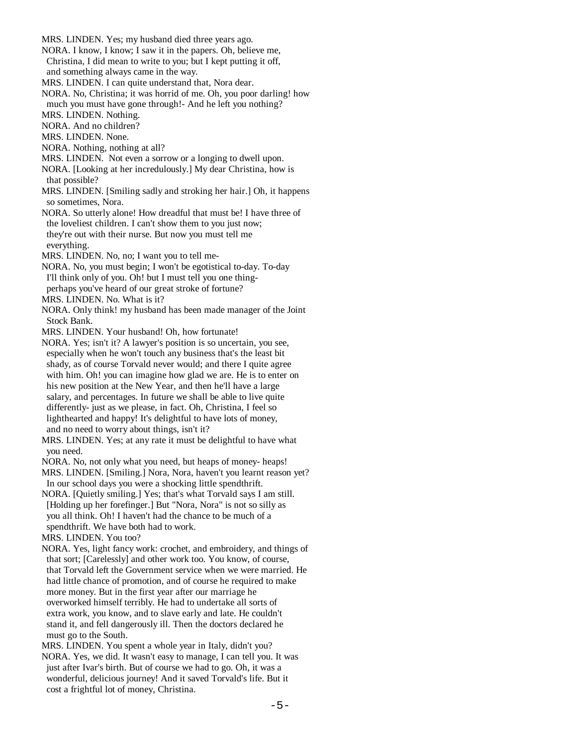MRS. LINDEN. Yes; my husband died three years ago.

NORA. I know, I know; I saw it in the papers. Oh, believe me, Christina, I did mean to write to you; but I kept putting it off, and something always came in the way.

MRS. LINDEN. I can quite understand that, Nora dear.

NORA. No, Christina; it was horrid of me. Oh, you poor darling! how much you must have gone through!- And he left you nothing?

MRS. LINDEN. Nothing.

NORA. And no children?

MRS. LINDEN. None.

NORA. Nothing, nothing at all?

MRS. LINDEN. Not even a sorrow or a longing to dwell upon.

NORA. [Looking at her incredulously.] My dear Christina, how is that possible?

MRS. LINDEN. [Smiling sadly and stroking her hair.] Oh, it happens so sometimes, Nora.

NORA. So utterly alone! How dreadful that must be! I have three of the loveliest children. I can't show them to you just now; they're out with their nurse. But now you must tell me everything.

MRS. LINDEN. No, no; I want you to tell me-

NORA. No, you must begin; I won't be egotistical to-day. To-day I'll think only of you. Oh! but I must tell you one thing- perhaps you've heard of our great stroke of fortune?

MRS. LINDEN. No. What is it?

NORA. Only think! my husband has been made manager of the Joint Stock Bank.

MRS. LINDEN. Your husband! Oh, how fortunate!

NORA. Yes; isn't it? A lawyer's position is so uncertain, you see, especially when he won't touch any business that's the least bit shady, as of course Torvald never would; and there I quite agree with him. Oh! you can imagine how glad we are. He is to enter on his new position at the New Year, and then he'll have a large salary, and percentages. In future we shall be able to live quite differently- just as we please, in fact. Oh, Christina, I feel so lighthearted and happy! It's delightful to have lots of money, and no need to worry about things, isn't it?

MRS. LINDEN. Yes; at any rate it must be delightful to have what you need.

NORA. No, not only what you need, but heaps of money- heaps!

MRS. LINDEN. [Smiling.] Nora, Nora, haven't you learnt reason yet? In our school days you were a shocking little spendthrift.

NORA. [Quietly smiling.] Yes; that's what Torvald says I am still. [Holding up her forefinger.] But "Nora, Nora" is not so silly as you all think. Oh! I haven't had the chance to be much of a spendthrift. We have both had to work.

MRS. LINDEN. You too?

NORA. Yes, light fancy work: crochet, and embroidery, and things of that sort; [Carelessly] and other work too. You know, of course, that Torvald left the Government service when we were married. He had little chance of promotion, and of course he required to make more money. But in the first year after our marriage he overworked himself terribly. He had to undertake all sorts of extra work, you know, and to slave early and late. He couldn't stand it, and fell dangerously ill. Then the doctors declared he must go to the South.

MRS. LINDEN. You spent a whole year in Italy, didn't you?

NORA. Yes, we did. It wasn't easy to manage, I can tell you. It was just after Ivar's birth. But of course we had to go. Oh, it was a wonderful, delicious journey! And it saved Torvald's life. But it cost a frightful lot of money, Christina.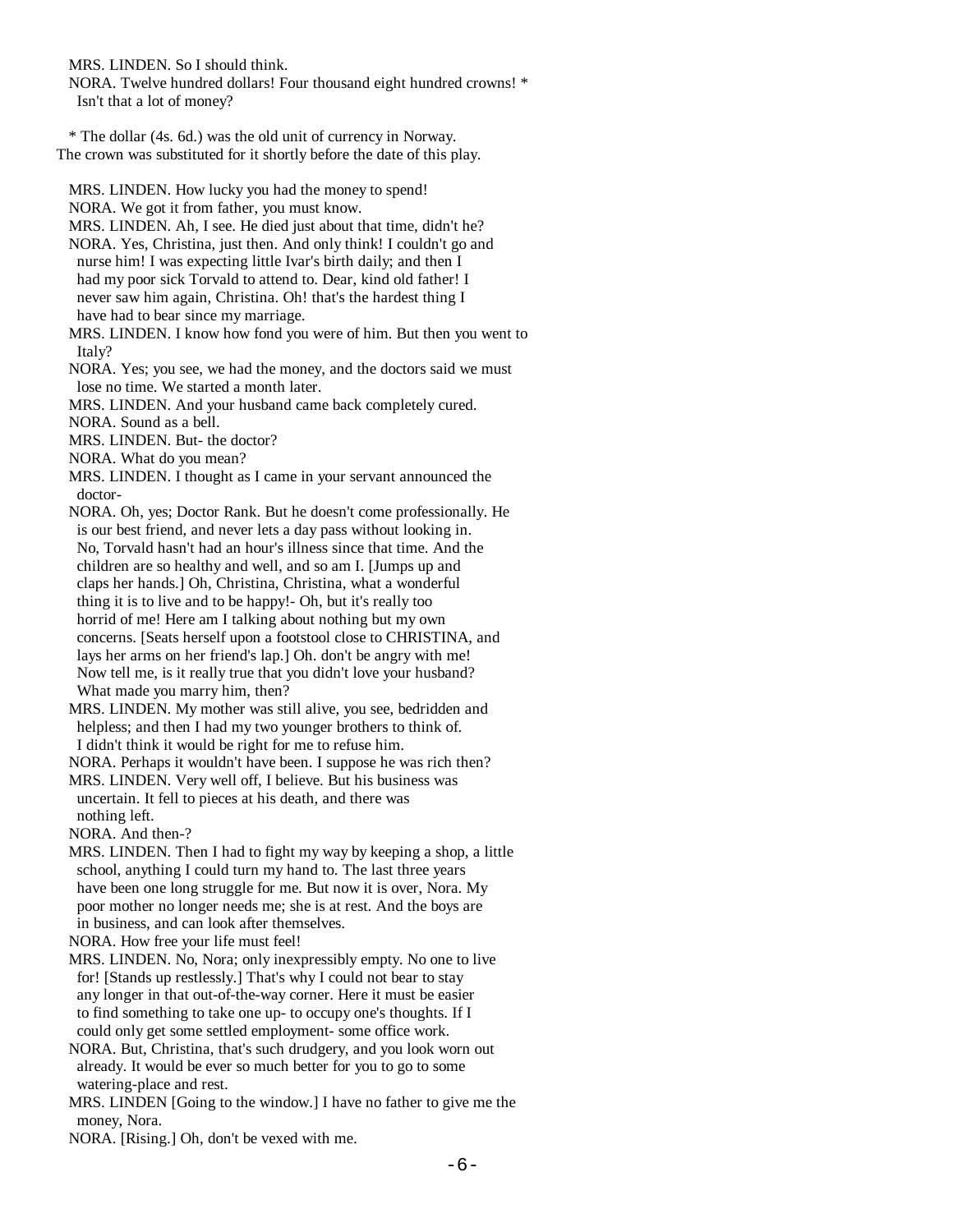MRS. LINDEN. So I should think.

NORA. Twelve hundred dollars! Four thousand eight hundred crowns! * Isn't that a lot of money?

* The dollar (4s. 6d.) was the old unit of currency in Norway. The crown was substituted for it shortly before the date of this play.

MRS. LINDEN. How lucky you had the money to spend!

NORA. We got it from father, you must know.

MRS. LINDEN. Ah, I see. He died just about that time, didn't he?

NORA. Yes, Christina, just then. And only think! I couldn't go and nurse him! I was expecting little Ivar's birth daily; and then I had my poor sick Torvald to attend to. Dear, kind old father! I never saw him again, Christina. Oh! that's the hardest thing I have had to bear since my marriage.

MRS. LINDEN. I know how fond you were of him. But then you went to Italy?

NORA. Yes; you see, we had the money, and the doctors said we must lose no time. We started a month later.

MRS. LINDEN. And your husband came back completely cured.

NORA. Sound as a bell.

MRS. LINDEN. But- the doctor?

NORA. What do you mean?

MRS. LINDEN. I thought as I came in your servant announced the doctor-

NORA. Oh, yes; Doctor Rank. But he doesn't come professionally. He is our best friend, and never lets a day pass without looking in. No, Torvald hasn't had an hour's illness since that time. And the children are so healthy and well, and so am I. [Jumps up and claps her hands.] Oh, Christina, Christina, what a wonderful thing it is to live and to be happy!- Oh, but it's really too horrid of me! Here am I talking about nothing but my own concerns. [Seats herself upon a footstool close to CHRISTINA, and lays her arms on her friend's lap.] Oh. don't be angry with me! Now tell me, is it really true that you didn't love your husband? What made you marry him, then?

MRS. LINDEN. My mother was still alive, you see, bedridden and helpless; and then I had my two younger brothers to think of. I didn't think it would be right for me to refuse him.

NORA. Perhaps it wouldn't have been. I suppose he was rich then?

MRS. LINDEN. Very well off, I believe. But his business was uncertain. It fell to pieces at his death, and there was nothing left.

NORA. And then-?

MRS. LINDEN. Then I had to fight my way by keeping a shop, a little school, anything I could turn my hand to. The last three years have been one long struggle for me. But now it is over, Nora. My poor mother no longer needs me; she is at rest. And the boys are in business, and can look after themselves.

NORA. How free your life must feel!

MRS. LINDEN. No, Nora; only inexpressibly empty. No one to live for! [Stands up restlessly.] That's why I could not bear to stay any longer in that out-of-the-way corner. Here it must be easier to find something to take one up- to occupy one's thoughts. If I could only get some settled employment- some office work.

NORA. But, Christina, that's such drudgery, and you look worn out already. It would be ever so much better for you to go to some watering-place and rest.

MRS. LINDEN [Going to the window.] I have no father to give me the money, Nora.

NORA. [Rising.] Oh, don't be vexed with me.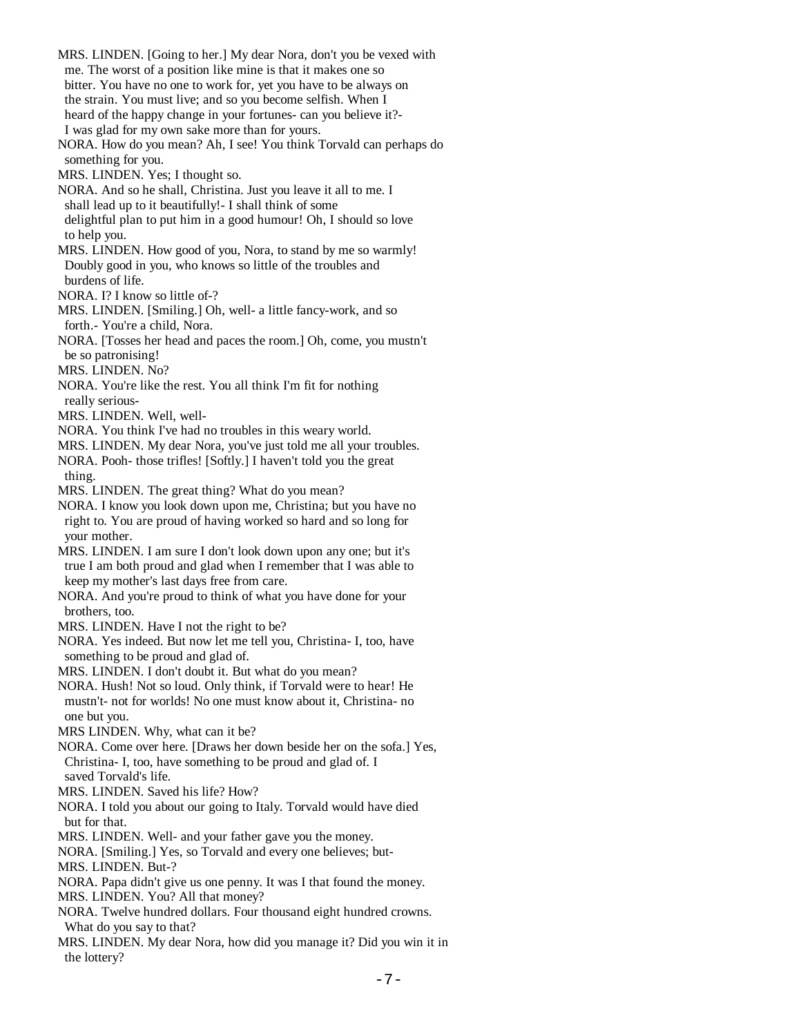MRS. LINDEN. [Going to her.] My dear Nora, don't you be vexed with me. The worst of a position like mine is that it makes one so bitter. You have no one to work for, yet you have to be always on the strain. You must live; and so you become selfish. When I heard of the happy change in your fortunes- can you believe it?- I was glad for my own sake more than for yours.

NORA. How do you mean? Ah, I see! You think Torvald can perhaps do something for you.

MRS. LINDEN. Yes; I thought so.

NORA. And so he shall, Christina. Just you leave it all to me. I shall lead up to it beautifully!- I shall think of some delightful plan to put him in a good humour! Oh, I should so love to help you.

MRS. LINDEN. How good of you, Nora, to stand by me so warmly! Doubly good in you, who knows so little of the troubles and burdens of life.

NORA. I? I know so little of-?

MRS. LINDEN. [Smiling.] Oh, well- a little fancy-work, and so forth.- You're a child, Nora.

NORA. [Tosses her head and paces the room.] Oh, come, you mustn't be so patronising!

MRS. LINDEN. No?

NORA. You're like the rest. You all think I'm fit for nothing really serious-

MRS. LINDEN. Well, well-

NORA. You think I've had no troubles in this weary world.

MRS. LINDEN. My dear Nora, you've just told me all your troubles.

NORA. Pooh- those trifles! [Softly.] I haven't told you the great thing.

MRS. LINDEN. The great thing? What do you mean?

NORA. I know you look down upon me, Christina; but you have no right to. You are proud of having worked so hard and so long for your mother.

MRS. LINDEN. I am sure I don't look down upon any one; but it's true I am both proud and glad when I remember that I was able to keep my mother's last days free from care.

NORA. And you're proud to think of what you have done for your brothers, too.

MRS. LINDEN. Have I not the right to be?

NORA. Yes indeed. But now let me tell you, Christina- I, too, have something to be proud and glad of.

MRS. LINDEN. I don't doubt it. But what do you mean?

NORA. Hush! Not so loud. Only think, if Torvald were to hear! He mustn't- not for worlds! No one must know about it, Christina- no one but you.

MRS LINDEN. Why, what can it be?

NORA. Come over here. [Draws her down beside her on the sofa.] Yes, Christina- I, too, have something to be proud and glad of. I saved Torvald's life.

MRS. LINDEN. Saved his life? How?

NORA. I told you about our going to Italy. Torvald would have died but for that.

MRS. LINDEN. Well- and your father gave you the money.

NORA. [Smiling.] Yes, so Torvald and every one believes; but-

MRS. LINDEN. But-?

NORA. Papa didn't give us one penny. It was I that found the money.

MRS. LINDEN. You? All that money?

NORA. Twelve hundred dollars. Four thousand eight hundred crowns. What do you say to that?

MRS. LINDEN. My dear Nora, how did you manage it? Did you win it in the lottery?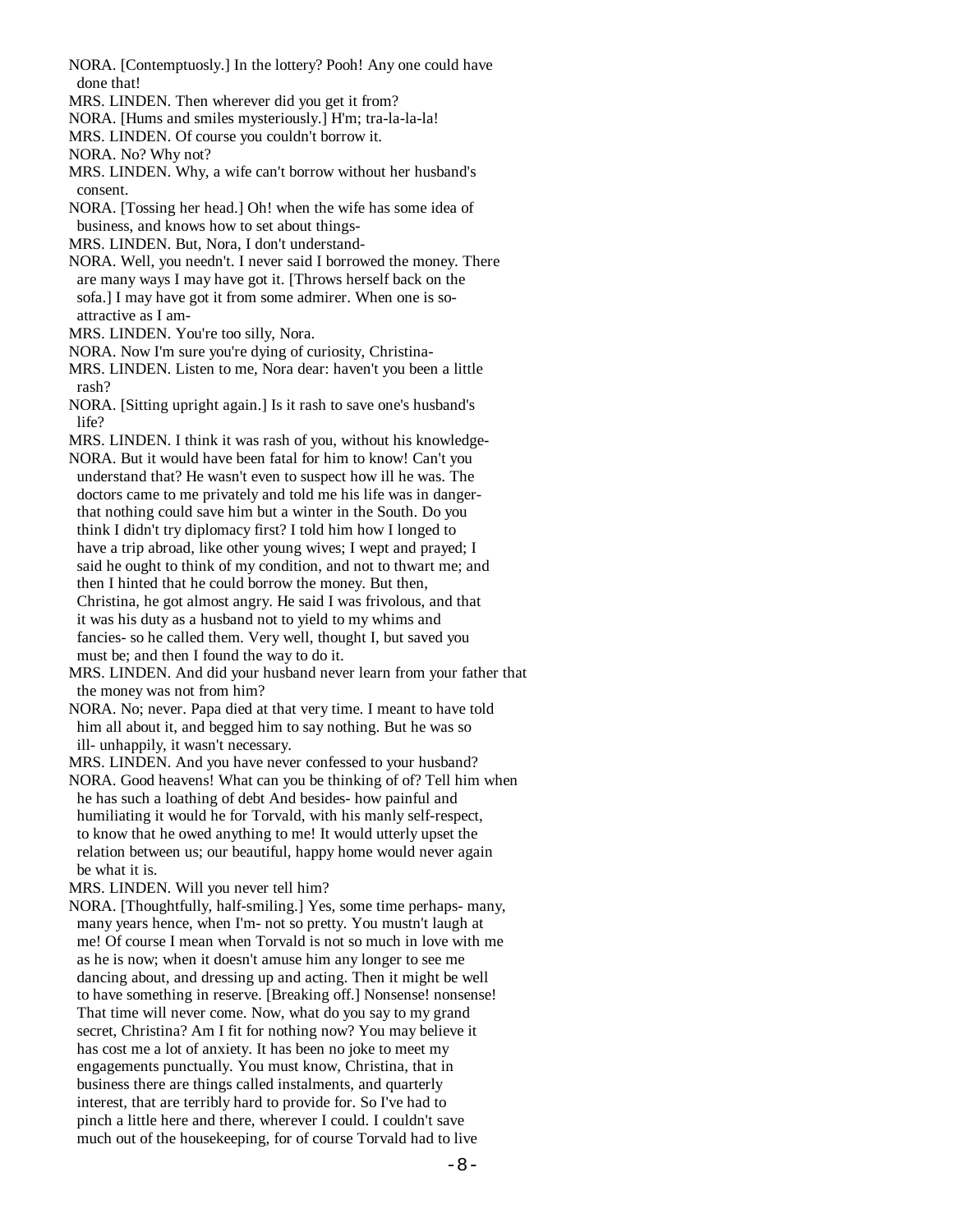NORA. [Contemptuosly.] In the lottery? Pooh! Any one could have done that!

MRS. LINDEN. Then wherever did you get it from?

NORA. [Hums and smiles mysteriously.] H'm; tra-la-la-la!

MRS. LINDEN. Of course you couldn't borrow it.

NORA. No? Why not?

MRS. LINDEN. Why, a wife can't borrow without her husband's consent.

NORA. [Tossing her head.] Oh! when the wife has some idea of business, and knows how to set about things-

MRS. LINDEN. But, Nora, I don't understand-

NORA. Well, you needn't. I never said I borrowed the money. There are many ways I may have got it. [Throws herself back on the sofa.] I may have got it from some admirer. When one is so-attractive as I am-

MRS. LINDEN. You're too silly, Nora.

NORA. Now I'm sure you're dying of curiosity, Christina-

MRS. LINDEN. Listen to me, Nora dear: haven't you been a little rash?

NORA. [Sitting upright again.] Is it rash to save one's husband's life?

MRS. LINDEN. I think it was rash of you, without his knowledge-

NORA. But it would have been fatal for him to know! Can't you understand that? He wasn't even to suspect how ill he was. The doctors came to me privately and told me his life was in danger- that nothing could save him but a winter in the South. Do you think I didn't try diplomacy first? I told him how I longed to have a trip abroad, like other young wives; I wept and prayed; I said he ought to think of my condition, and not to thwart me; and then I hinted that he could borrow the money. But then, Christina, he got almost angry. He said I was frivolous, and that it was his duty as a husband not to yield to my whims and fancies- so he called them. Very well, thought I, but saved you must be; and then I found the way to do it.

MRS. LINDEN. And did your husband never learn from your father that the money was not from him?

NORA. No; never. Papa died at that very time. I meant to have told him all about it, and begged him to say nothing. But he was so ill- unhappily, it wasn't necessary.

MRS. LINDEN. And you have never confessed to your husband?

NORA. Good heavens! What can you be thinking of of? Tell him when he has such a loathing of debt And besides- how painful and humiliating it would he for Torvald, with his manly self-respect, to know that he owed anything to me! It would utterly upset the relation between us; our beautiful, happy home would never again be what it is.

MRS. LINDEN. Will you never tell him?

NORA. [Thoughtfully, half-smiling.] Yes, some time perhaps- many, many years hence, when I'm- not so pretty. You mustn't laugh at me! Of course I mean when Torvald is not so much in love with me as he is now; when it doesn't amuse him any longer to see me dancing about, and dressing up and acting. Then it might be well to have something in reserve. [Breaking off.] Nonsense! nonsense! That time will never come. Now, what do you say to my grand secret, Christina? Am I fit for nothing now? You may believe it has cost me a lot of anxiety. It has been no joke to meet my engagements punctually. You must know, Christina, that in business there are things called instalments, and quarterly interest, that are terribly hard to provide for. So I've had to pinch a little here and there, wherever I could. I couldn't save much out of the housekeeping, for of course Torvald had to live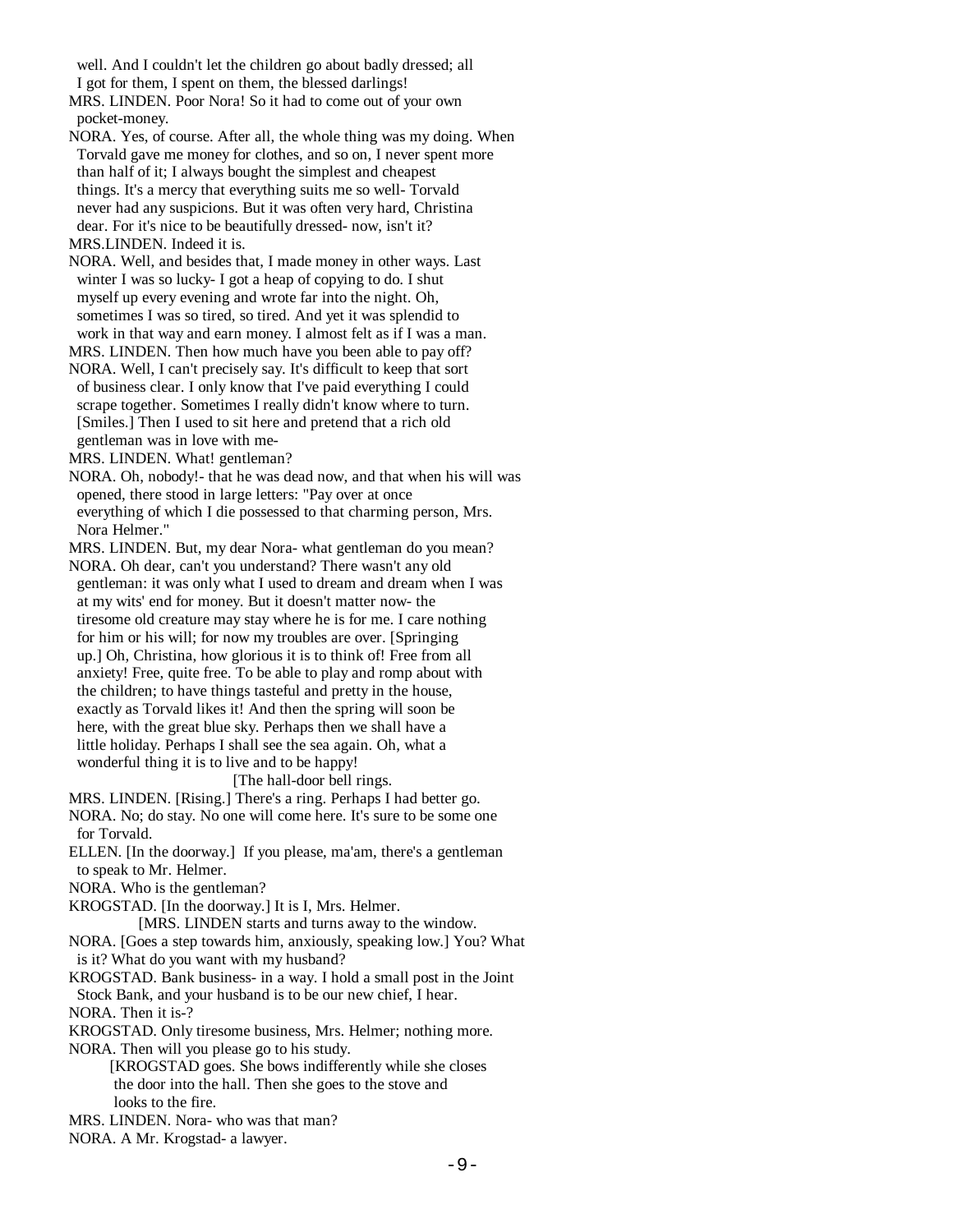well. And I couldn't let the children go about badly dressed; all I got for them, I spent on them, the blessed darlings!

MRS. LINDEN. Poor Nora! So it had to come out of your own pocket-money.

NORA. Yes, of course. After all, the whole thing was my doing. When Torvald gave me money for clothes, and so on, I never spent more than half of it; I always bought the simplest and cheapest things. It's a mercy that everything suits me so well- Torvald never had any suspicions. But it was often very hard, Christina dear. For it's nice to be beautifully dressed- now, isn't it?

MRS.LINDEN. Indeed it is.

NORA. Well, and besides that, I made money in other ways. Last winter I was so lucky- I got a heap of copying to do. I shut myself up every evening and wrote far into the night. Oh, sometimes I was so tired, so tired. And yet it was splendid to work in that way and earn money. I almost felt as if I was a man.

MRS. LINDEN. Then how much have you been able to pay off?

NORA. Well, I can't precisely say. It's difficult to keep that sort of business clear. I only know that I've paid everything I could scrape together. Sometimes I really didn't know where to turn. [Smiles.] Then I used to sit here and pretend that a rich old gentleman was in love with me-

MRS. LINDEN. What! gentleman?

NORA. Oh, nobody!- that he was dead now, and that when his will was opened, there stood in large letters: "Pay over at once everything of which I die possessed to that charming person, Mrs. Nora Helmer."

MRS. LINDEN. But, my dear Nora- what gentleman do you mean?

NORA. Oh dear, can't you understand? There wasn't any old gentleman: it was only what I used to dream and dream when I was at my wits' end for money. But it doesn't matter now- the tiresome old creature may stay where he is for me. I care nothing for him or his will; for now my troubles are over. [Springing up.] Oh, Christina, how glorious it is to think of! Free from all anxiety! Free, quite free. To be able to play and romp about with the children; to have things tasteful and pretty in the house, exactly as Torvald likes it! And then the spring will soon be here, with the great blue sky. Perhaps then we shall have a little holiday. Perhaps I shall see the sea again. Oh, what a wonderful thing it is to live and to be happy!

[The hall-door bell rings.

MRS. LINDEN. [Rising.] There's a ring. Perhaps I had better go.

NORA. No; do stay. No one will come here. It's sure to be some one for Torvald.

ELLEN. [In the doorway.] If you please, ma'am, there's a gentleman to speak to Mr. Helmer.

NORA. Who is the gentleman?

KROGSTAD. [In the doorway.] It is I, Mrs. Helmer.

[MRS. LINDEN starts and turns away to the window.

NORA. [Goes a step towards him, anxiously, speaking low.] You? What is it? What do you want with my husband?

KROGSTAD. Bank business- in a way. I hold a small post in the Joint Stock Bank, and your husband is to be our new chief, I hear.

NORA. Then it is-?

KROGSTAD. Only tiresome business, Mrs. Helmer; nothing more.

NORA. Then will you please go to his study.

[KROGSTAD goes. She bows indifferently while she closes the door into the hall. Then she goes to the stove and looks to the fire.

MRS. LINDEN. Nora- who was that man?

NORA. A Mr. Krogstad- a lawyer.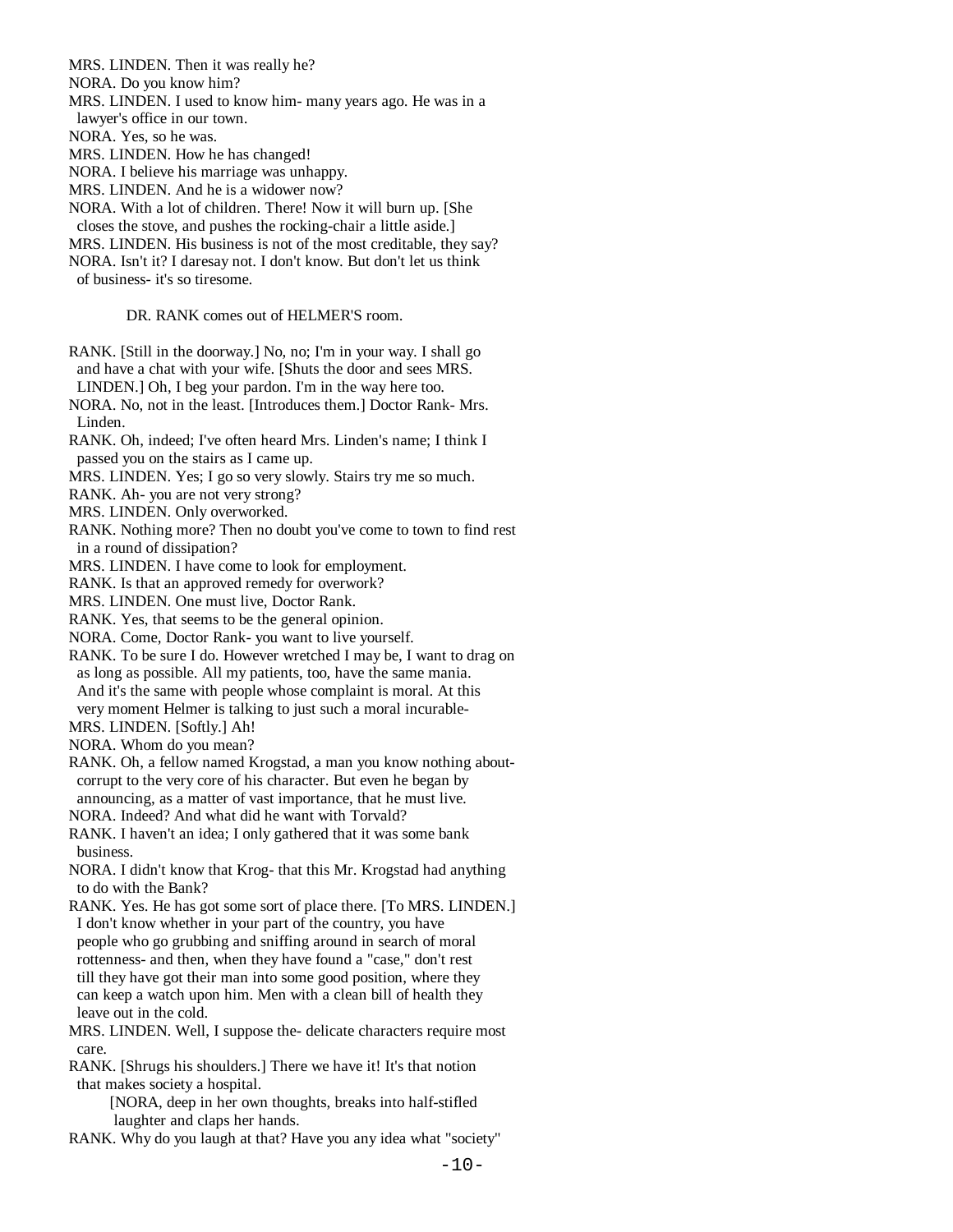MRS. LINDEN. Then it was really he?

NORA. Do you know him?

MRS. LINDEN. I used to know him- many years ago. He was in a lawyer's office in our town.

NORA. Yes, so he was.

MRS. LINDEN. How he has changed!

NORA. I believe his marriage was unhappy.

MRS. LINDEN. And he is a widower now?

NORA. With a lot of children. There! Now it will burn up. [She closes the stove, and pushes the rocking-chair a little aside.]

MRS. LINDEN. His business is not of the most creditable, they say?

NORA. Isn't it? I daresay not. I don't know. But don't let us think of business- it's so tiresome.

DR. RANK comes out of HELMER'S room.

RANK. [Still in the doorway.] No, no; I'm in your way. I shall go and have a chat with your wife. [Shuts the door and sees MRS. LINDEN.] Oh, I beg your pardon. I'm in the way here too.

NORA. No, not in the least. [Introduces them.] Doctor Rank- Mrs. Linden.

RANK. Oh, indeed; I've often heard Mrs. Linden's name; I think I passed you on the stairs as I came up.

MRS. LINDEN. Yes; I go so very slowly. Stairs try me so much.

RANK. Ah- you are not very strong?

MRS. LINDEN. Only overworked.

RANK. Nothing more? Then no doubt you've come to town to find rest in a round of dissipation?

MRS. LINDEN. I have come to look for employment.

RANK. Is that an approved remedy for overwork?

MRS. LINDEN. One must live, Doctor Rank.

RANK. Yes, that seems to be the general opinion.

NORA. Come, Doctor Rank- you want to live yourself.

RANK. To be sure I do. However wretched I may be, I want to drag on as long as possible. All my patients, too, have the same mania. And it's the same with people whose complaint is moral. At this very moment Helmer is talking to just such a moral incurable-

MRS. LINDEN. [Softly.] Ah!

NORA. Whom do you mean?

RANK. Oh, a fellow named Krogstad, a man you know nothing about- corrupt to the very core of his character. But even he began by announcing, as a matter of vast importance, that he must live.

NORA. Indeed? And what did he want with Torvald?

RANK. I haven't an idea; I only gathered that it was some bank business.

NORA. I didn't know that Krog- that this Mr. Krogstad had anything to do with the Bank?

RANK. Yes. He has got some sort of place there. [To MRS. LINDEN.] I don't know whether in your part of the country, you have people who go grubbing and sniffing around in search of moral rottenness- and then, when they have found a "case," don't rest till they have got their man into some good position, where they can keep a watch upon him. Men with a clean bill of health they leave out in the cold.

MRS. LINDEN. Well, I suppose the- delicate characters require most care.

RANK. [Shrugs his shoulders.] There we have it! It's that notion that makes society a hospital.

[NORA, deep in her own thoughts, breaks into half-stifled laughter and claps her hands.

RANK. Why do you laugh at that? Have you any idea what "society"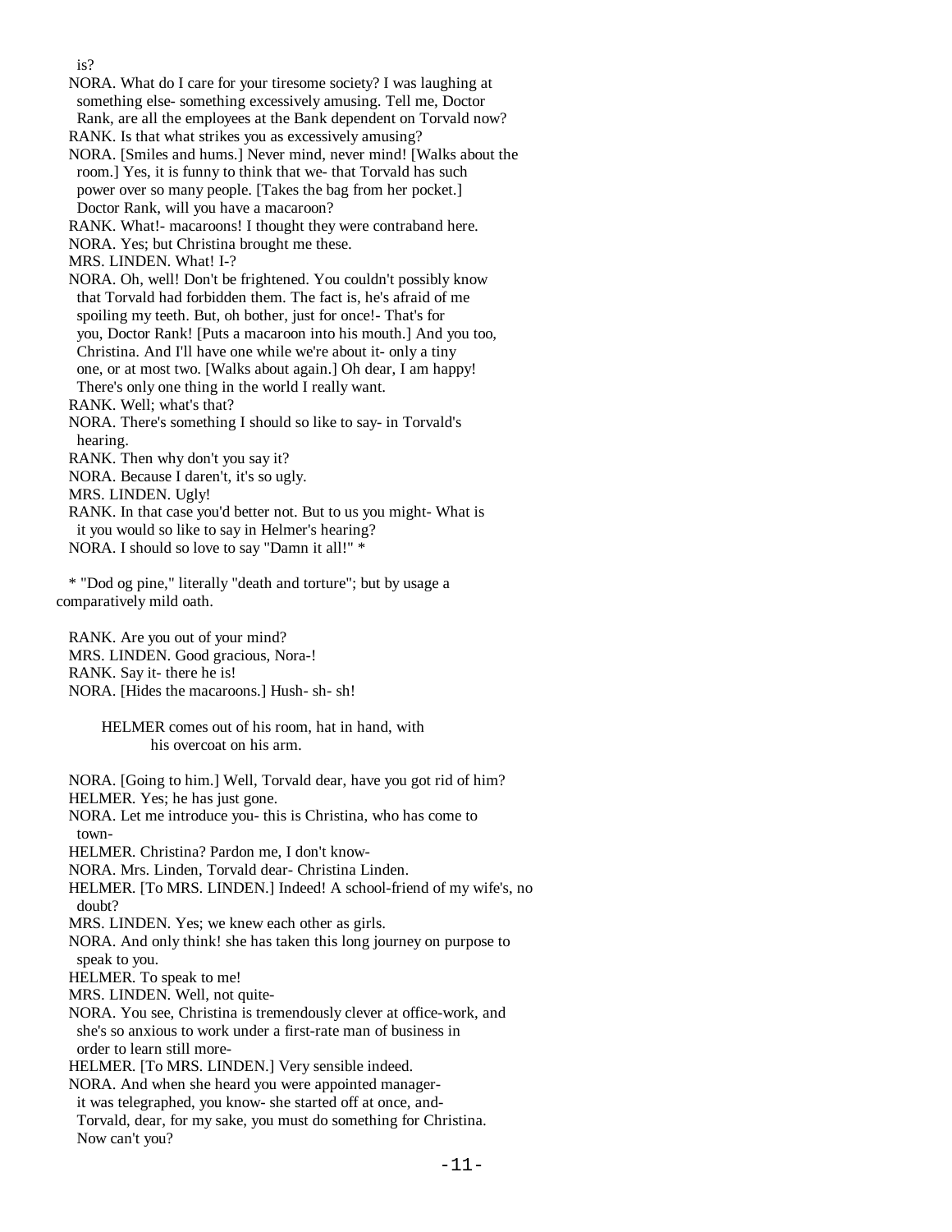is?

NORA. What do I care for your tiresome society? I was laughing at something else- something excessively amusing. Tell me, Doctor Rank, are all the employees at the Bank dependent on Torvald now?

RANK. Is that what strikes you as excessively amusing?

NORA. [Smiles and hums.] Never mind, never mind! [Walks about the room.] Yes, it is funny to think that we- that Torvald has such power over so many people. [Takes the bag from her pocket.] Doctor Rank, will you have a macaroon?

RANK. What!- macaroons! I thought they were contraband here.

NORA. Yes; but Christina brought me these.

MRS. LINDEN. What! I-?

NORA. Oh, well! Don't be frightened. You couldn't possibly know that Torvald had forbidden them. The fact is, he's afraid of me spoiling my teeth. But, oh bother, just for once!- That's for you, Doctor Rank! [Puts a macaroon into his mouth.] And you too, Christina. And I'll have one while we're about it- only a tiny one, or at most two. [Walks about again.] Oh dear, I am happy! There's only one thing in the world I really want.

RANK. Well; what's that?

NORA. There's something I should so like to say- in Torvald's hearing.

RANK. Then why don't you say it?

NORA. Because I daren't, it's so ugly.

MRS. LINDEN. Ugly!

RANK. In that case you'd better not. But to us you might- What is it you would so like to say in Helmer's hearing?

NORA. I should so love to say "Damn it all!" *

* "Dod og pine," literally "death and torture"; but by usage a comparatively mild oath.

RANK. Are you out of your mind?

MRS. LINDEN. Good gracious, Nora-!

RANK. Say it- there he is!

NORA. [Hides the macaroons.] Hush- sh- sh!

HELMER comes out of his room, hat in hand, with his overcoat on his arm.

NORA. [Going to him.] Well, Torvald dear, have you got rid of him?

HELMER. Yes; he has just gone.

NORA. Let me introduce you- this is Christina, who has come to town-

HELMER. Christina? Pardon me, I don't know-

NORA. Mrs. Linden, Torvald dear- Christina Linden.

HELMER. [To MRS. LINDEN.] Indeed! A school-friend of my wife's, no doubt?

MRS. LINDEN. Yes; we knew each other as girls.

NORA. And only think! she has taken this long journey on purpose to speak to you.

HELMER. To speak to me!

MRS. LINDEN. Well, not quite-

NORA. You see, Christina is tremendously clever at office-work, and she's so anxious to work under a first-rate man of business in order to learn still more-

HELMER. [To MRS. LINDEN.] Very sensible indeed.

NORA. And when she heard you were appointed manager- it was telegraphed, you know- she started off at once, and- Torvald, dear, for my sake, you must do something for Christina. Now can't you?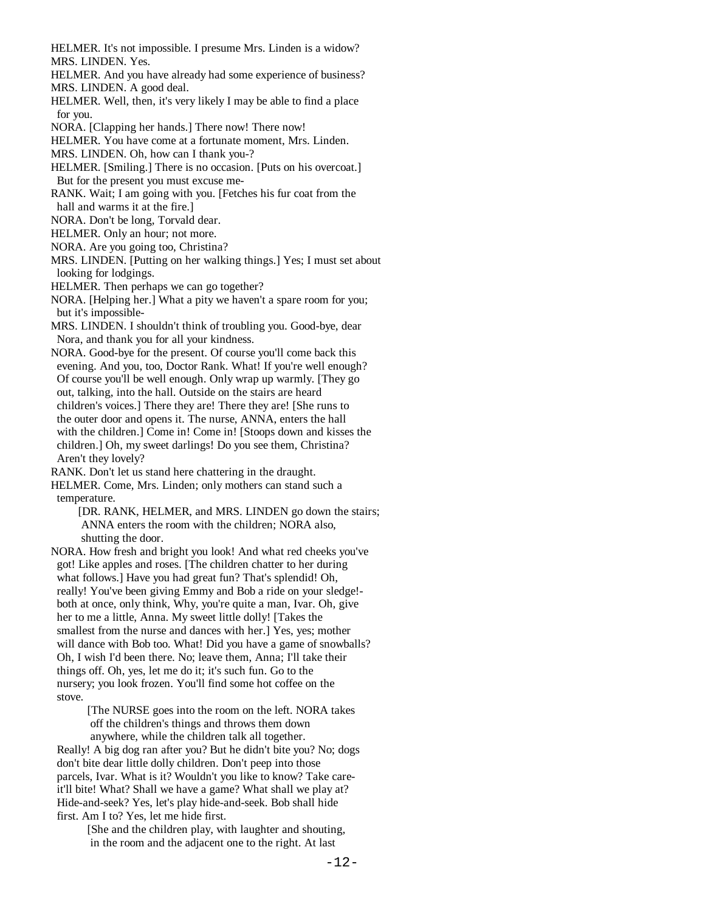HELMER. It's not impossible. I presume Mrs. Linden is a widow?
MRS. LINDEN. Yes.
HELMER. And you have already had some experience of business?
MRS. LINDEN. A good deal.
HELMER. Well, then, it's very likely I may be able to find a place for you.
NORA. [Clapping her hands.] There now! There now!
HELMER. You have come at a fortunate moment, Mrs. Linden.
MRS. LINDEN. Oh, how can I thank you-?
HELMER. [Smiling.] There is no occasion. [Puts on his overcoat.] But for the present you must excuse me-
RANK. Wait; I am going with you. [Fetches his fur coat from the hall and warms it at the fire.]
NORA. Don't be long, Torvald dear.
HELMER. Only an hour; not more.
NORA. Are you going too, Christina?
MRS. LINDEN. [Putting on her walking things.] Yes; I must set about looking for lodgings.
HELMER. Then perhaps we can go together?
NORA. [Helping her.] What a pity we haven't a spare room for you; but it's impossible-
MRS. LINDEN. I shouldn't think of troubling you. Good-bye, dear Nora, and thank you for all your kindness.
NORA. Good-bye for the present. Of course you'll come back this evening. And you, too, Doctor Rank. What! If you're well enough? Of course you'll be well enough. Only wrap up warmly. [They go out, talking, into the hall. Outside on the stairs are heard children's voices.] There they are! There they are! [She runs to the outer door and opens it. The nurse, ANNA, enters the hall with the children.] Come in! Come in! [Stoops down and kisses the children.] Oh, my sweet darlings! Do you see them, Christina? Aren't they lovely?
RANK. Don't let us stand here chattering in the draught.
HELMER. Come, Mrs. Linden; only mothers can stand such a temperature.

[DR. RANK, HELMER, and MRS. LINDEN go down the stairs; ANNA enters the room with the children; NORA also, shutting the door.

NORA. How fresh and bright you look! And what red cheeks you've got! Like apples and roses. [The children chatter to her during what follows.] Have you had great fun? That's splendid! Oh, really! You've been giving Emmy and Bob a ride on your sledge!- both at once, only think, Why, you're quite a man, Ivar. Oh, give her to me a little, Anna. My sweet little dolly! [Takes the smallest from the nurse and dances with her.] Yes, yes; mother will dance with Bob too. What! Did you have a game of snowballs? Oh, I wish I'd been there. No; leave them, Anna; I'll take their things off. Oh, yes, let me do it; it's such fun. Go to the nursery; you look frozen. You'll find some hot coffee on the stove.

[The NURSE goes into the room on the left. NORA takes off the children's things and throws them down anywhere, while the children talk all together.

Really! A big dog ran after you? But he didn't bite you? No; dogs don't bite dear little dolly children. Don't peep into those parcels, Ivar. What is it? Wouldn't you like to know? Take care- it'll bite! What? Shall we have a game? What shall we play at? Hide-and-seek? Yes, let's play hide-and-seek. Bob shall hide first. Am I to? Yes, let me hide first.

[She and the children play, with laughter and shouting, in the room and the adjacent one to the right. At last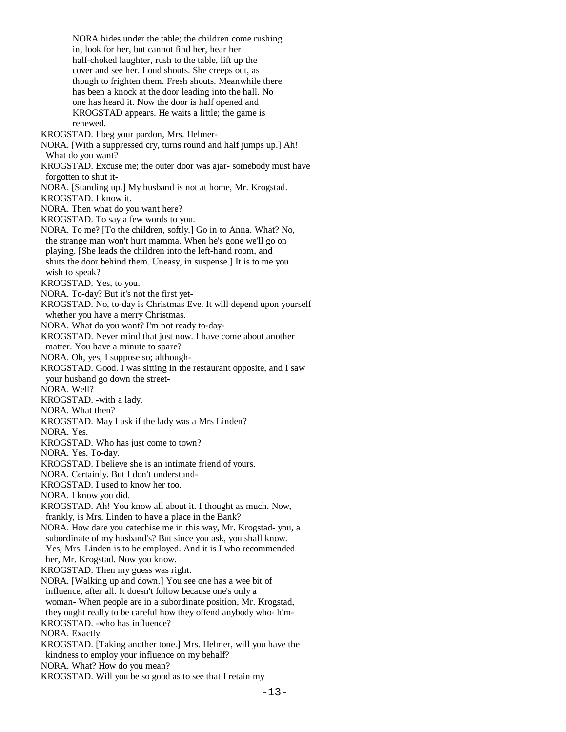NORA hides under the table; the children come rushing in, look for her, but cannot find her, hear her half-choked laughter, rush to the table, lift up the cover and see her. Loud shouts. She creeps out, as though to frighten them. Fresh shouts. Meanwhile there has been a knock at the door leading into the hall. No one has heard it. Now the door is half opened and KROGSTAD appears. He waits a little; the game is renewed.

KROGSTAD. I beg your pardon, Mrs. Helmer-

NORA. [With a suppressed cry, turns round and half jumps up.] Ah! What do you want?

KROGSTAD. Excuse me; the outer door was ajar- somebody must have forgotten to shut it-

NORA. [Standing up.] My husband is not at home, Mr. Krogstad.

KROGSTAD. I know it.

NORA. Then what do you want here?

KROGSTAD. To say a few words to you.

NORA. To me? [To the children, softly.] Go in to Anna. What? No, the strange man won't hurt mamma. When he's gone we'll go on playing. [She leads the children into the left-hand room, and shuts the door behind them. Uneasy, in suspense.] It is to me you wish to speak?

KROGSTAD. Yes, to you.

NORA. To-day? But it's not the first yet-

KROGSTAD. No, to-day is Christmas Eve. It will depend upon yourself whether you have a merry Christmas.

NORA. What do you want? I'm not ready to-day-

KROGSTAD. Never mind that just now. I have come about another matter. You have a minute to spare?

NORA. Oh, yes, I suppose so; although-

KROGSTAD. Good. I was sitting in the restaurant opposite, and I saw your husband go down the street-

NORA. Well?

KROGSTAD. -with a lady.

NORA. What then?

KROGSTAD. May I ask if the lady was a Mrs Linden?

NORA. Yes.

KROGSTAD. Who has just come to town?

NORA. Yes. To-day.

KROGSTAD. I believe she is an intimate friend of yours.

NORA. Certainly. But I don't understand-

KROGSTAD. I used to know her too.

NORA. I know you did.

KROGSTAD. Ah! You know all about it. I thought as much. Now, frankly, is Mrs. Linden to have a place in the Bank?

NORA. How dare you catechise me in this way, Mr. Krogstad- you, a subordinate of my husband's? But since you ask, you shall know. Yes, Mrs. Linden is to be employed. And it is I who recommended her, Mr. Krogstad. Now you know.

KROGSTAD. Then my guess was right.

NORA. [Walking up and down.] You see one has a wee bit of influence, after all. It doesn't follow because one's only a woman- When people are in a subordinate position, Mr. Krogstad, they ought really to be careful how they offend anybody who- h'm-

KROGSTAD. -who has influence?

NORA. Exactly.

KROGSTAD. [Taking another tone.] Mrs. Helmer, will you have the kindness to employ your influence on my behalf?

NORA. What? How do you mean?

KROGSTAD. Will you be so good as to see that I retain my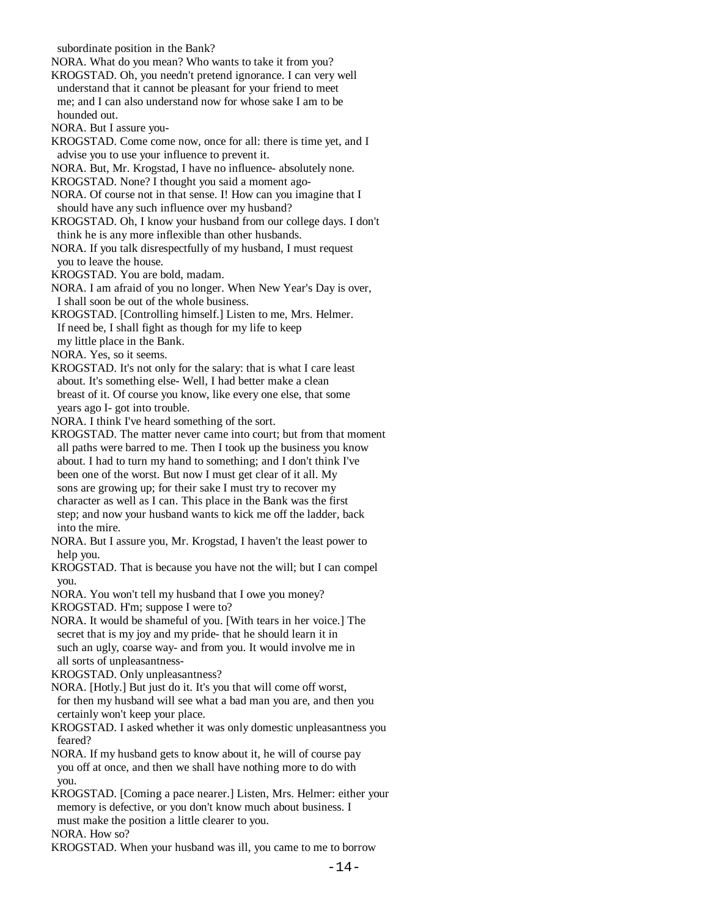subordinate position in the Bank?

NORA. What do you mean? Who wants to take it from you?

KROGSTAD. Oh, you needn't pretend ignorance. I can very well understand that it cannot be pleasant for your friend to meet me; and I can also understand now for whose sake I am to be hounded out.

NORA. But I assure you-

KROGSTAD. Come come now, once for all: there is time yet, and I advise you to use your influence to prevent it.

NORA. But, Mr. Krogstad, I have no influence- absolutely none.

KROGSTAD. None? I thought you said a moment ago-

NORA. Of course not in that sense. I! How can you imagine that I should have any such influence over my husband?

KROGSTAD. Oh, I know your husband from our college days. I don't think he is any more inflexible than other husbands.

NORA. If you talk disrespectfully of my husband, I must request you to leave the house.

KROGSTAD. You are bold, madam.

NORA. I am afraid of you no longer. When New Year's Day is over, I shall soon be out of the whole business.

KROGSTAD. [Controlling himself.] Listen to me, Mrs. Helmer. If need be, I shall fight as though for my life to keep my little place in the Bank.

NORA. Yes, so it seems.

KROGSTAD. It's not only for the salary: that is what I care least about. It's something else- Well, I had better make a clean breast of it. Of course you know, like every one else, that some years ago I- got into trouble.

NORA. I think I've heard something of the sort.

KROGSTAD. The matter never came into court; but from that moment all paths were barred to me. Then I took up the business you know about. I had to turn my hand to something; and I don't think I've been one of the worst. But now I must get clear of it all. My sons are growing up; for their sake I must try to recover my character as well as I can. This place in the Bank was the first step; and now your husband wants to kick me off the ladder, back into the mire.

NORA. But I assure you, Mr. Krogstad, I haven't the least power to help you.

KROGSTAD. That is because you have not the will; but I can compel you.

NORA. You won't tell my husband that I owe you money?

KROGSTAD. H'm; suppose I were to?

NORA. It would be shameful of you. [With tears in her voice.] The secret that is my joy and my pride- that he should learn it in such an ugly, coarse way- and from you. It would involve me in all sorts of unpleasantness-

KROGSTAD. Only unpleasantness?

NORA. [Hotly.] But just do it. It's you that will come off worst, for then my husband will see what a bad man you are, and then you certainly won't keep your place.

KROGSTAD. I asked whether it was only domestic unpleasantness you feared?

NORA. If my husband gets to know about it, he will of course pay you off at once, and then we shall have nothing more to do with you.

KROGSTAD. [Coming a pace nearer.] Listen, Mrs. Helmer: either your memory is defective, or you don't know much about business. I must make the position a little clearer to you.

NORA. How so?

KROGSTAD. When your husband was ill, you came to me to borrow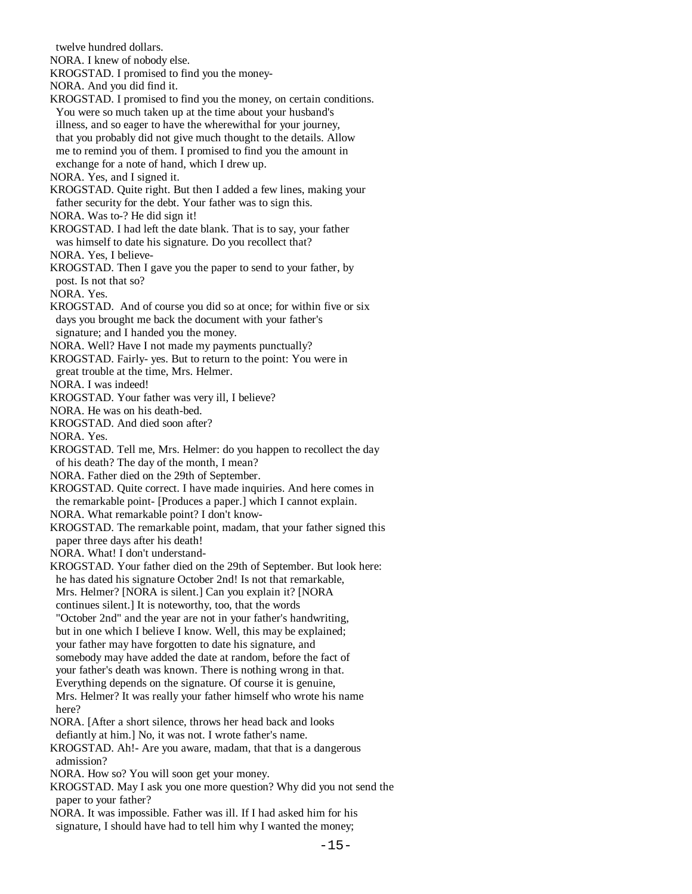twelve hundred dollars.

NORA. I knew of nobody else.

KROGSTAD. I promised to find you the money-

NORA. And you did find it.

KROGSTAD. I promised to find you the money, on certain conditions. You were so much taken up at the time about your husband's illness, and so eager to have the wherewithal for your journey, that you probably did not give much thought to the details. Allow me to remind you of them. I promised to find you the amount in exchange for a note of hand, which I drew up.

NORA. Yes, and I signed it.

KROGSTAD. Quite right. But then I added a few lines, making your father security for the debt. Your father was to sign this.

NORA. Was to-? He did sign it!

KROGSTAD. I had left the date blank. That is to say, your father was himself to date his signature. Do you recollect that?

NORA. Yes, I believe-

KROGSTAD. Then I gave you the paper to send to your father, by post. Is not that so?

NORA. Yes.

KROGSTAD. And of course you did so at once; for within five or six days you brought me back the document with your father's signature; and I handed you the money.

NORA. Well? Have I not made my payments punctually?

KROGSTAD. Fairly- yes. But to return to the point: You were in great trouble at the time, Mrs. Helmer.

NORA. I was indeed!

KROGSTAD. Your father was very ill, I believe?

NORA. He was on his death-bed.

KROGSTAD. And died soon after?

NORA. Yes.

KROGSTAD. Tell me, Mrs. Helmer: do you happen to recollect the day of his death? The day of the month, I mean?

NORA. Father died on the 29th of September.

KROGSTAD. Quite correct. I have made inquiries. And here comes in the remarkable point- [Produces a paper.] which I cannot explain.

NORA. What remarkable point? I don't know-

KROGSTAD. The remarkable point, madam, that your father signed this paper three days after his death!

NORA. What! I don't understand-

KROGSTAD. Your father died on the 29th of September. But look here: he has dated his signature October 2nd! Is not that remarkable, Mrs. Helmer? [NORA is silent.] Can you explain it? [NORA continues silent.] It is noteworthy, too, that the words "October 2nd" and the year are not in your father's handwriting, but in one which I believe I know. Well, this may be explained; your father may have forgotten to date his signature, and somebody may have added the date at random, before the fact of your father's death was known. There is nothing wrong in that. Everything depends on the signature. Of course it is genuine, Mrs. Helmer? It was really your father himself who wrote his name here?

NORA. [After a short silence, throws her head back and looks defiantly at him.] No, it was not. I wrote father's name.

KROGSTAD. Ah!- Are you aware, madam, that that is a dangerous admission?

NORA. How so? You will soon get your money.

KROGSTAD. May I ask you one more question? Why did you not send the paper to your father?

NORA. It was impossible. Father was ill. If I had asked him for his signature, I should have had to tell him why I wanted the money;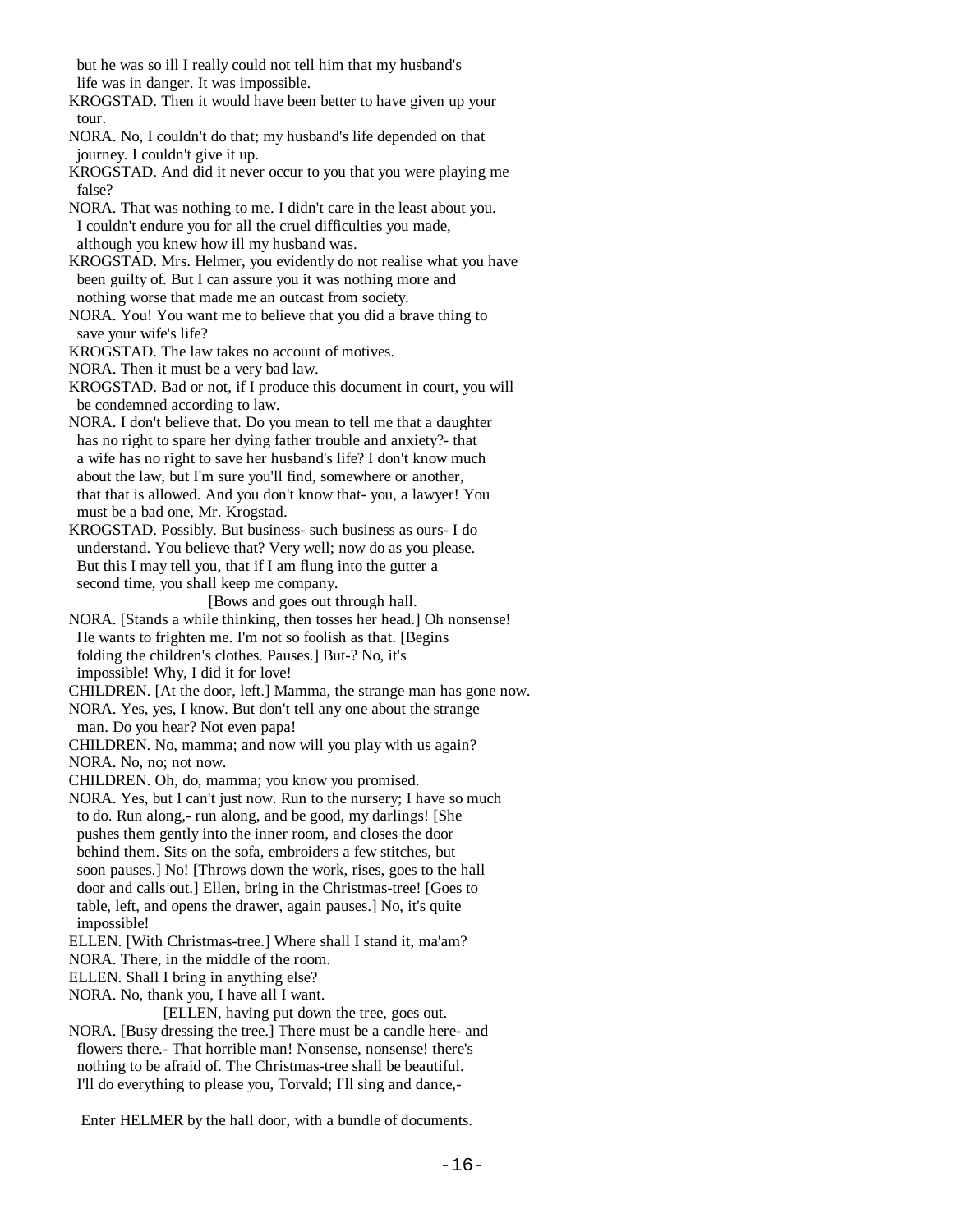but he was so ill I really could not tell him that my husband's life was in danger. It was impossible.

KROGSTAD. Then it would have been better to have given up your tour.

NORA. No, I couldn't do that; my husband's life depended on that journey. I couldn't give it up.

KROGSTAD. And did it never occur to you that you were playing me false?

NORA. That was nothing to me. I didn't care in the least about you. I couldn't endure you for all the cruel difficulties you made, although you knew how ill my husband was.

KROGSTAD. Mrs. Helmer, you evidently do not realise what you have been guilty of. But I can assure you it was nothing more and nothing worse that made me an outcast from society.

NORA. You! You want me to believe that you did a brave thing to save your wife's life?

KROGSTAD. The law takes no account of motives.

NORA. Then it must be a very bad law.

KROGSTAD. Bad or not, if I produce this document in court, you will be condemned according to law.

NORA. I don't believe that. Do you mean to tell me that a daughter has no right to spare her dying father trouble and anxiety?- that a wife has no right to save her husband's life? I don't know much about the law, but I'm sure you'll find, somewhere or another, that that is allowed. And you don't know that- you, a lawyer! You must be a bad one, Mr. Krogstad.

KROGSTAD. Possibly. But business- such business as ours- I do understand. You believe that? Very well; now do as you please. But this I may tell you, that if I am flung into the gutter a second time, you shall keep me company.

[Bows and goes out through hall.

NORA. [Stands a while thinking, then tosses her head.] Oh nonsense! He wants to frighten me. I'm not so foolish as that. [Begins folding the children's clothes. Pauses.] But-? No, it's impossible! Why, I did it for love!

CHILDREN. [At the door, left.] Mamma, the strange man has gone now.

NORA. Yes, yes, I know. But don't tell any one about the strange man. Do you hear? Not even papa!

CHILDREN. No, mamma; and now will you play with us again?

NORA. No, no; not now.

CHILDREN. Oh, do, mamma; you know you promised.

NORA. Yes, but I can't just now. Run to the nursery; I have so much to do. Run along,- run along, and be good, my darlings! [She pushes them gently into the inner room, and closes the door behind them. Sits on the sofa, embroiders a few stitches, but soon pauses.] No! [Throws down the work, rises, goes to the hall door and calls out.] Ellen, bring in the Christmas-tree! [Goes to table, left, and opens the drawer, again pauses.] No, it's quite impossible!

ELLEN. [With Christmas-tree.] Where shall I stand it, ma'am?

NORA. There, in the middle of the room.

ELLEN. Shall I bring in anything else?

NORA. No, thank you, I have all I want.

[ELLEN, having put down the tree, goes out.

NORA. [Busy dressing the tree.] There must be a candle here- and flowers there.- That horrible man! Nonsense, nonsense! there's nothing to be afraid of. The Christmas-tree shall be beautiful. I'll do everything to please you, Torvald; I'll sing and dance,-

Enter HELMER by the hall door, with a bundle of documents.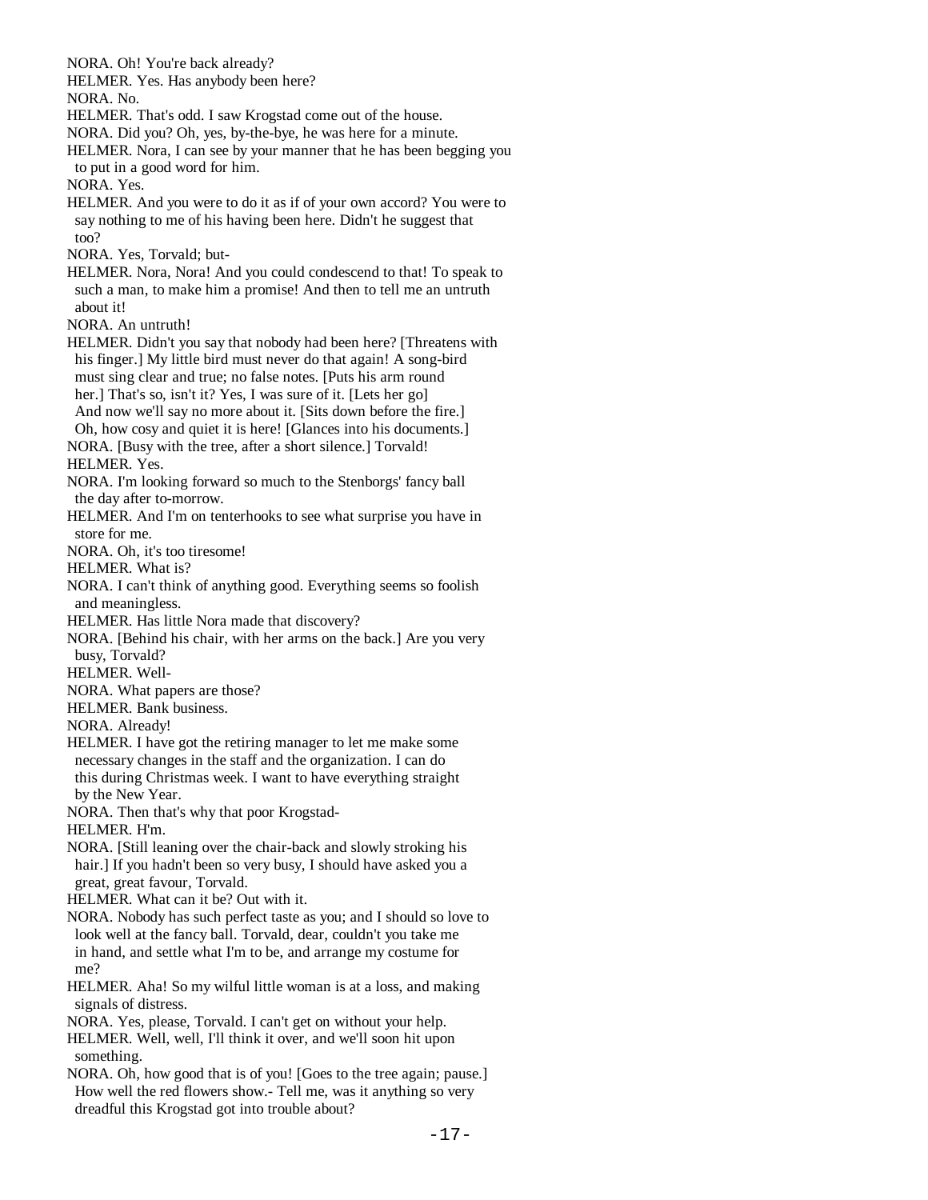NORA. Oh! You're back already?
HELMER. Yes. Has anybody been here?
NORA. No.
HELMER. That's odd. I saw Krogstad come out of the house.
NORA. Did you? Oh, yes, by-the-bye, he was here for a minute.
HELMER. Nora, I can see by your manner that he has been begging you to put in a good word for him.
NORA. Yes.
HELMER. And you were to do it as if of your own accord? You were to say nothing to me of his having been here. Didn't he suggest that too?
NORA. Yes, Torvald; but-
HELMER. Nora, Nora! And you could condescend to that! To speak to such a man, to make him a promise! And then to tell me an untruth about it!
NORA. An untruth!
HELMER. Didn't you say that nobody had been here? [Threatens with his finger.] My little bird must never do that again! A song-bird must sing clear and true; no false notes. [Puts his arm round her.] That's so, isn't it? Yes, I was sure of it. [Lets her go] And now we'll say no more about it. [Sits down before the fire.] Oh, how cosy and quiet it is here! [Glances into his documents.]
NORA. [Busy with the tree, after a short silence.] Torvald!
HELMER. Yes.
NORA. I'm looking forward so much to the Stenborgs' fancy ball the day after to-morrow.
HELMER. And I'm on tenterhooks to see what surprise you have in store for me.
NORA. Oh, it's too tiresome!
HELMER. What is?
NORA. I can't think of anything good. Everything seems so foolish and meaningless.
HELMER. Has little Nora made that discovery?
NORA. [Behind his chair, with her arms on the back.] Are you very busy, Torvald?
HELMER. Well-
NORA. What papers are those?
HELMER. Bank business.
NORA. Already!
HELMER. I have got the retiring manager to let me make some necessary changes in the staff and the organization. I can do this during Christmas week. I want to have everything straight by the New Year.
NORA. Then that's why that poor Krogstad-
HELMER. H'm.
NORA. [Still leaning over the chair-back and slowly stroking his hair.] If you hadn't been so very busy, I should have asked you a great, great favour, Torvald.
HELMER. What can it be? Out with it.
NORA. Nobody has such perfect taste as you; and I should so love to look well at the fancy ball. Torvald, dear, couldn't you take me in hand, and settle what I'm to be, and arrange my costume for me?
HELMER. Aha! So my wilful little woman is at a loss, and making signals of distress.
NORA. Yes, please, Torvald. I can't get on without your help.
HELMER. Well, well, I'll think it over, and we'll soon hit upon something.
NORA. Oh, how good that is of you! [Goes to the tree again; pause.] How well the red flowers show.- Tell me, was it anything so very dreadful this Krogstad got into trouble about?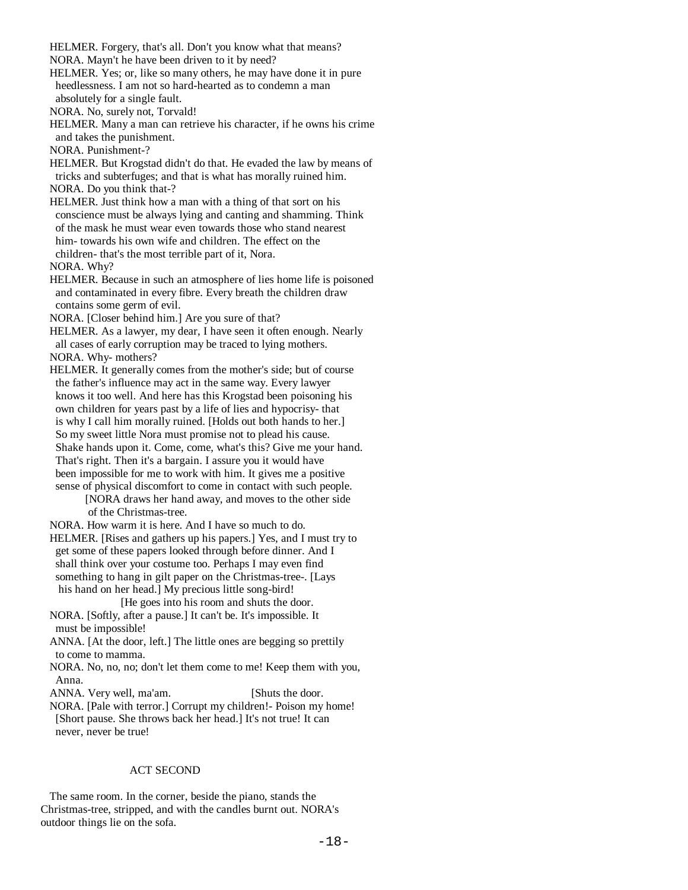HELMER. Forgery, that's all. Don't you know what that means?
NORA. Mayn't he have been driven to it by need?
HELMER. Yes; or, like so many others, he may have done it in pure heedlessness. I am not so hard-hearted as to condemn a man absolutely for a single fault.
NORA. No, surely not, Torvald!
HELMER. Many a man can retrieve his character, if he owns his crime and takes the punishment.
NORA. Punishment-?
HELMER. But Krogstad didn't do that. He evaded the law by means of tricks and subterfuges; and that is what has morally ruined him.
NORA. Do you think that-?
HELMER. Just think how a man with a thing of that sort on his conscience must be always lying and canting and shamming. Think of the mask he must wear even towards those who stand nearest him- towards his own wife and children. The effect on the children- that's the most terrible part of it, Nora.
NORA. Why?
HELMER. Because in such an atmosphere of lies home life is poisoned and contaminated in every fibre. Every breath the children draw contains some germ of evil.
NORA. [Closer behind him.] Are you sure of that?
HELMER. As a lawyer, my dear, I have seen it often enough. Nearly all cases of early corruption may be traced to lying mothers.
NORA. Why- mothers?
HELMER. It generally comes from the mother's side; but of course the father's influence may act in the same way. Every lawyer knows it too well. And here has this Krogstad been poisoning his own children for years past by a life of lies and hypocrisy- that is why I call him morally ruined. [Holds out both hands to her.] So my sweet little Nora must promise not to plead his cause. Shake hands upon it. Come, come, what's this? Give me your hand. That's right. Then it's a bargain. I assure you it would have been impossible for me to work with him. It gives me a positive sense of physical discomfort to come in contact with such people.
[NORA draws her hand away, and moves to the other side of the Christmas-tree.
NORA. How warm it is here. And I have so much to do.
HELMER. [Rises and gathers up his papers.] Yes, and I must try to get some of these papers looked through before dinner. And I shall think over your costume too. Perhaps I may even find something to hang in gilt paper on the Christmas-tree-. [Lays his hand on her head.] My precious little song-bird!
[He goes into his room and shuts the door.
NORA. [Softly, after a pause.] It can't be. It's impossible. It must be impossible!
ANNA. [At the door, left.] The little ones are begging so prettily to come to mamma.
NORA. No, no, no; don't let them come to me! Keep them with you, Anna.
ANNA. Very well, ma'am. [Shuts the door.
NORA. [Pale with terror.] Corrupt my children!- Poison my home! [Short pause. She throws back her head.] It's not true! It can never, never be true!

## ACT SECOND

The same room. In the corner, beside the piano, stands the Christmas-tree, stripped, and with the candles burnt out. NORA's outdoor things lie on the sofa.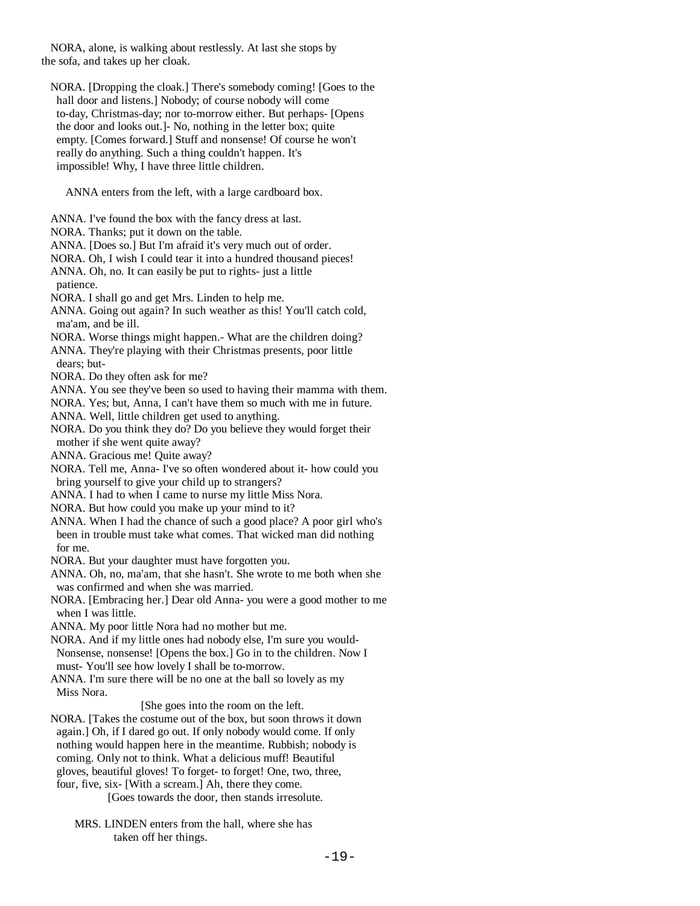NORA, alone, is walking about restlessly. At last she stops by the sofa, and takes up her cloak.

NORA. [Dropping the cloak.] There's somebody coming! [Goes to the hall door and listens.] Nobody; of course nobody will come to-day, Christmas-day; nor to-morrow either. But perhaps- [Opens the door and looks out.]- No, nothing in the letter box; quite empty. [Comes forward.] Stuff and nonsense! Of course he won't really do anything. Such a thing couldn't happen. It's impossible! Why, I have three little children.

ANNA enters from the left, with a large cardboard box.

ANNA. I've found the box with the fancy dress at last.
NORA. Thanks; put it down on the table.
ANNA. [Does so.] But I'm afraid it's very much out of order.
NORA. Oh, I wish I could tear it into a hundred thousand pieces!
ANNA. Oh, no. It can easily be put to rights- just a little patience.
NORA. I shall go and get Mrs. Linden to help me.
ANNA. Going out again? In such weather as this! You'll catch cold, ma'am, and be ill.
NORA. Worse things might happen.- What are the children doing?
ANNA. They're playing with their Christmas presents, poor little dears; but-
NORA. Do they often ask for me?
ANNA. You see they've been so used to having their mamma with them.
NORA. Yes; but, Anna, I can't have them so much with me in future.
ANNA. Well, little children get used to anything.
NORA. Do you think they do? Do you believe they would forget their mother if she went quite away?
ANNA. Gracious me! Quite away?
NORA. Tell me, Anna- I've so often wondered about it- how could you bring yourself to give your child up to strangers?
ANNA. I had to when I came to nurse my little Miss Nora.
NORA. But how could you make up your mind to it?
ANNA. When I had the chance of such a good place? A poor girl who's been in trouble must take what comes. That wicked man did nothing for me.
NORA. But your daughter must have forgotten you.
ANNA. Oh, no, ma'am, that she hasn't. She wrote to me both when she was confirmed and when she was married.
NORA. [Embracing her.] Dear old Anna- you were a good mother to me when I was little.
ANNA. My poor little Nora had no mother but me.
NORA. And if my little ones had nobody else, I'm sure you would- Nonsense, nonsense! [Opens the box.] Go in to the children. Now I must- You'll see how lovely I shall be to-morrow.
ANNA. I'm sure there will be no one at the ball so lovely as my Miss Nora.

[She goes into the room on the left.

NORA. [Takes the costume out of the box, but soon throws it down again.] Oh, if I dared go out. If only nobody would come. If only nothing would happen here in the meantime. Rubbish; nobody is coming. Only not to think. What a delicious muff! Beautiful gloves, beautiful gloves! To forget- to forget! One, two, three, four, five, six- [With a scream.] Ah, there they come.

[Goes towards the door, then stands irresolute.

MRS. LINDEN enters from the hall, where she has taken off her things.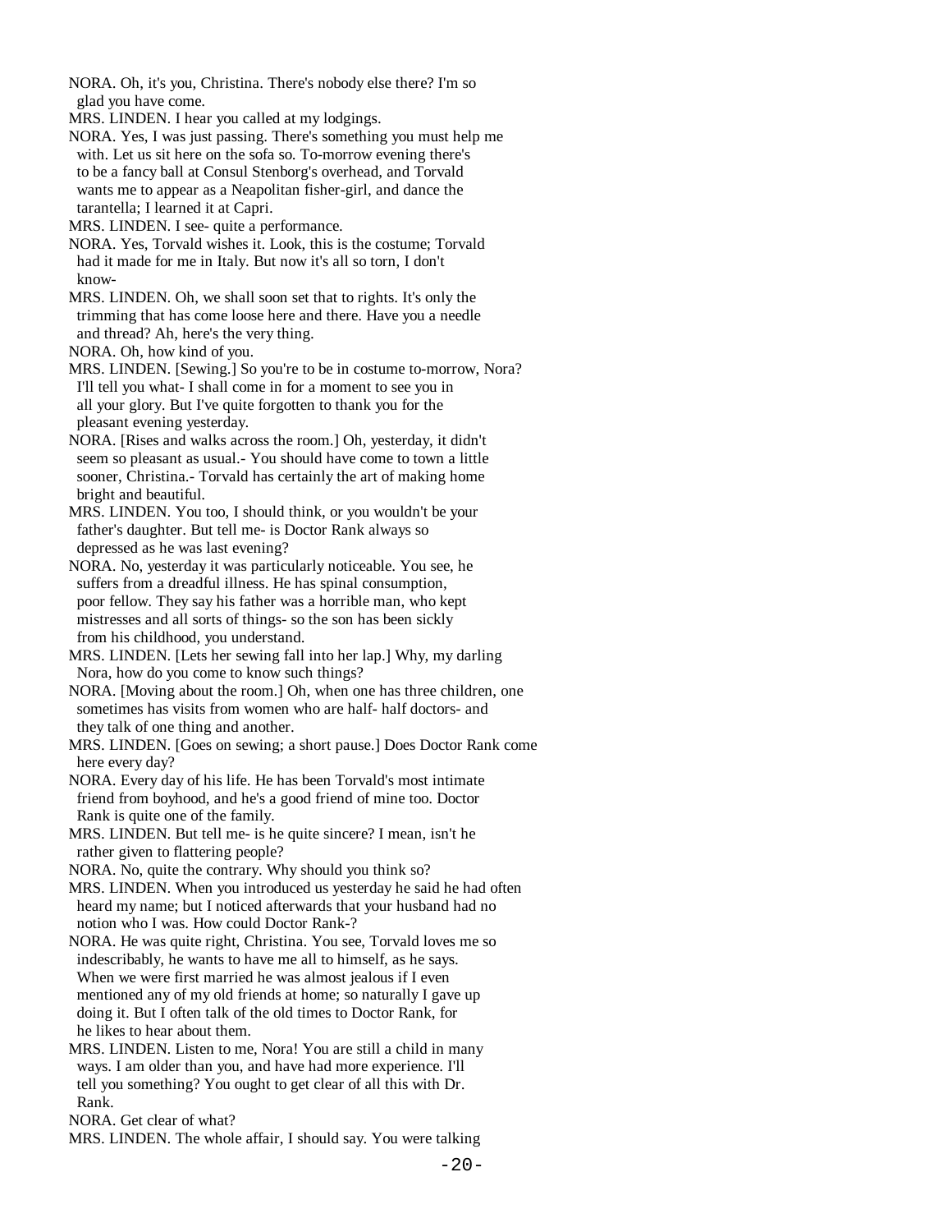NORA. Oh, it's you, Christina. There's nobody else there? I'm so glad you have come.

MRS. LINDEN. I hear you called at my lodgings.

NORA. Yes, I was just passing. There's something you must help me with. Let us sit here on the sofa so. To-morrow evening there's to be a fancy ball at Consul Stenborg's overhead, and Torvald wants me to appear as a Neapolitan fisher-girl, and dance the tarantella; I learned it at Capri.

MRS. LINDEN. I see- quite a performance.

NORA. Yes, Torvald wishes it. Look, this is the costume; Torvald had it made for me in Italy. But now it's all so torn, I don't know-

MRS. LINDEN. Oh, we shall soon set that to rights. It's only the trimming that has come loose here and there. Have you a needle and thread? Ah, here's the very thing.

NORA. Oh, how kind of you.

MRS. LINDEN. [Sewing.] So you're to be in costume to-morrow, Nora? I'll tell you what- I shall come in for a moment to see you in all your glory. But I've quite forgotten to thank you for the pleasant evening yesterday.

NORA. [Rises and walks across the room.] Oh, yesterday, it didn't seem so pleasant as usual.- You should have come to town a little sooner, Christina.- Torvald has certainly the art of making home bright and beautiful.

MRS. LINDEN. You too, I should think, or you wouldn't be your father's daughter. But tell me- is Doctor Rank always so depressed as he was last evening?

NORA. No, yesterday it was particularly noticeable. You see, he suffers from a dreadful illness. He has spinal consumption, poor fellow. They say his father was a horrible man, who kept mistresses and all sorts of things- so the son has been sickly from his childhood, you understand.

MRS. LINDEN. [Lets her sewing fall into her lap.] Why, my darling Nora, how do you come to know such things?

NORA. [Moving about the room.] Oh, when one has three children, one sometimes has visits from women who are half- half doctors- and they talk of one thing and another.

MRS. LINDEN. [Goes on sewing; a short pause.] Does Doctor Rank come here every day?

NORA. Every day of his life. He has been Torvald's most intimate friend from boyhood, and he's a good friend of mine too. Doctor Rank is quite one of the family.

MRS. LINDEN. But tell me- is he quite sincere? I mean, isn't he rather given to flattering people?

NORA. No, quite the contrary. Why should you think so?

MRS. LINDEN. When you introduced us yesterday he said he had often heard my name; but I noticed afterwards that your husband had no notion who I was. How could Doctor Rank-?

NORA. He was quite right, Christina. You see, Torvald loves me so indescribably, he wants to have me all to himself, as he says. When we were first married he was almost jealous if I even mentioned any of my old friends at home; so naturally I gave up doing it. But I often talk of the old times to Doctor Rank, for he likes to hear about them.

MRS. LINDEN. Listen to me, Nora! You are still a child in many ways. I am older than you, and have had more experience. I'll tell you something? You ought to get clear of all this with Dr. Rank.

NORA. Get clear of what?

MRS. LINDEN. The whole affair, I should say. You were talking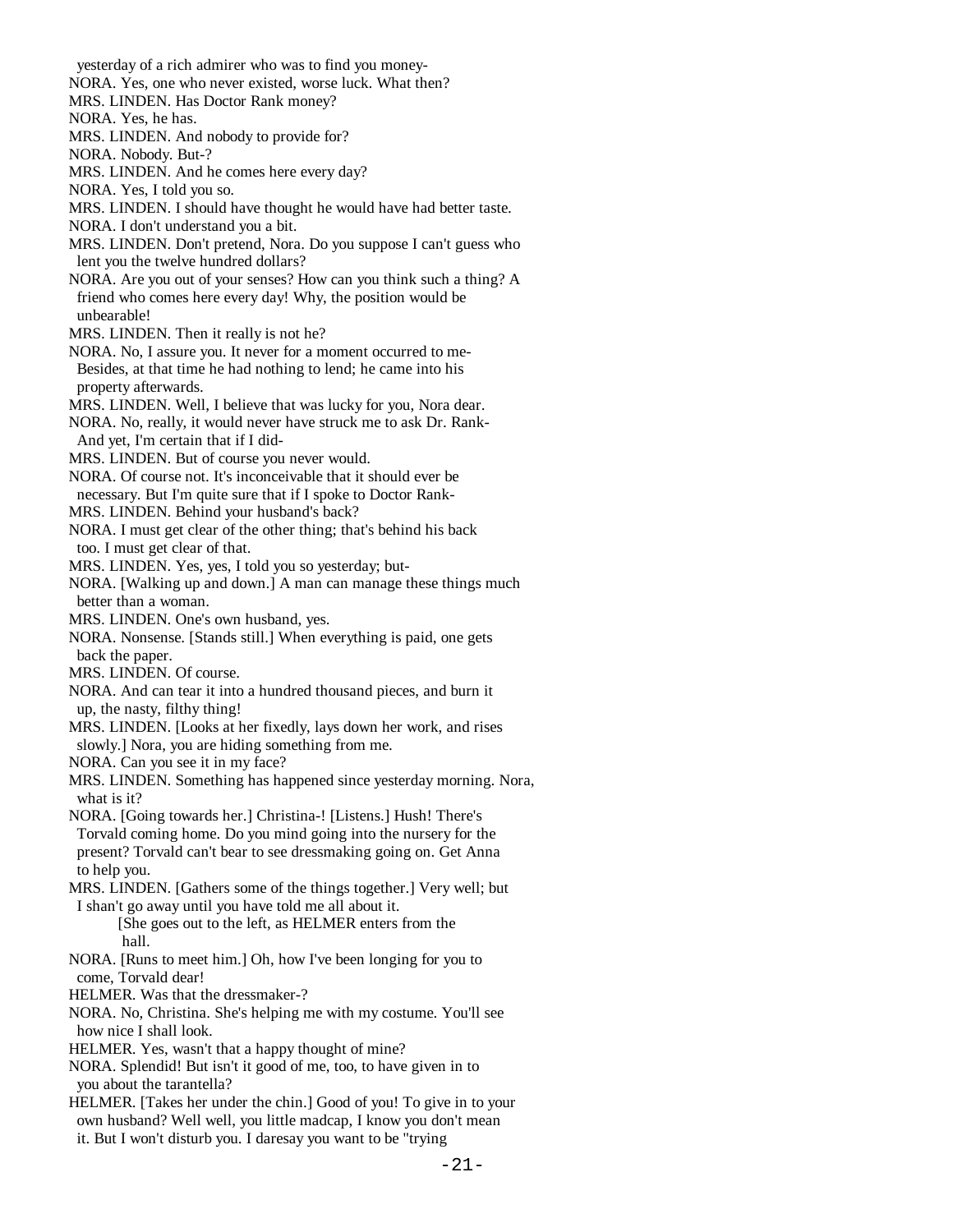yesterday of a rich admirer who was to find you money-

NORA. Yes, one who never existed, worse luck. What then?

MRS. LINDEN. Has Doctor Rank money?

NORA. Yes, he has.

MRS. LINDEN. And nobody to provide for?

NORA. Nobody. But-?

MRS. LINDEN. And he comes here every day?

NORA. Yes, I told you so.

MRS. LINDEN. I should have thought he would have had better taste.

NORA. I don't understand you a bit.

MRS. LINDEN. Don't pretend, Nora. Do you suppose I can't guess who lent you the twelve hundred dollars?

NORA. Are you out of your senses? How can you think such a thing? A friend who comes here every day! Why, the position would be unbearable!

MRS. LINDEN. Then it really is not he?

NORA. No, I assure you. It never for a moment occurred to me- Besides, at that time he had nothing to lend; he came into his property afterwards.

MRS. LINDEN. Well, I believe that was lucky for you, Nora dear.

NORA. No, really, it would never have struck me to ask Dr. Rank- And yet, I'm certain that if I did-

MRS. LINDEN. But of course you never would.

NORA. Of course not. It's inconceivable that it should ever be necessary. But I'm quite sure that if I spoke to Doctor Rank-

MRS. LINDEN. Behind your husband's back?

NORA. I must get clear of the other thing; that's behind his back too. I must get clear of that.

MRS. LINDEN. Yes, yes, I told you so yesterday; but-

NORA. [Walking up and down.] A man can manage these things much better than a woman.

MRS. LINDEN. One's own husband, yes.

NORA. Nonsense. [Stands still.] When everything is paid, one gets back the paper.

MRS. LINDEN. Of course.

NORA. And can tear it into a hundred thousand pieces, and burn it up, the nasty, filthy thing!

MRS. LINDEN. [Looks at her fixedly, lays down her work, and rises slowly.] Nora, you are hiding something from me.

NORA. Can you see it in my face?

MRS. LINDEN. Something has happened since yesterday morning. Nora, what is it?

NORA. [Going towards her.] Christina-! [Listens.] Hush! There's Torvald coming home. Do you mind going into the nursery for the present? Torvald can't bear to see dressmaking going on. Get Anna to help you.

MRS. LINDEN. [Gathers some of the things together.] Very well; but I shan't go away until you have told me all about it.

[She goes out to the left, as HELMER enters from the hall.

NORA. [Runs to meet him.] Oh, how I've been longing for you to come, Torvald dear!

HELMER. Was that the dressmaker-?

NORA. No, Christina. She's helping me with my costume. You'll see how nice I shall look.

HELMER. Yes, wasn't that a happy thought of mine?

NORA. Splendid! But isn't it good of me, too, to have given in to you about the tarantella?

HELMER. [Takes her under the chin.] Good of you! To give in to your own husband? Well well, you little madcap, I know you don't mean it. But I won't disturb you. I daresay you want to be "trying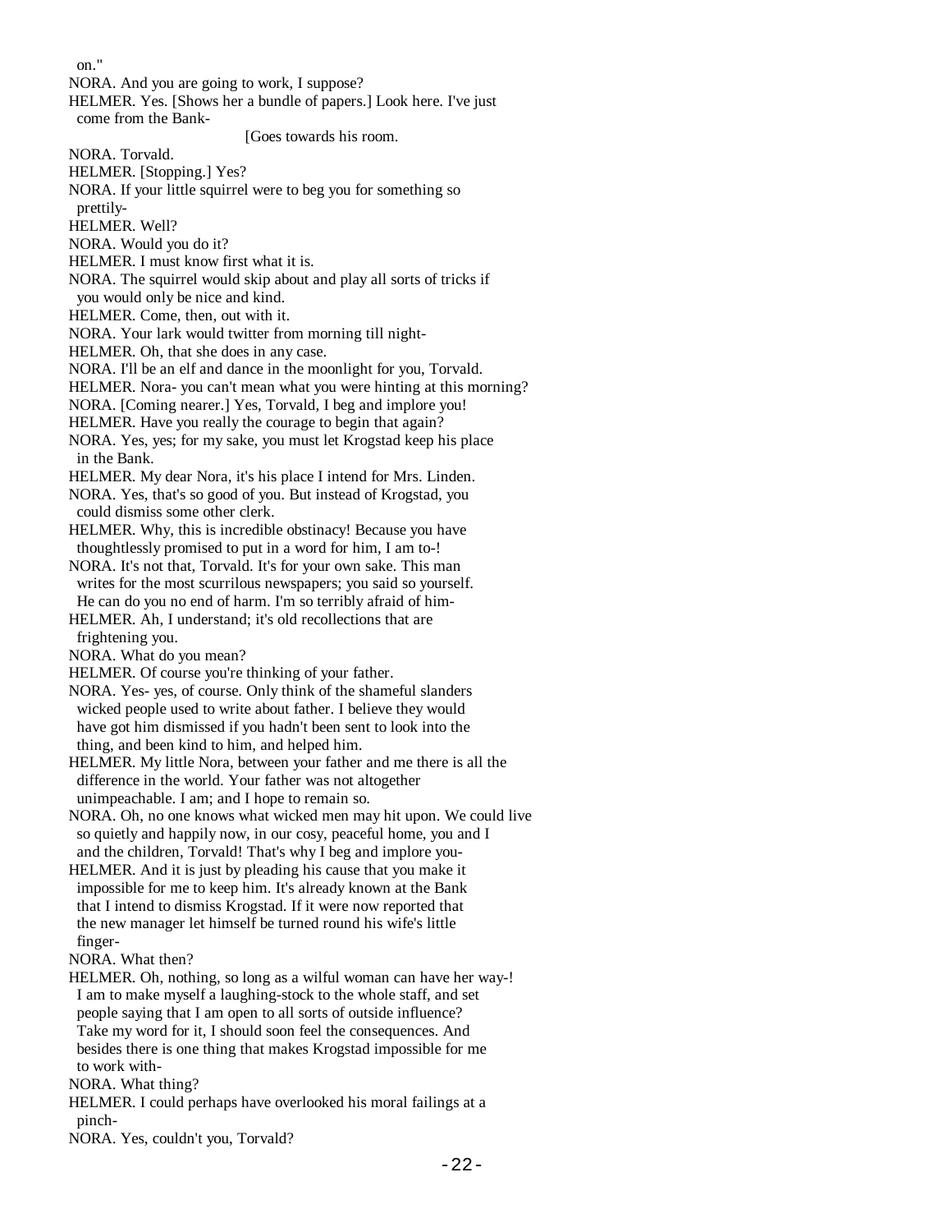on."

NORA. And you are going to work, I suppose?

HELMER. Yes. [Shows her a bundle of papers.] Look here. I've just come from the Bank-

[Goes towards his room.

NORA. Torvald.

HELMER. [Stopping.] Yes?

NORA. If your little squirrel were to beg you for something so prettily-

HELMER. Well?

NORA. Would you do it?

HELMER. I must know first what it is.

NORA. The squirrel would skip about and play all sorts of tricks if you would only be nice and kind.

HELMER. Come, then, out with it.

NORA. Your lark would twitter from morning till night-

HELMER. Oh, that she does in any case.

NORA. I'll be an elf and dance in the moonlight for you, Torvald.

HELMER. Nora- you can't mean what you were hinting at this morning?

NORA. [Coming nearer.] Yes, Torvald, I beg and implore you!

HELMER. Have you really the courage to begin that again?

NORA. Yes, yes; for my sake, you must let Krogstad keep his place in the Bank.

HELMER. My dear Nora, it's his place I intend for Mrs. Linden.

NORA. Yes, that's so good of you. But instead of Krogstad, you could dismiss some other clerk.

HELMER. Why, this is incredible obstinacy! Because you have thoughtlessly promised to put in a word for him, I am to-!

NORA. It's not that, Torvald. It's for your own sake. This man writes for the most scurrilous newspapers; you said so yourself. He can do you no end of harm. I'm so terribly afraid of him-

HELMER. Ah, I understand; it's old recollections that are frightening you.

NORA. What do you mean?

HELMER. Of course you're thinking of your father.

NORA. Yes- yes, of course. Only think of the shameful slanders wicked people used to write about father. I believe they would have got him dismissed if you hadn't been sent to look into the thing, and been kind to him, and helped him.

HELMER. My little Nora, between your father and me there is all the difference in the world. Your father was not altogether unimpeachable. I am; and I hope to remain so.

NORA. Oh, no one knows what wicked men may hit upon. We could live so quietly and happily now, in our cosy, peaceful home, you and I and the children, Torvald! That's why I beg and implore you-

HELMER. And it is just by pleading his cause that you make it impossible for me to keep him. It's already known at the Bank that I intend to dismiss Krogstad. If it were now reported that the new manager let himself be turned round his wife's little finger-

NORA. What then?

HELMER. Oh, nothing, so long as a wilful woman can have her way-! I am to make myself a laughing-stock to the whole staff, and set people saying that I am open to all sorts of outside influence? Take my word for it, I should soon feel the consequences. And besides there is one thing that makes Krogstad impossible for me to work with-

NORA. What thing?

HELMER. I could perhaps have overlooked his moral failings at a pinch-

NORA. Yes, couldn't you, Torvald?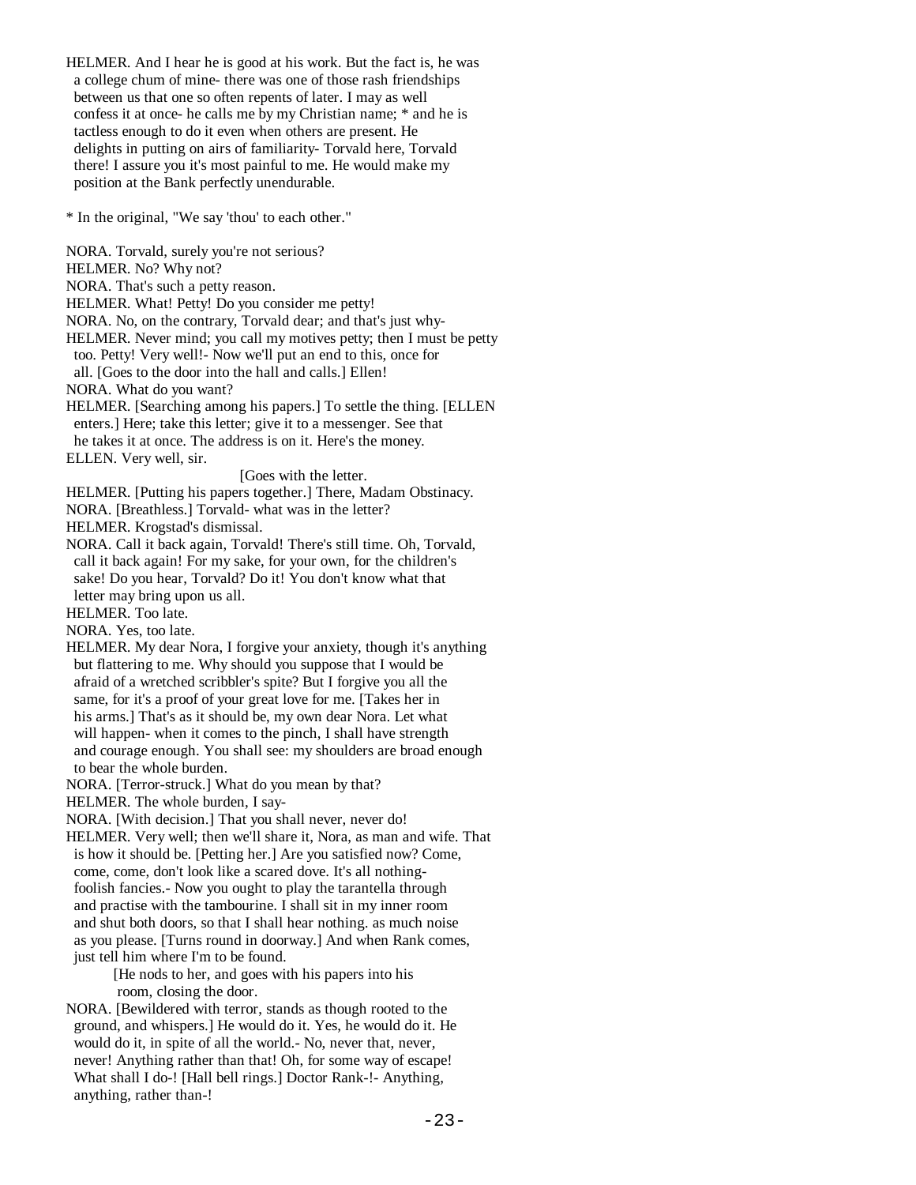HELMER. And I hear he is good at his work. But the fact is, he was a college chum of mine- there was one of those rash friendships between us that one so often repents of later. I may as well confess it at once- he calls me by my Christian name; * and he is tactless enough to do it even when others are present. He delights in putting on airs of familiarity- Torvald here, Torvald there! I assure you it's most painful to me. He would make my position at the Bank perfectly unendurable.

* In the original, "We say 'thou' to each other."

NORA. Torvald, surely you're not serious?
HELMER. No? Why not?
NORA. That's such a petty reason.
HELMER. What! Petty! Do you consider me petty!
NORA. No, on the contrary, Torvald dear; and that's just why-
HELMER. Never mind; you call my motives petty; then I must be petty too. Petty! Very well!- Now we'll put an end to this, once for all. [Goes to the door into the hall and calls.] Ellen!
NORA. What do you want?
HELMER. [Searching among his papers.] To settle the thing. [ELLEN enters.] Here; take this letter; give it to a messenger. See that he takes it at once. The address is on it. Here's the money.
ELLEN. Very well, sir.

[Goes with the letter.

HELMER. [Putting his papers together.] There, Madam Obstinacy.
NORA. [Breathless.] Torvald- what was in the letter?
HELMER. Krogstad's dismissal.
NORA. Call it back again, Torvald! There's still time. Oh, Torvald, call it back again! For my sake, for your own, for the children's sake! Do you hear, Torvald? Do it! You don't know what that letter may bring upon us all.
HELMER. Too late.
NORA. Yes, too late.
HELMER. My dear Nora, I forgive your anxiety, though it's anything but flattering to me. Why should you suppose that I would be afraid of a wretched scribbler's spite? But I forgive you all the same, for it's a proof of your great love for me. [Takes her in his arms.] That's as it should be, my own dear Nora. Let what will happen- when it comes to the pinch, I shall have strength and courage enough. You shall see: my shoulders are broad enough to bear the whole burden.
NORA. [Terror-struck.] What do you mean by that?
HELMER. The whole burden, I say-
NORA. [With decision.] That you shall never, never do!
HELMER. Very well; then we'll share it, Nora, as man and wife. That is how it should be. [Petting her.] Are you satisfied now? Come, come, come, don't look like a scared dove. It's all nothing- foolish fancies.- Now you ought to play the tarantella through and practise with the tambourine. I shall sit in my inner room and shut both doors, so that I shall hear nothing. as much noise as you please. [Turns round in doorway.] And when Rank comes, just tell him where I'm to be found.

[He nods to her, and goes with his papers into his room, closing the door.

NORA. [Bewildered with terror, stands as though rooted to the ground, and whispers.] He would do it. Yes, he would do it. He would do it, in spite of all the world.- No, never that, never, never! Anything rather than that! Oh, for some way of escape! What shall I do-! [Hall bell rings.] Doctor Rank-!- Anything, anything, rather than-!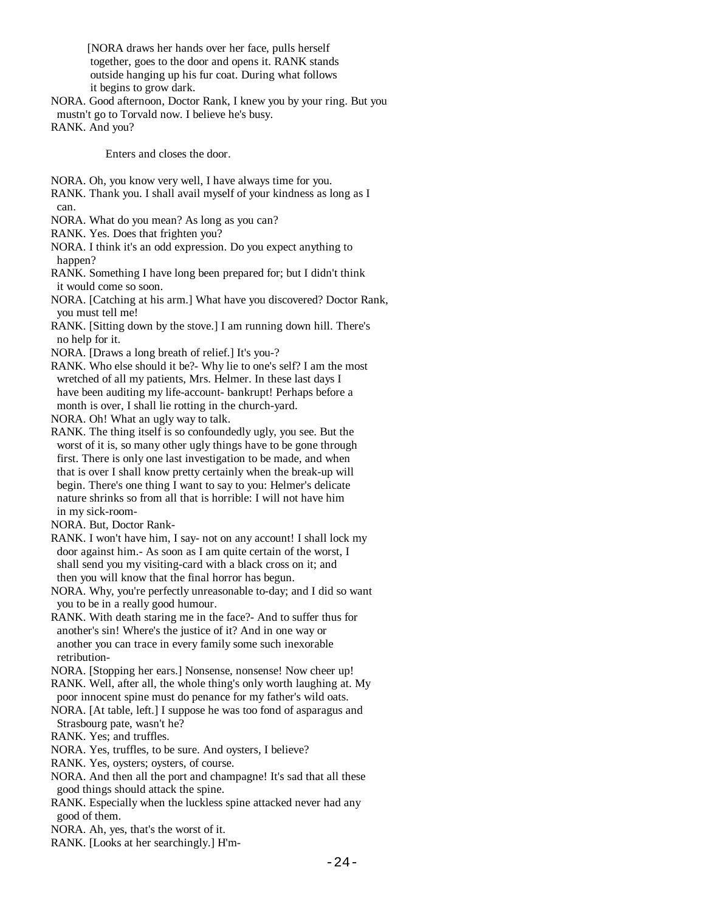[NORA draws her hands over her face, pulls herself together, goes to the door and opens it. RANK stands outside hanging up his fur coat. During what follows it begins to grow dark.

NORA. Good afternoon, Doctor Rank, I knew you by your ring. But you mustn't go to Torvald now. I believe he's busy.

RANK. And you?

Enters and closes the door.

NORA. Oh, you know very well, I have always time for you.

RANK. Thank you. I shall avail myself of your kindness as long as I can.

NORA. What do you mean? As long as you can?

RANK. Yes. Does that frighten you?

NORA. I think it's an odd expression. Do you expect anything to happen?

RANK. Something I have long been prepared for; but I didn't think it would come so soon.

NORA. [Catching at his arm.] What have you discovered? Doctor Rank, you must tell me!

RANK. [Sitting down by the stove.] I am running down hill. There's no help for it.

NORA. [Draws a long breath of relief.] It's you-?

RANK. Who else should it be?- Why lie to one's self? I am the most wretched of all my patients, Mrs. Helmer. In these last days I have been auditing my life-account- bankrupt! Perhaps before a month is over, I shall lie rotting in the church-yard.

NORA. Oh! What an ugly way to talk.

RANK. The thing itself is so confoundedly ugly, you see. But the worst of it is, so many other ugly things have to be gone through first. There is only one last investigation to be made, and when that is over I shall know pretty certainly when the break-up will begin. There's one thing I want to say to you: Helmer's delicate nature shrinks so from all that is horrible: I will not have him in my sick-room-

NORA. But, Doctor Rank-

RANK. I won't have him, I say- not on any account! I shall lock my door against him.- As soon as I am quite certain of the worst, I shall send you my visiting-card with a black cross on it; and then you will know that the final horror has begun.

NORA. Why, you're perfectly unreasonable to-day; and I did so want you to be in a really good humour.

RANK. With death staring me in the face?- And to suffer thus for another's sin! Where's the justice of it? And in one way or another you can trace in every family some such inexorable retribution-

NORA. [Stopping her ears.] Nonsense, nonsense! Now cheer up!

RANK. Well, after all, the whole thing's only worth laughing at. My poor innocent spine must do penance for my father's wild oats.

NORA. [At table, left.] I suppose he was too fond of asparagus and Strasbourg pate, wasn't he?

RANK. Yes; and truffles.

NORA. Yes, truffles, to be sure. And oysters, I believe?

RANK. Yes, oysters; oysters, of course.

NORA. And then all the port and champagne! It's sad that all these good things should attack the spine.

RANK. Especially when the luckless spine attacked never had any good of them.

NORA. Ah, yes, that's the worst of it.

RANK. [Looks at her searchingly.] H'm-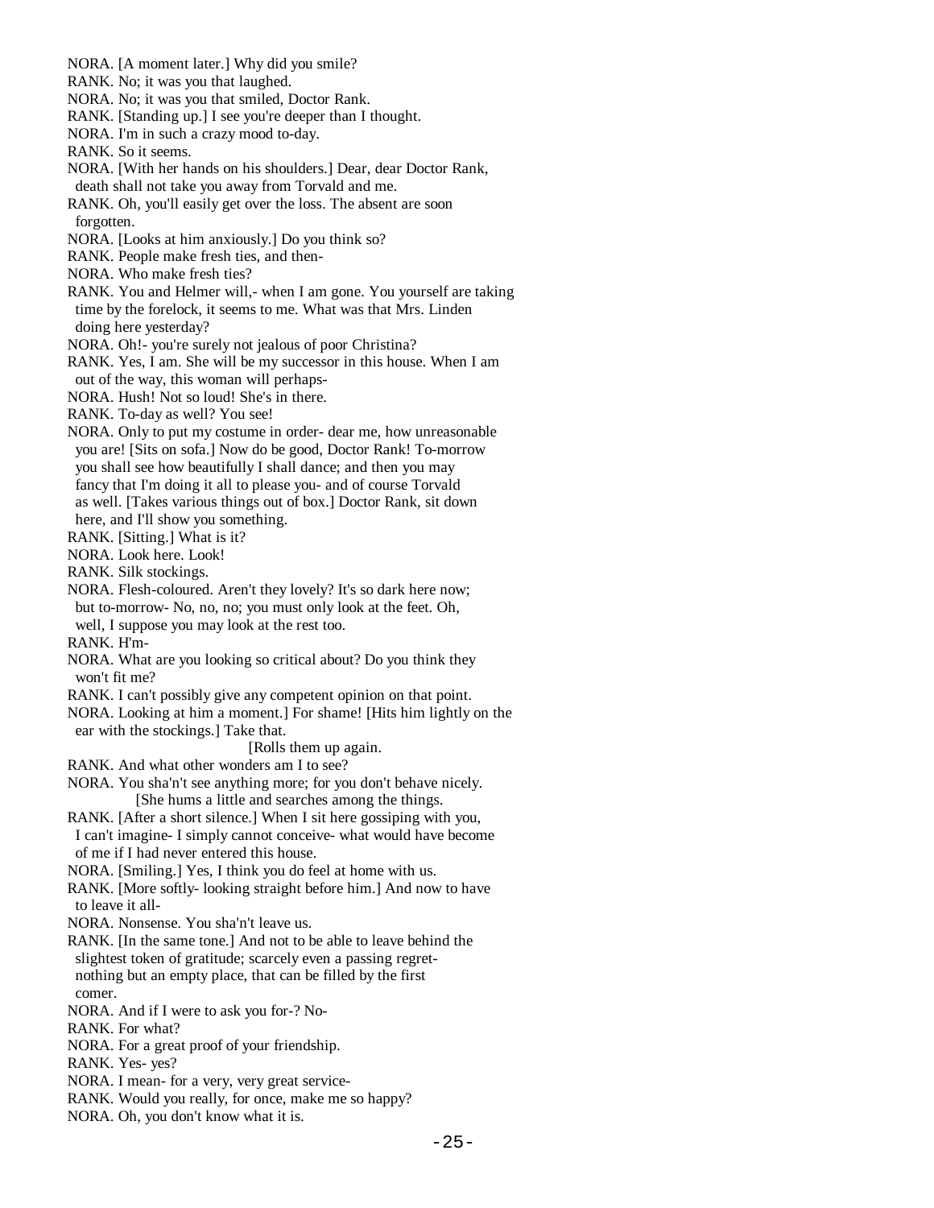NORA. [A moment later.] Why did you smile?
RANK. No; it was you that laughed.
NORA. No; it was you that smiled, Doctor Rank.
RANK. [Standing up.] I see you're deeper than I thought.
NORA. I'm in such a crazy mood to-day.
RANK. So it seems.
NORA. [With her hands on his shoulders.] Dear, dear Doctor Rank, death shall not take you away from Torvald and me.
RANK. Oh, you'll easily get over the loss. The absent are soon forgotten.
NORA. [Looks at him anxiously.] Do you think so?
RANK. People make fresh ties, and then-
NORA. Who make fresh ties?
RANK. You and Helmer will,- when I am gone. You yourself are taking time by the forelock, it seems to me. What was that Mrs. Linden doing here yesterday?
NORA. Oh!- you're surely not jealous of poor Christina?
RANK. Yes, I am. She will be my successor in this house. When I am out of the way, this woman will perhaps-
NORA. Hush! Not so loud! She's in there.
RANK. To-day as well? You see!
NORA. Only to put my costume in order- dear me, how unreasonable you are! [Sits on sofa.] Now do be good, Doctor Rank! To-morrow you shall see how beautifully I shall dance; and then you may fancy that I'm doing it all to please you- and of course Torvald as well. [Takes various things out of box.] Doctor Rank, sit down here, and I'll show you something.
RANK. [Sitting.] What is it?
NORA. Look here. Look!
RANK. Silk stockings.
NORA. Flesh-coloured. Aren't they lovely? It's so dark here now; but to-morrow- No, no, no; you must only look at the feet. Oh, well, I suppose you may look at the rest too.
RANK. H'm-
NORA. What are you looking so critical about? Do you think they won't fit me?
RANK. I can't possibly give any competent opinion on that point.
NORA. Looking at him a moment.] For shame! [Hits him lightly on the ear with the stockings.] Take that.

[Rolls them up again.

RANK. And what other wonders am I to see?
NORA. You sha'n't see anything more; for you don't behave nicely.

[She hums a little and searches among the things.

RANK. [After a short silence.] When I sit here gossiping with you, I can't imagine- I simply cannot conceive- what would have become of me if I had never entered this house.
NORA. [Smiling.] Yes, I think you do feel at home with us.
RANK. [More softly- looking straight before him.] And now to have to leave it all-
NORA. Nonsense. You sha'n't leave us.
RANK. [In the same tone.] And not to be able to leave behind the slightest token of gratitude; scarcely even a passing regret- nothing but an empty place, that can be filled by the first comer.
NORA. And if I were to ask you for-? No-
RANK. For what?
NORA. For a great proof of your friendship.
RANK. Yes- yes?
NORA. I mean- for a very, very great service-
RANK. Would you really, for once, make me so happy?
NORA. Oh, you don't know what it is.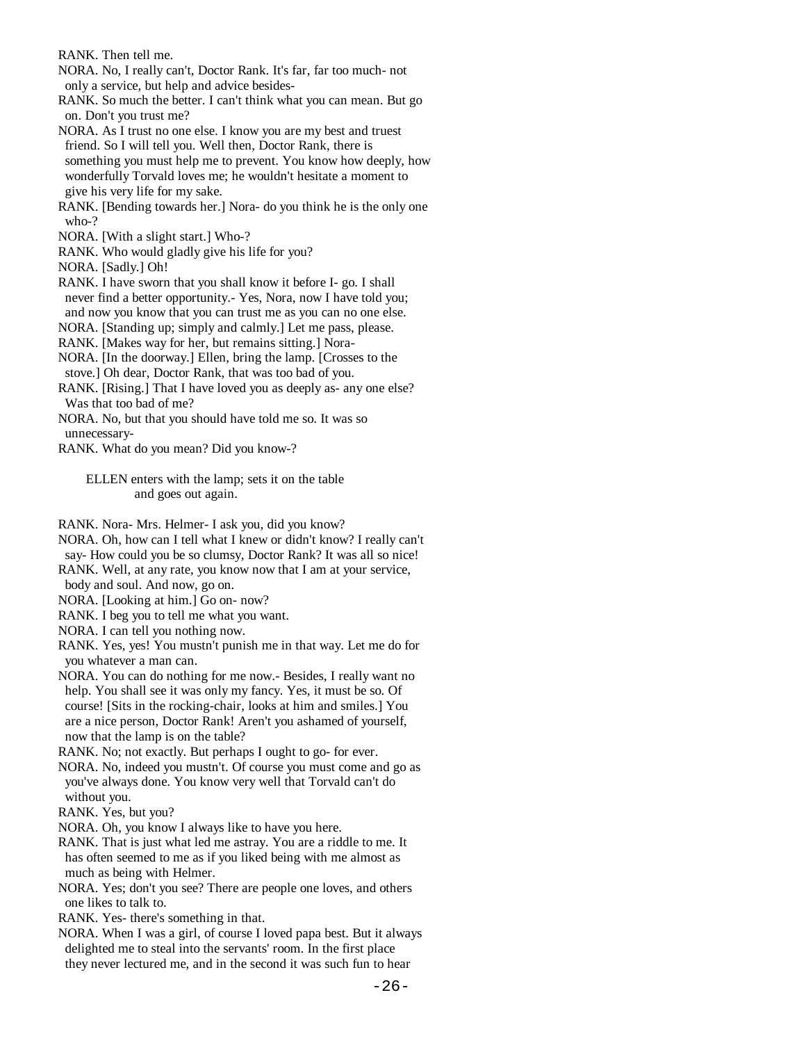RANK. Then tell me.

NORA. No, I really can't, Doctor Rank. It's far, far too much- not only a service, but help and advice besides-

RANK. So much the better. I can't think what you can mean. But go on. Don't you trust me?

NORA. As I trust no one else. I know you are my best and truest friend. So I will tell you. Well then, Doctor Rank, there is something you must help me to prevent. You know how deeply, how wonderfully Torvald loves me; he wouldn't hesitate a moment to give his very life for my sake.

RANK. [Bending towards her.] Nora- do you think he is the only one who-?

NORA. [With a slight start.] Who-?

RANK. Who would gladly give his life for you?

NORA. [Sadly.] Oh!

RANK. I have sworn that you shall know it before I- go. I shall never find a better opportunity.- Yes, Nora, now I have told you; and now you know that you can trust me as you can no one else.

NORA. [Standing up; simply and calmly.] Let me pass, please.

RANK. [Makes way for her, but remains sitting.] Nora-

NORA. [In the doorway.] Ellen, bring the lamp. [Crosses to the stove.] Oh dear, Doctor Rank, that was too bad of you.

RANK. [Rising.] That I have loved you as deeply as- any one else? Was that too bad of me?

NORA. No, but that you should have told me so. It was so unnecessary-

RANK. What do you mean? Did you know-?

ELLEN enters with the lamp; sets it on the table and goes out again.

RANK. Nora- Mrs. Helmer- I ask you, did you know?

NORA. Oh, how can I tell what I knew or didn't know? I really can't say- How could you be so clumsy, Doctor Rank? It was all so nice!

RANK. Well, at any rate, you know now that I am at your service, body and soul. And now, go on.

NORA. [Looking at him.] Go on- now?

RANK. I beg you to tell me what you want.

NORA. I can tell you nothing now.

RANK. Yes, yes! You mustn't punish me in that way. Let me do for you whatever a man can.

NORA. You can do nothing for me now.- Besides, I really want no help. You shall see it was only my fancy. Yes, it must be so. Of course! [Sits in the rocking-chair, looks at him and smiles.] You are a nice person, Doctor Rank! Aren't you ashamed of yourself, now that the lamp is on the table?

RANK. No; not exactly. But perhaps I ought to go- for ever.

NORA. No, indeed you mustn't. Of course you must come and go as you've always done. You know very well that Torvald can't do without you.

RANK. Yes, but you?

NORA. Oh, you know I always like to have you here.

RANK. That is just what led me astray. You are a riddle to me. It has often seemed to me as if you liked being with me almost as much as being with Helmer.

NORA. Yes; don't you see? There are people one loves, and others one likes to talk to.

RANK. Yes- there's something in that.

NORA. When I was a girl, of course I loved papa best. But it always delighted me to steal into the servants' room. In the first place they never lectured me, and in the second it was such fun to hear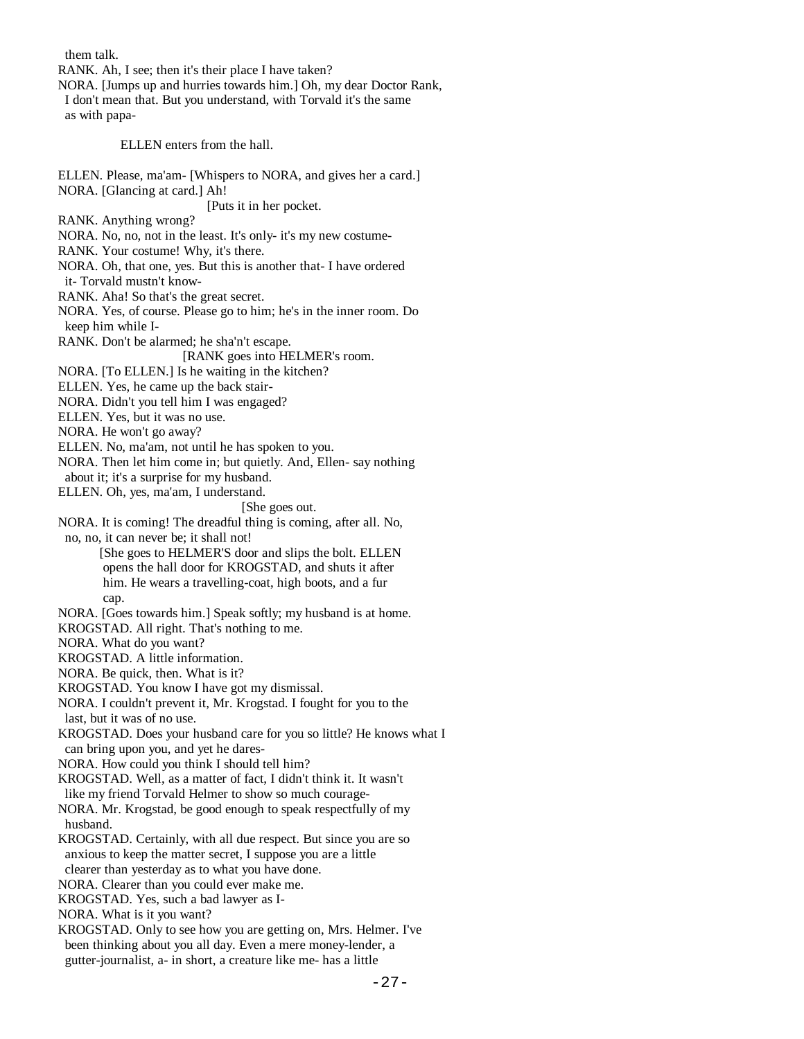them talk.

RANK. Ah, I see; then it's their place I have taken?

NORA. [Jumps up and hurries towards him.] Oh, my dear Doctor Rank, I don't mean that. But you understand, with Torvald it's the same as with papa-

ELLEN enters from the hall.

ELLEN. Please, ma'am- [Whispers to NORA, and gives her a card.]

NORA. [Glancing at card.] Ah!

[Puts it in her pocket.

RANK. Anything wrong?

NORA. No, no, not in the least. It's only- it's my new costume-

RANK. Your costume! Why, it's there.

NORA. Oh, that one, yes. But this is another that- I have ordered it- Torvald mustn't know-

RANK. Aha! So that's the great secret.

NORA. Yes, of course. Please go to him; he's in the inner room. Do keep him while I-

RANK. Don't be alarmed; he sha'n't escape.

[RANK goes into HELMER's room.

NORA. [To ELLEN.] Is he waiting in the kitchen?

ELLEN. Yes, he came up the back stair-

NORA. Didn't you tell him I was engaged?

ELLEN. Yes, but it was no use.

NORA. He won't go away?

ELLEN. No, ma'am, not until he has spoken to you.

NORA. Then let him come in; but quietly. And, Ellen- say nothing about it; it's a surprise for my husband.

ELLEN. Oh, yes, ma'am, I understand.

[She goes out.

NORA. It is coming! The dreadful thing is coming, after all. No, no, no, it can never be; it shall not!

[She goes to HELMER'S door and slips the bolt. ELLEN opens the hall door for KROGSTAD, and shuts it after him. He wears a travelling-coat, high boots, and a fur cap.

NORA. [Goes towards him.] Speak softly; my husband is at home.

KROGSTAD. All right. That's nothing to me.

NORA. What do you want?

KROGSTAD. A little information.

NORA. Be quick, then. What is it?

KROGSTAD. You know I have got my dismissal.

NORA. I couldn't prevent it, Mr. Krogstad. I fought for you to the last, but it was of no use.

KROGSTAD. Does your husband care for you so little? He knows what I can bring upon you, and yet he dares-

NORA. How could you think I should tell him?

KROGSTAD. Well, as a matter of fact, I didn't think it. It wasn't like my friend Torvald Helmer to show so much courage-

NORA. Mr. Krogstad, be good enough to speak respectfully of my husband.

KROGSTAD. Certainly, with all due respect. But since you are so anxious to keep the matter secret, I suppose you are a little clearer than yesterday as to what you have done.

NORA. Clearer than you could ever make me.

KROGSTAD. Yes, such a bad lawyer as I-

NORA. What is it you want?

KROGSTAD. Only to see how you are getting on, Mrs. Helmer. I've been thinking about you all day. Even a mere money-lender, a gutter-journalist, a- in short, a creature like me- has a little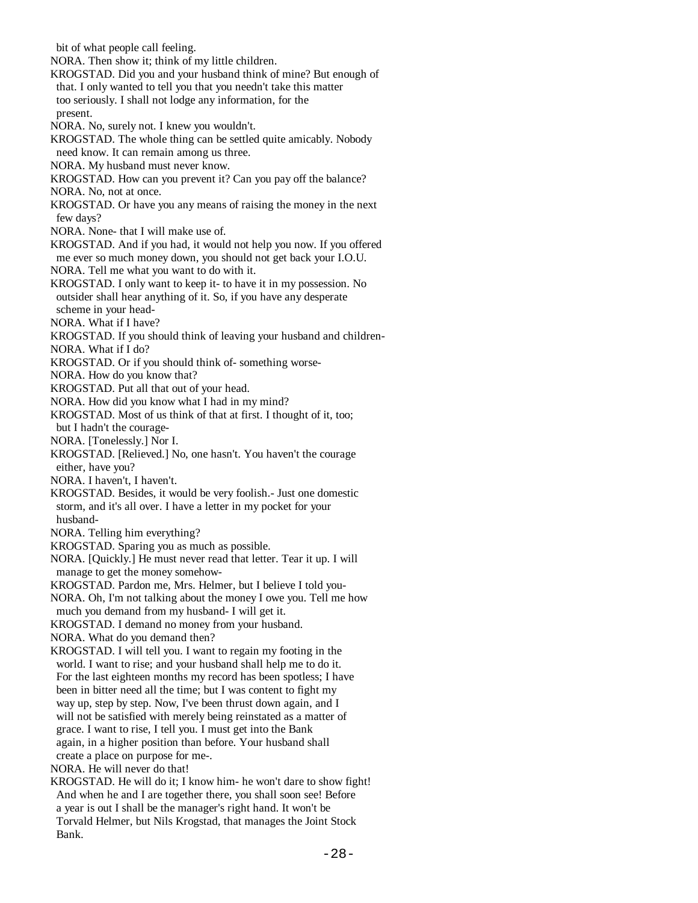bit of what people call feeling.

NORA. Then show it; think of my little children.

KROGSTAD. Did you and your husband think of mine? But enough of that. I only wanted to tell you that you needn't take this matter too seriously. I shall not lodge any information, for the present.

NORA. No, surely not. I knew you wouldn't.

KROGSTAD. The whole thing can be settled quite amicably. Nobody need know. It can remain among us three.

NORA. My husband must never know.

KROGSTAD. How can you prevent it? Can you pay off the balance?

NORA. No, not at once.

KROGSTAD. Or have you any means of raising the money in the next few days?

NORA. None- that I will make use of.

KROGSTAD. And if you had, it would not help you now. If you offered me ever so much money down, you should not get back your I.O.U.

NORA. Tell me what you want to do with it.

KROGSTAD. I only want to keep it- to have it in my possession. No outsider shall hear anything of it. So, if you have any desperate scheme in your head-

NORA. What if I have?

KROGSTAD. If you should think of leaving your husband and children-

NORA. What if I do?

KROGSTAD. Or if you should think of- something worse-

NORA. How do you know that?

KROGSTAD. Put all that out of your head.

NORA. How did you know what I had in my mind?

KROGSTAD. Most of us think of that at first. I thought of it, too; but I hadn't the courage-

NORA. [Tonelessly.] Nor I.

KROGSTAD. [Relieved.] No, one hasn't. You haven't the courage either, have you?

NORA. I haven't, I haven't.

KROGSTAD. Besides, it would be very foolish.- Just one domestic storm, and it's all over. I have a letter in my pocket for your husband-

NORA. Telling him everything?

KROGSTAD. Sparing you as much as possible.

NORA. [Quickly.] He must never read that letter. Tear it up. I will manage to get the money somehow-

KROGSTAD. Pardon me, Mrs. Helmer, but I believe I told you-

NORA. Oh, I'm not talking about the money I owe you. Tell me how much you demand from my husband- I will get it.

KROGSTAD. I demand no money from your husband.

NORA. What do you demand then?

KROGSTAD. I will tell you. I want to regain my footing in the world. I want to rise; and your husband shall help me to do it. For the last eighteen months my record has been spotless; I have been in bitter need all the time; but I was content to fight my way up, step by step. Now, I've been thrust down again, and I will not be satisfied with merely being reinstated as a matter of grace. I want to rise, I tell you. I must get into the Bank again, in a higher position than before. Your husband shall create a place on purpose for me-.

NORA. He will never do that!

KROGSTAD. He will do it; I know him- he won't dare to show fight! And when he and I are together there, you shall soon see! Before a year is out I shall be the manager's right hand. It won't be Torvald Helmer, but Nils Krogstad, that manages the Joint Stock Bank.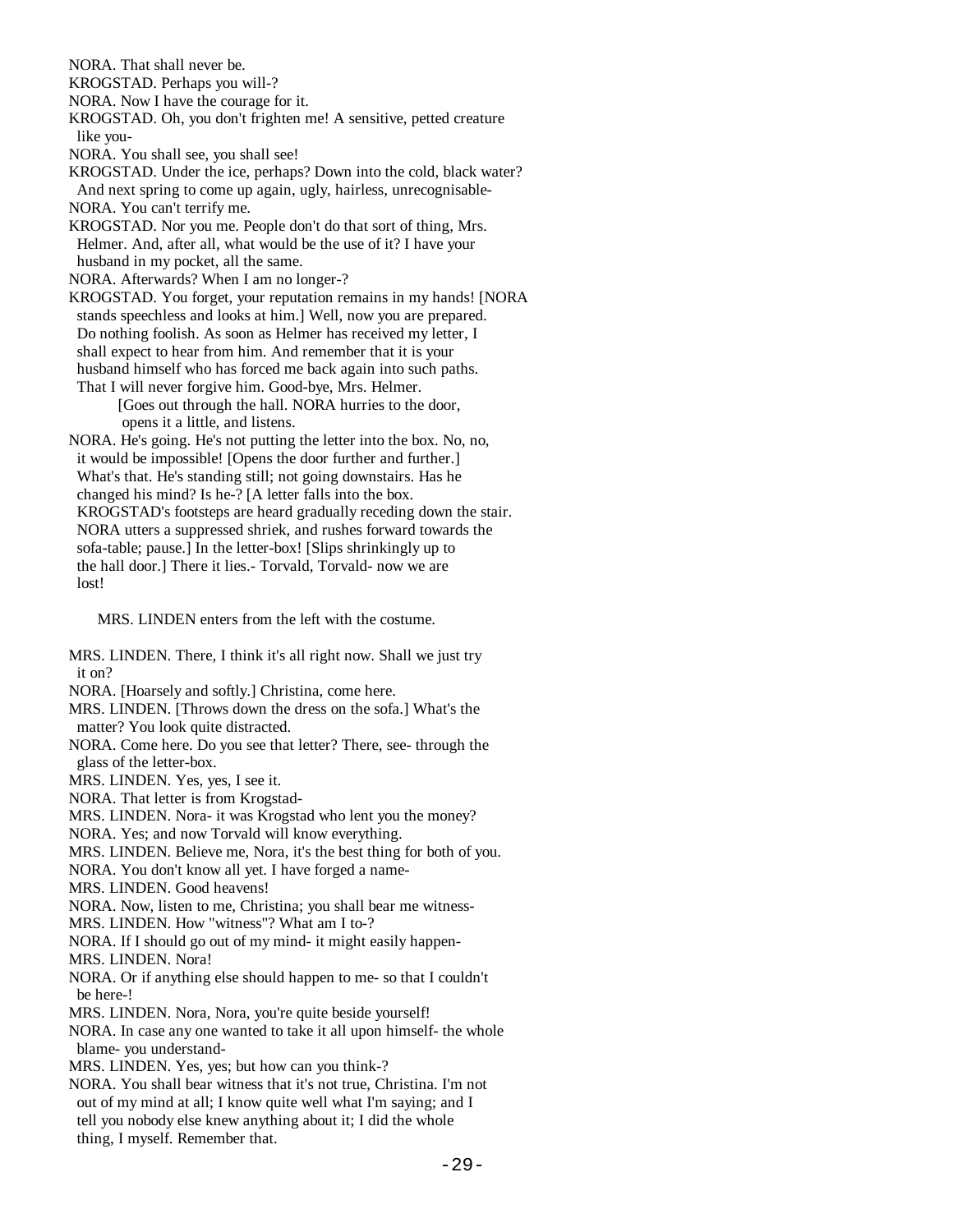NORA. That shall never be.
KROGSTAD. Perhaps you will-?
NORA. Now I have the courage for it.
KROGSTAD. Oh, you don't frighten me! A sensitive, petted creature like you-
NORA. You shall see, you shall see!
KROGSTAD. Under the ice, perhaps? Down into the cold, black water? And next spring to come up again, ugly, hairless, unrecognisable-
NORA. You can't terrify me.
KROGSTAD. Nor you me. People don't do that sort of thing, Mrs. Helmer. And, after all, what would be the use of it? I have your husband in my pocket, all the same.
NORA. Afterwards? When I am no longer-?
KROGSTAD. You forget, your reputation remains in my hands! [NORA stands speechless and looks at him.] Well, now you are prepared. Do nothing foolish. As soon as Helmer has received my letter, I shall expect to hear from him. And remember that it is your husband himself who has forced me back again into such paths. That I will never forgive him. Good-bye, Mrs. Helmer.

[Goes out through the hall. NORA hurries to the door, opens it a little, and listens.

NORA. He's going. He's not putting the letter into the box. No, no, it would be impossible! [Opens the door further and further.] What's that. He's standing still; not going downstairs. Has he changed his mind? Is he-? [A letter falls into the box. KROGSTAD'S footsteps are heard gradually receding down the stair. NORA utters a suppressed shriek, and rushes forward towards the sofa-table; pause.] In the letter-box! [Slips shrinkingly up to the hall door.] There it lies.- Torvald, Torvald- now we are lost!

MRS. LINDEN enters from the left with the costume.

MRS. LINDEN. There, I think it's all right now. Shall we just try it on?
NORA. [Hoarsely and softly.] Christina, come here.
MRS. LINDEN. [Throws down the dress on the sofa.] What's the matter? You look quite distracted.
NORA. Come here. Do you see that letter? There, see- through the glass of the letter-box.
MRS. LINDEN. Yes, yes, I see it.
NORA. That letter is from Krogstad-
MRS. LINDEN. Nora- it was Krogstad who lent you the money?
NORA. Yes; and now Torvald will know everything.
MRS. LINDEN. Believe me, Nora, it's the best thing for both of you.
NORA. You don't know all yet. I have forged a name-
MRS. LINDEN. Good heavens!
NORA. Now, listen to me, Christina; you shall bear me witness-
MRS. LINDEN. How "witness"? What am I to-?
NORA. If I should go out of my mind- it might easily happen-
MRS. LINDEN. Nora!
NORA. Or if anything else should happen to me- so that I couldn't be here-!
MRS. LINDEN. Nora, Nora, you're quite beside yourself!
NORA. In case any one wanted to take it all upon himself- the whole blame- you understand-
MRS. LINDEN. Yes, yes; but how can you think-?
NORA. You shall bear witness that it's not true, Christina. I'm not out of my mind at all; I know quite well what I'm saying; and I tell you nobody else knew anything about it; I did the whole thing, I myself. Remember that.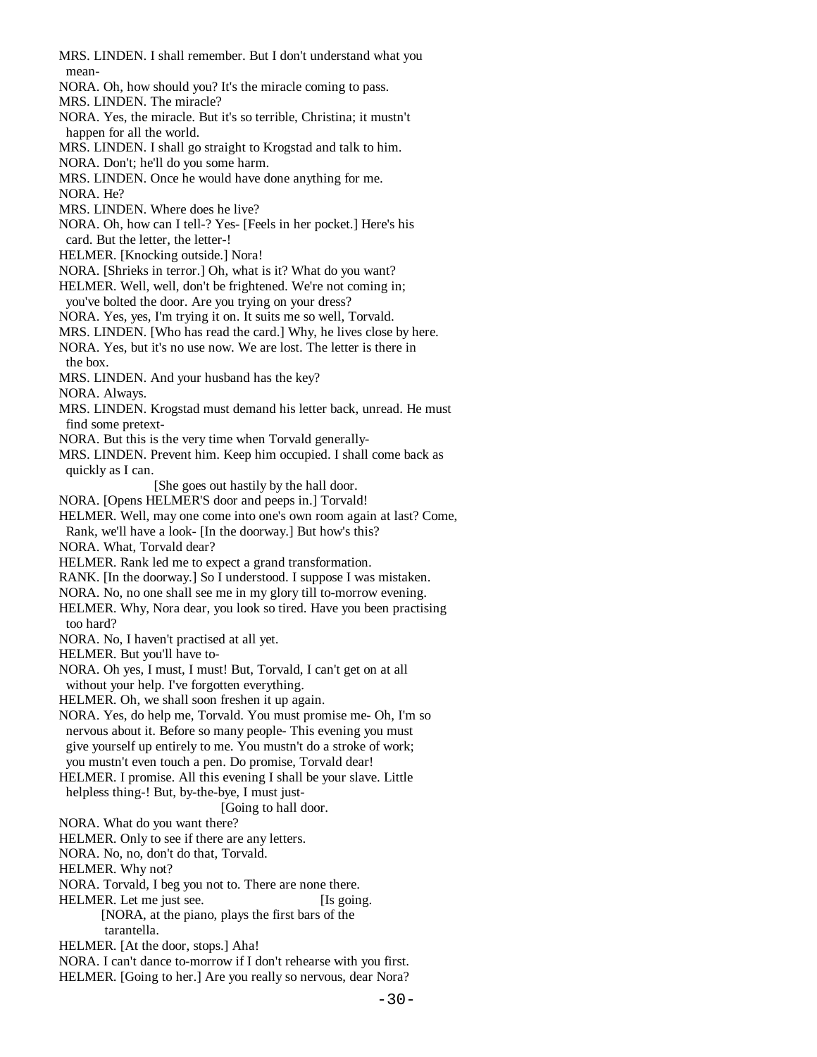MRS. LINDEN. I shall remember. But I don't understand what you mean-

NORA. Oh, how should you? It's the miracle coming to pass.

MRS. LINDEN. The miracle?

NORA. Yes, the miracle. But it's so terrible, Christina; it mustn't happen for all the world.

MRS. LINDEN. I shall go straight to Krogstad and talk to him.

NORA. Don't; he'll do you some harm.

MRS. LINDEN. Once he would have done anything for me.

NORA. He?

MRS. LINDEN. Where does he live?

NORA. Oh, how can I tell-? Yes- [Feels in her pocket.] Here's his card. But the letter, the letter-!

HELMER. [Knocking outside.] Nora!

NORA. [Shrieks in terror.] Oh, what is it? What do you want?

HELMER. Well, well, don't be frightened. We're not coming in; you've bolted the door. Are you trying on your dress?

NORA. Yes, yes, I'm trying it on. It suits me so well, Torvald.

MRS. LINDEN. [Who has read the card.] Why, he lives close by here.

NORA. Yes, but it's no use now. We are lost. The letter is there in the box.

MRS. LINDEN. And your husband has the key?

NORA. Always.

MRS. LINDEN. Krogstad must demand his letter back, unread. He must find some pretext-

NORA. But this is the very time when Torvald generally-

MRS. LINDEN. Prevent him. Keep him occupied. I shall come back as quickly as I can.

[She goes out hastily by the hall door.

NORA. [Opens HELMER'S door and peeps in.] Torvald!

HELMER. Well, may one come into one's own room again at last? Come, Rank, we'll have a look- [In the doorway.] But how's this?

NORA. What, Torvald dear?

HELMER. Rank led me to expect a grand transformation.

RANK. [In the doorway.] So I understood. I suppose I was mistaken.

NORA. No, no one shall see me in my glory till to-morrow evening.

HELMER. Why, Nora dear, you look so tired. Have you been practising too hard?

NORA. No, I haven't practised at all yet.

HELMER. But you'll have to-

NORA. Oh yes, I must, I must! But, Torvald, I can't get on at all without your help. I've forgotten everything.

HELMER. Oh, we shall soon freshen it up again.

NORA. Yes, do help me, Torvald. You must promise me- Oh, I'm so nervous about it. Before so many people- This evening you must give yourself up entirely to me. You mustn't do a stroke of work; you mustn't even touch a pen. Do promise, Torvald dear!

HELMER. I promise. All this evening I shall be your slave. Little helpless thing-! But, by-the-bye, I must just-

[Going to hall door.

NORA. What do you want there?

HELMER. Only to see if there are any letters.

NORA. No, no, don't do that, Torvald.

HELMER. Why not?

NORA. Torvald, I beg you not to. There are none there.

HELMER. Let me just see. [Is going.

[NORA, at the piano, plays the first bars of the tarantella.

HELMER. [At the door, stops.] Aha!

NORA. I can't dance to-morrow if I don't rehearse with you first.

HELMER. [Going to her.] Are you really so nervous, dear Nora?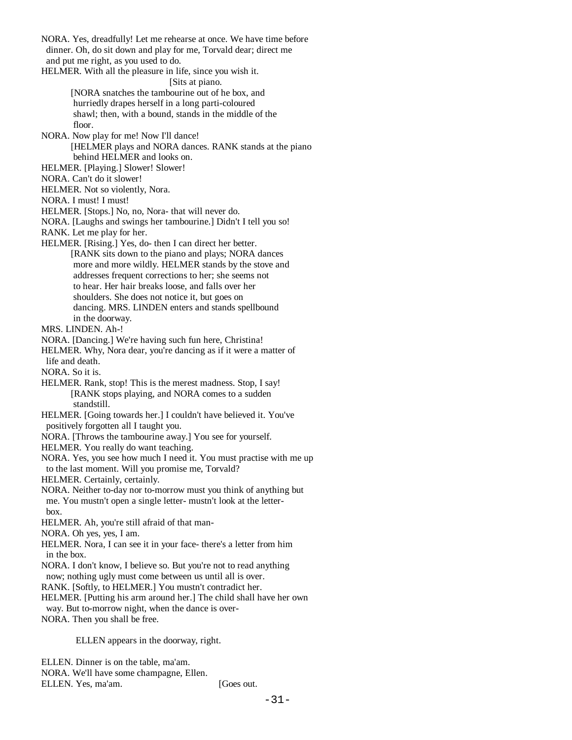NORA. Yes, dreadfully! Let me rehearse at once. We have time before dinner. Oh, do sit down and play for me, Torvald dear; direct me and put me right, as you used to do.

HELMER. With all the pleasure in life, since you wish it.

[Sits at piano.

[NORA snatches the tambourine out of he box, and hurriedly drapes herself in a long parti-coloured shawl; then, with a bound, stands in the middle of the floor.

NORA. Now play for me! Now I'll dance!

[HELMER plays and NORA dances. RANK stands at the piano behind HELMER and looks on.

HELMER. [Playing.] Slower! Slower!

NORA. Can't do it slower!

HELMER. Not so violently, Nora.

NORA. I must! I must!

HELMER. [Stops.] No, no, Nora- that will never do.

NORA. [Laughs and swings her tambourine.] Didn't I tell you so!

RANK. Let me play for her.

HELMER. [Rising.] Yes, do- then I can direct her better.

[RANK sits down to the piano and plays; NORA dances more and more wildly. HELMER stands by the stove and addresses frequent corrections to her; she seems not to hear. Her hair breaks loose, and falls over her shoulders. She does not notice it, but goes on dancing. MRS. LINDEN enters and stands spellbound in the doorway.

MRS. LINDEN. Ah-!

NORA. [Dancing.] We're having such fun here, Christina!

HELMER. Why, Nora dear, you're dancing as if it were a matter of life and death.

NORA. So it is.

HELMER. Rank, stop! This is the merest madness. Stop, I say!

[RANK stops playing, and NORA comes to a sudden standstill.

HELMER. [Going towards her.] I couldn't have believed it. You've positively forgotten all I taught you.

NORA. [Throws the tambourine away.] You see for yourself.

HELMER. You really do want teaching.

NORA. Yes, you see how much I need it. You must practise with me up to the last moment. Will you promise me, Torvald?

HELMER. Certainly, certainly.

NORA. Neither to-day nor to-morrow must you think of anything but me. You mustn't open a single letter- mustn't look at the letter-box.

HELMER. Ah, you're still afraid of that man-

NORA. Oh yes, yes, I am.

HELMER. Nora, I can see it in your face- there's a letter from him in the box.

NORA. I don't know, I believe so. But you're not to read anything now; nothing ugly must come between us until all is over.

RANK. [Softly, to HELMER.] You mustn't contradict her.

HELMER. [Putting his arm around her.] The child shall have her own way. But to-morrow night, when the dance is over-

NORA. Then you shall be free.

ELLEN appears in the doorway, right.

ELLEN. Dinner is on the table, ma'am.

NORA. We'll have some champagne, Ellen.

ELLEN. Yes, ma'am. [Goes out.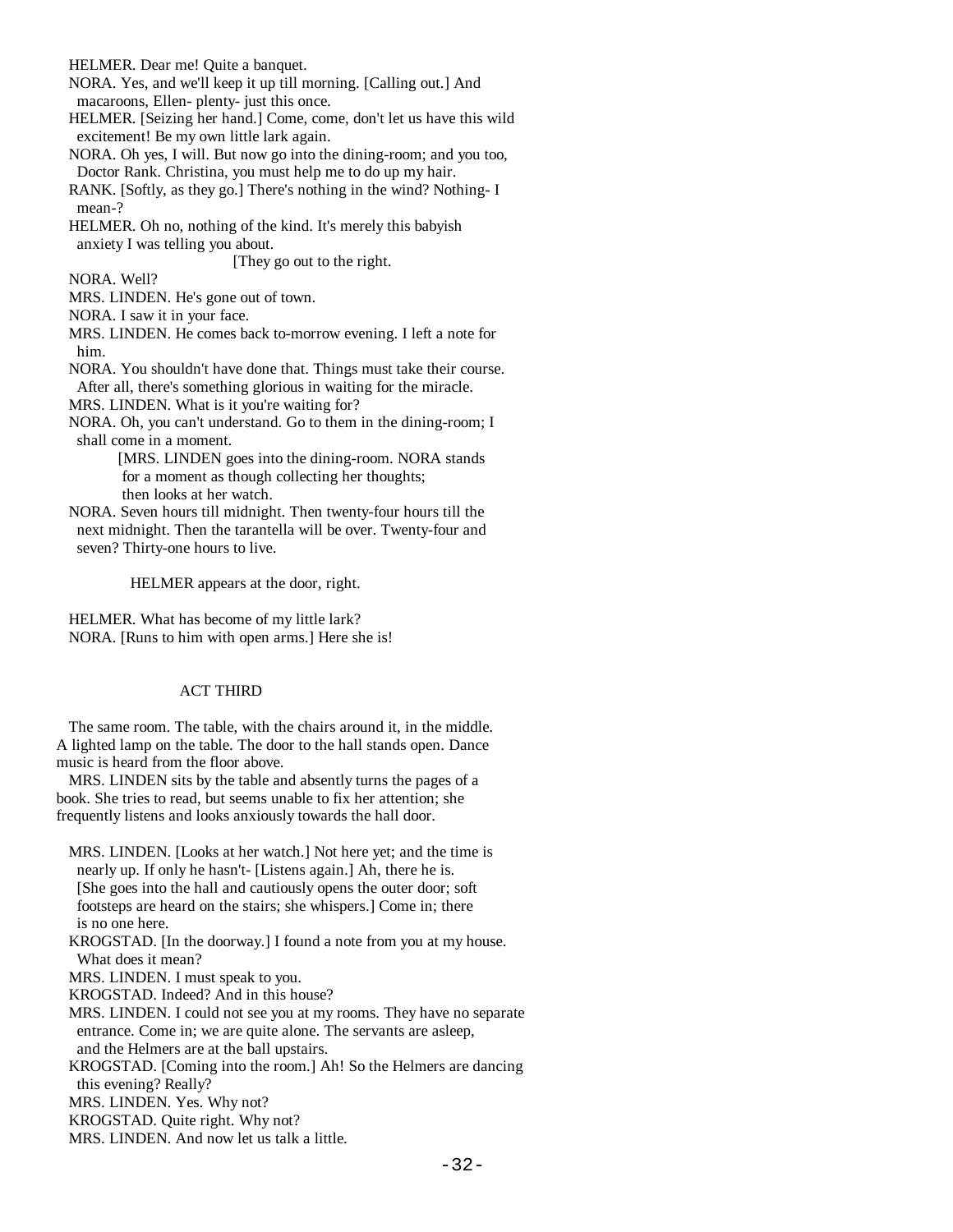HELMER. Dear me! Quite a banquet.
NORA. Yes, and we'll keep it up till morning. [Calling out.] And macaroons, Ellen- plenty- just this once.
HELMER. [Seizing her hand.] Come, come, don't let us have this wild excitement! Be my own little lark again.
NORA. Oh yes, I will. But now go into the dining-room; and you too, Doctor Rank. Christina, you must help me to do up my hair.
RANK. [Softly, as they go.] There's nothing in the wind? Nothing- I mean-?
HELMER. Oh no, nothing of the kind. It's merely this babyish anxiety I was telling you about.

[They go out to the right.

NORA. Well?
MRS. LINDEN. He's gone out of town.
NORA. I saw it in your face.
MRS. LINDEN. He comes back to-morrow evening. I left a note for him.
NORA. You shouldn't have done that. Things must take their course. After all, there's something glorious in waiting for the miracle.
MRS. LINDEN. What is it you're waiting for?
NORA. Oh, you can't understand. Go to them in the dining-room; I shall come in a moment.

[MRS. LINDEN goes into the dining-room. NORA stands for a moment as though collecting her thoughts; then looks at her watch.

NORA. Seven hours till midnight. Then twenty-four hours till the next midnight. Then the tarantella will be over. Twenty-four and seven? Thirty-one hours to live.

HELMER appears at the door, right.

HELMER. What has become of my little lark?
NORA. [Runs to him with open arms.] Here she is!

## ACT THIRD

The same room. The table, with the chairs around it, in the middle. A lighted lamp on the table. The door to the hall stands open. Dance music is heard from the floor above.

MRS. LINDEN sits by the table and absently turns the pages of a book. She tries to read, but seems unable to fix her attention; she frequently listens and looks anxiously towards the hall door.

MRS. LINDEN. [Looks at her watch.] Not here yet; and the time is nearly up. If only he hasn't- [Listens again.] Ah, there he is. [She goes into the hall and cautiously opens the outer door; soft footsteps are heard on the stairs; she whispers.] Come in; there is no one here.
KROGSTAD. [In the doorway.] I found a note from you at my house. What does it mean?
MRS. LINDEN. I must speak to you.
KROGSTAD. Indeed? And in this house?
MRS. LINDEN. I could not see you at my rooms. They have no separate entrance. Come in; we are quite alone. The servants are asleep, and the Helmers are at the ball upstairs.
KROGSTAD. [Coming into the room.] Ah! So the Helmers are dancing this evening? Really?
MRS. LINDEN. Yes. Why not?
KROGSTAD. Quite right. Why not?
MRS. LINDEN. And now let us talk a little.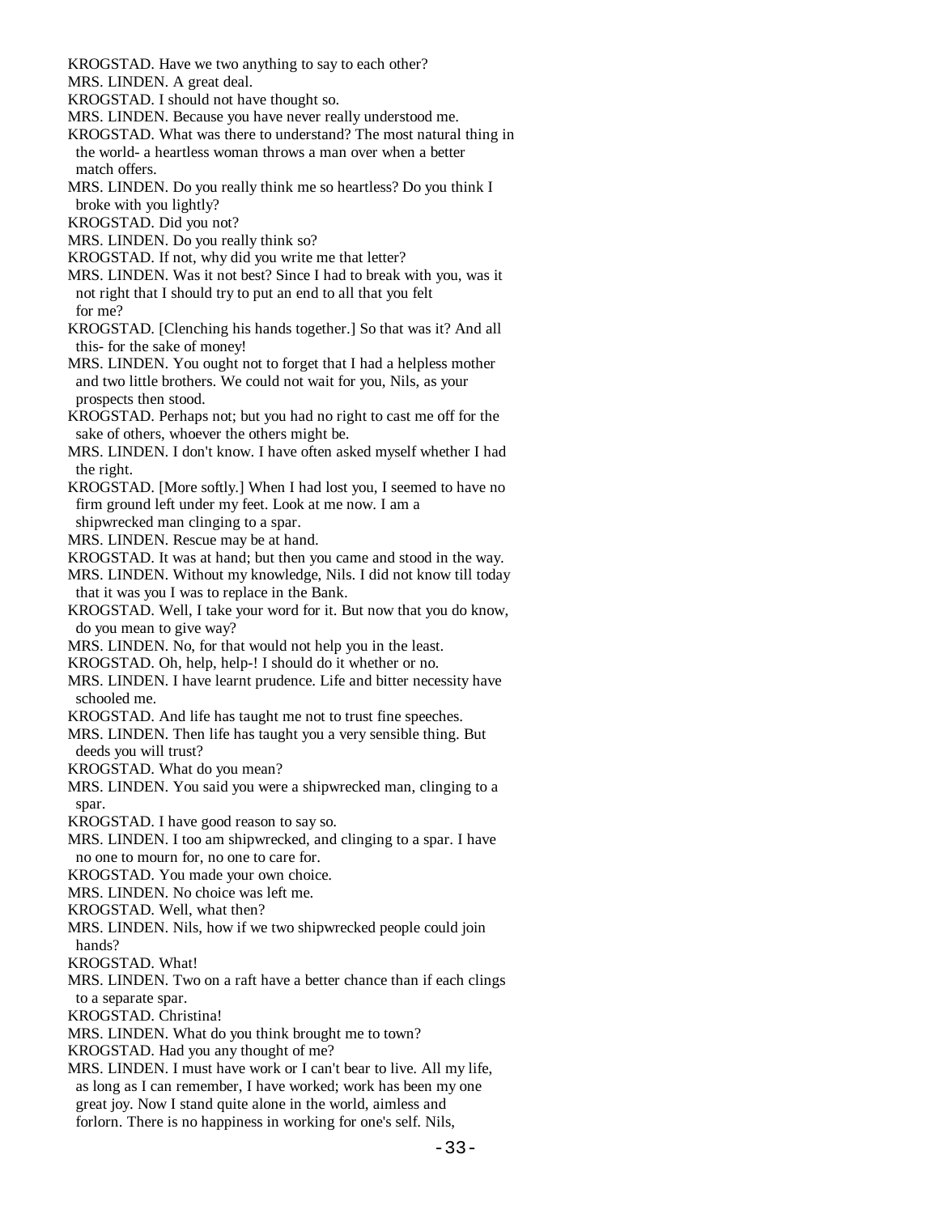KROGSTAD. Have we two anything to say to each other?

MRS. LINDEN. A great deal.

KROGSTAD. I should not have thought so.

MRS. LINDEN. Because you have never really understood me.

KROGSTAD. What was there to understand? The most natural thing in the world- a heartless woman throws a man over when a better match offers.

MRS. LINDEN. Do you really think me so heartless? Do you think I broke with you lightly?

KROGSTAD. Did you not?

MRS. LINDEN. Do you really think so?

KROGSTAD. If not, why did you write me that letter?

MRS. LINDEN. Was it not best? Since I had to break with you, was it not right that I should try to put an end to all that you felt for me?

KROGSTAD. [Clenching his hands together.] So that was it? And all this- for the sake of money!

MRS. LINDEN. You ought not to forget that I had a helpless mother and two little brothers. We could not wait for you, Nils, as your prospects then stood.

KROGSTAD. Perhaps not; but you had no right to cast me off for the sake of others, whoever the others might be.

MRS. LINDEN. I don't know. I have often asked myself whether I had the right.

KROGSTAD. [More softly.] When I had lost you, I seemed to have no firm ground left under my feet. Look at me now. I am a shipwrecked man clinging to a spar.

MRS. LINDEN. Rescue may be at hand.

KROGSTAD. It was at hand; but then you came and stood in the way.

MRS. LINDEN. Without my knowledge, Nils. I did not know till today that it was you I was to replace in the Bank.

KROGSTAD. Well, I take your word for it. But now that you do know, do you mean to give way?

MRS. LINDEN. No, for that would not help you in the least.

KROGSTAD. Oh, help, help-! I should do it whether or no.

MRS. LINDEN. I have learnt prudence. Life and bitter necessity have schooled me.

KROGSTAD. And life has taught me not to trust fine speeches.

MRS. LINDEN. Then life has taught you a very sensible thing. But deeds you will trust?

KROGSTAD. What do you mean?

MRS. LINDEN. You said you were a shipwrecked man, clinging to a spar.

KROGSTAD. I have good reason to say so.

MRS. LINDEN. I too am shipwrecked, and clinging to a spar. I have no one to mourn for, no one to care for.

KROGSTAD. You made your own choice.

MRS. LINDEN. No choice was left me.

KROGSTAD. Well, what then?

MRS. LINDEN. Nils, how if we two shipwrecked people could join hands?

KROGSTAD. What!

MRS. LINDEN. Two on a raft have a better chance than if each clings to a separate spar.

KROGSTAD. Christina!

MRS. LINDEN. What do you think brought me to town?

KROGSTAD. Had you any thought of me?

MRS. LINDEN. I must have work or I can't bear to live. All my life, as long as I can remember, I have worked; work has been my one great joy. Now I stand quite alone in the world, aimless and forlorn. There is no happiness in working for one's self. Nils,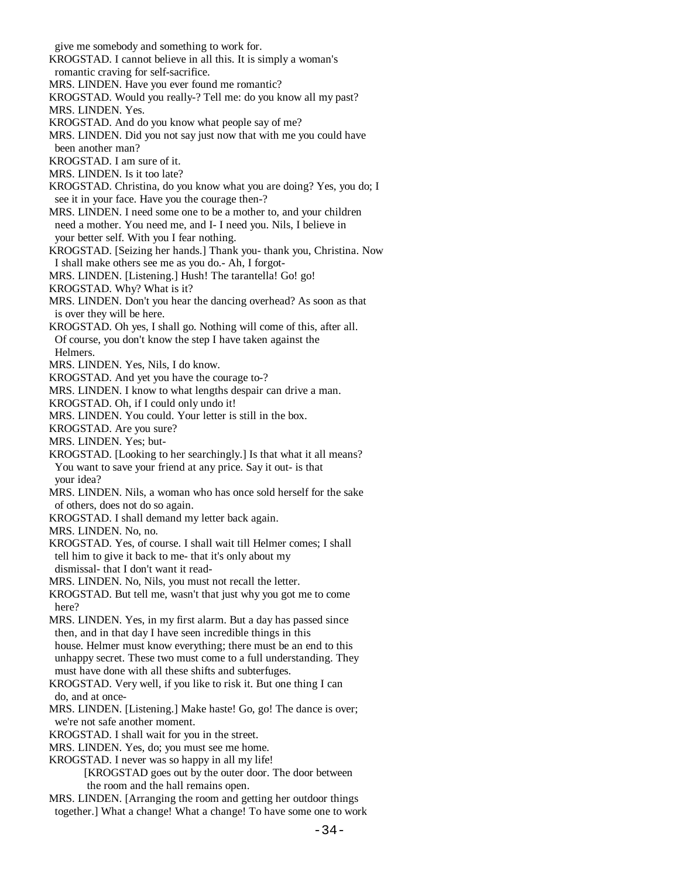give me somebody and something to work for.

KROGSTAD. I cannot believe in all this. It is simply a woman's romantic craving for self-sacrifice.

MRS. LINDEN. Have you ever found me romantic?

KROGSTAD. Would you really-? Tell me: do you know all my past?

MRS. LINDEN. Yes.

KROGSTAD. And do you know what people say of me?

MRS. LINDEN. Did you not say just now that with me you could have been another man?

KROGSTAD. I am sure of it.

MRS. LINDEN. Is it too late?

KROGSTAD. Christina, do you know what you are doing? Yes, you do; I see it in your face. Have you the courage then-?

MRS. LINDEN. I need some one to be a mother to, and your children need a mother. You need me, and I- I need you. Nils, I believe in your better self. With you I fear nothing.

KROGSTAD. [Seizing her hands.] Thank you- thank you, Christina. Now I shall make others see me as you do.- Ah, I forgot-

MRS. LINDEN. [Listening.] Hush! The tarantella! Go! go!

KROGSTAD. Why? What is it?

MRS. LINDEN. Don't you hear the dancing overhead? As soon as that is over they will be here.

KROGSTAD. Oh yes, I shall go. Nothing will come of this, after all. Of course, you don't know the step I have taken against the Helmers.

MRS. LINDEN. Yes, Nils, I do know.

KROGSTAD. And yet you have the courage to-?

MRS. LINDEN. I know to what lengths despair can drive a man.

KROGSTAD. Oh, if I could only undo it!

MRS. LINDEN. You could. Your letter is still in the box.

KROGSTAD. Are you sure?

MRS. LINDEN. Yes; but-

KROGSTAD. [Looking to her searchingly.] Is that what it all means? You want to save your friend at any price. Say it out- is that your idea?

MRS. LINDEN. Nils, a woman who has once sold herself for the sake of others, does not do so again.

KROGSTAD. I shall demand my letter back again.

MRS. LINDEN. No, no.

KROGSTAD. Yes, of course. I shall wait till Helmer comes; I shall tell him to give it back to me- that it's only about my dismissal- that I don't want it read-

MRS. LINDEN. No, Nils, you must not recall the letter.

KROGSTAD. But tell me, wasn't that just why you got me to come here?

MRS. LINDEN. Yes, in my first alarm. But a day has passed since then, and in that day I have seen incredible things in this house. Helmer must know everything; there must be an end to this unhappy secret. These two must come to a full understanding. They must have done with all these shifts and subterfuges.

KROGSTAD. Very well, if you like to risk it. But one thing I can do, and at once-

MRS. LINDEN. [Listening.] Make haste! Go, go! The dance is over; we're not safe another moment.

KROGSTAD. I shall wait for you in the street.

MRS. LINDEN. Yes, do; you must see me home.

KROGSTAD. I never was so happy in all my life!

[KROGSTAD goes out by the outer door. The door between the room and the hall remains open.

MRS. LINDEN. [Arranging the room and getting her outdoor things together.] What a change! What a change! To have some one to work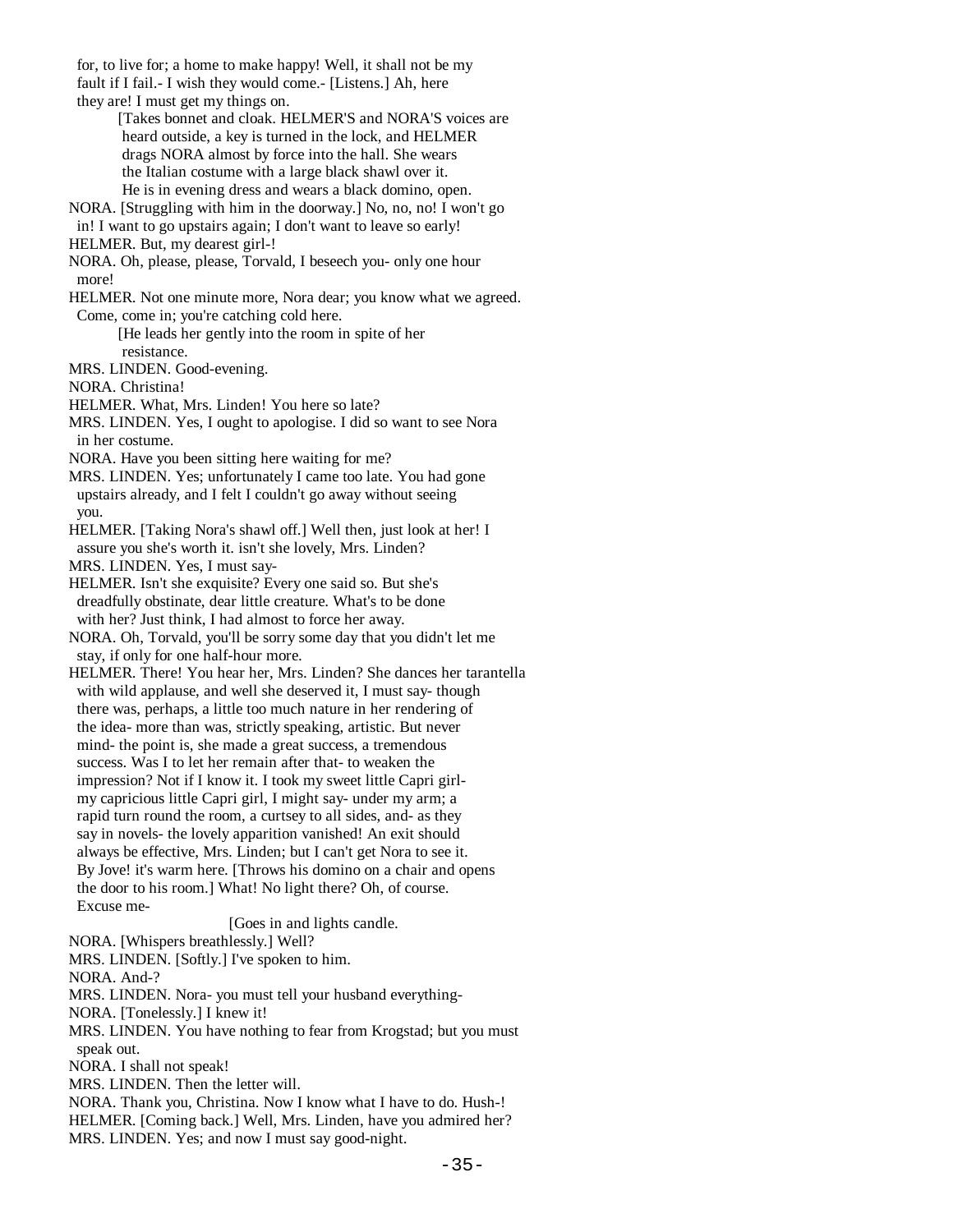for, to live for; a home to make happy! Well, it shall not be my fault if I fail.- I wish they would come.- [Listens.] Ah, here they are! I must get my things on.

[Takes bonnet and cloak. HELMER'S and NORA'S voices are heard outside, a key is turned in the lock, and HELMER drags NORA almost by force into the hall. She wears the Italian costume with a large black shawl over it. He is in evening dress and wears a black domino, open.

NORA. [Struggling with him in the doorway.] No, no, no! I won't go in! I want to go upstairs again; I don't want to leave so early!

HELMER. But, my dearest girl-!

NORA. Oh, please, please, Torvald, I beseech you- only one hour more!

HELMER. Not one minute more, Nora dear; you know what we agreed. Come, come in; you're catching cold here.

[He leads her gently into the room in spite of her resistance.

MRS. LINDEN. Good-evening.

NORA. Christina!

HELMER. What, Mrs. Linden! You here so late?

MRS. LINDEN. Yes, I ought to apologise. I did so want to see Nora in her costume.

NORA. Have you been sitting here waiting for me?

MRS. LINDEN. Yes; unfortunately I came too late. You had gone upstairs already, and I felt I couldn't go away without seeing you.

HELMER. [Taking Nora's shawl off.] Well then, just look at her! I assure you she's worth it. isn't she lovely, Mrs. Linden?

MRS. LINDEN. Yes, I must say-

HELMER. Isn't she exquisite? Every one said so. But she's dreadfully obstinate, dear little creature. What's to be done with her? Just think, I had almost to force her away.

NORA. Oh, Torvald, you'll be sorry some day that you didn't let me stay, if only for one half-hour more.

HELMER. There! You hear her, Mrs. Linden? She dances her tarantella with wild applause, and well she deserved it, I must say- though there was, perhaps, a little too much nature in her rendering of the idea- more than was, strictly speaking, artistic. But never mind- the point is, she made a great success, a tremendous success. Was I to let her remain after that- to weaken the impression? Not if I know it. I took my sweet little Capri girl- my capricious little Capri girl, I might say- under my arm; a rapid turn round the room, a curtsey to all sides, and- as they say in novels- the lovely apparition vanished! An exit should always be effective, Mrs. Linden; but I can't get Nora to see it. By Jove! it's warm here. [Throws his domino on a chair and opens the door to his room.] What! No light there? Oh, of course. Excuse me-

[Goes in and lights candle.

NORA. [Whispers breathlessly.] Well?

MRS. LINDEN. [Softly.] I've spoken to him.

NORA. And-?

MRS. LINDEN. Nora- you must tell your husband everything-

NORA. [Tonelessly.] I knew it!

MRS. LINDEN. You have nothing to fear from Krogstad; but you must speak out.

NORA. I shall not speak!

MRS. LINDEN. Then the letter will.

NORA. Thank you, Christina. Now I know what I have to do. Hush-!

HELMER. [Coming back.] Well, Mrs. Linden, have you admired her?

MRS. LINDEN. Yes; and now I must say good-night.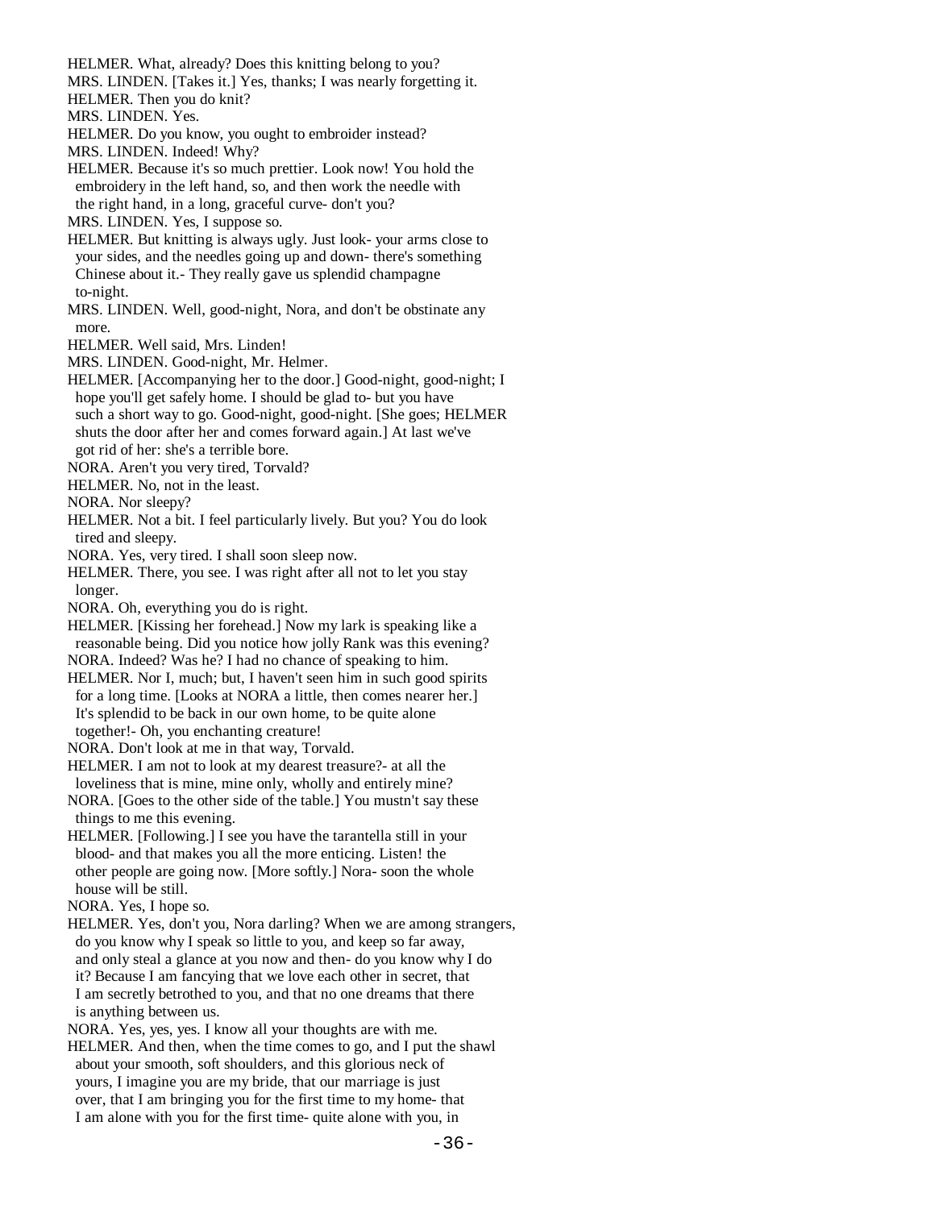HELMER. What, already? Does this knitting belong to you?
MRS. LINDEN. [Takes it.] Yes, thanks; I was nearly forgetting it.
HELMER. Then you do knit?
MRS. LINDEN. Yes.
HELMER. Do you know, you ought to embroider instead?
MRS. LINDEN. Indeed! Why?
HELMER. Because it's so much prettier. Look now! You hold the embroidery in the left hand, so, and then work the needle with the right hand, in a long, graceful curve- don't you?
MRS. LINDEN. Yes, I suppose so.
HELMER. But knitting is always ugly. Just look- your arms close to your sides, and the needles going up and down- there's something Chinese about it.- They really gave us splendid champagne to-night.
MRS. LINDEN. Well, good-night, Nora, and don't be obstinate any more.
HELMER. Well said, Mrs. Linden!
MRS. LINDEN. Good-night, Mr. Helmer.
HELMER. [Accompanying her to the door.] Good-night, good-night; I hope you'll get safely home. I should be glad to- but you have such a short way to go. Good-night, good-night. [She goes; HELMER shuts the door after her and comes forward again.] At last we've got rid of her: she's a terrible bore.
NORA. Aren't you very tired, Torvald?
HELMER. No, not in the least.
NORA. Nor sleepy?
HELMER. Not a bit. I feel particularly lively. But you? You do look tired and sleepy.
NORA. Yes, very tired. I shall soon sleep now.
HELMER. There, you see. I was right after all not to let you stay longer.
NORA. Oh, everything you do is right.
HELMER. [Kissing her forehead.] Now my lark is speaking like a reasonable being. Did you notice how jolly Rank was this evening?
NORA. Indeed? Was he? I had no chance of speaking to him.
HELMER. Nor I, much; but, I haven't seen him in such good spirits for a long time. [Looks at NORA a little, then comes nearer her.] It's splendid to be back in our own home, to be quite alone together!- Oh, you enchanting creature!
NORA. Don't look at me in that way, Torvald.
HELMER. I am not to look at my dearest treasure?- at all the loveliness that is mine, mine only, wholly and entirely mine?
NORA. [Goes to the other side of the table.] You mustn't say these things to me this evening.
HELMER. [Following.] I see you have the tarantella still in your blood- and that makes you all the more enticing. Listen! the other people are going now. [More softly.] Nora- soon the whole house will be still.
NORA. Yes, I hope so.
HELMER. Yes, don't you, Nora darling? When we are among strangers, do you know why I speak so little to you, and keep so far away, and only steal a glance at you now and then- do you know why I do it? Because I am fancying that we love each other in secret, that I am secretly betrothed to you, and that no one dreams that there is anything between us.
NORA. Yes, yes, yes. I know all your thoughts are with me.
HELMER. And then, when the time comes to go, and I put the shawl about your smooth, soft shoulders, and this glorious neck of yours, I imagine you are my bride, that our marriage is just over, that I am bringing you for the first time to my home- that I am alone with you for the first time- quite alone with you, in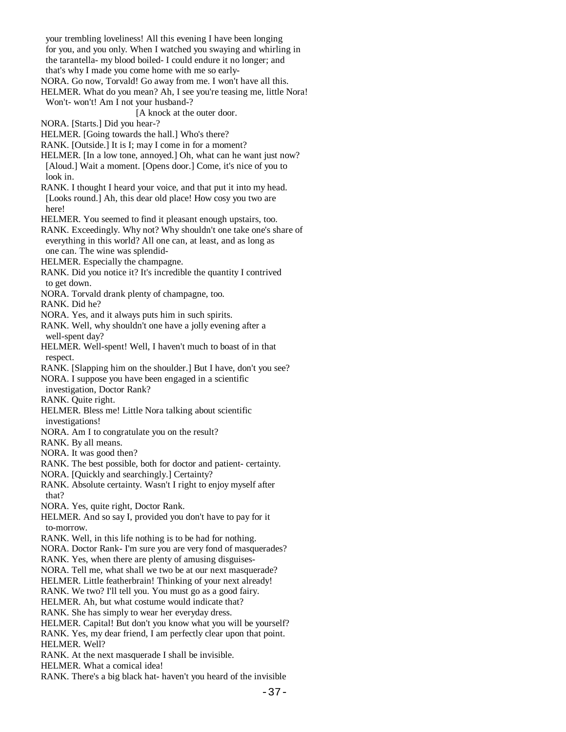your trembling loveliness! All this evening I have been longing for you, and you only. When I watched you swaying and whirling in the tarantella- my blood boiled- I could endure it no longer; and that's why I made you come home with me so early-

NORA. Go now, Torvald! Go away from me. I won't have all this.

HELMER. What do you mean? Ah, I see you're teasing me, little Nora! Won't- won't! Am I not your husband-?

[A knock at the outer door.

NORA. [Starts.] Did you hear-?

HELMER. [Going towards the hall.] Who's there?

RANK. [Outside.] It is I; may I come in for a moment?

HELMER. [In a low tone, annoyed.] Oh, what can he want just now? [Aloud.] Wait a moment. [Opens door.] Come, it's nice of you to look in.

RANK. I thought I heard your voice, and that put it into my head. [Looks round.] Ah, this dear old place! How cosy you two are here!

HELMER. You seemed to find it pleasant enough upstairs, too.

RANK. Exceedingly. Why not? Why shouldn't one take one's share of everything in this world? All one can, at least, and as long as one can. The wine was splendid-

HELMER. Especially the champagne.

RANK. Did you notice it? It's incredible the quantity I contrived to get down.

NORA. Torvald drank plenty of champagne, too.

RANK. Did he?

NORA. Yes, and it always puts him in such spirits.

RANK. Well, why shouldn't one have a jolly evening after a well-spent day?

HELMER. Well-spent! Well, I haven't much to boast of in that respect.

RANK. [Slapping him on the shoulder.] But I have, don't you see?

NORA. I suppose you have been engaged in a scientific investigation, Doctor Rank?

RANK. Quite right.

HELMER. Bless me! Little Nora talking about scientific investigations!

NORA. Am I to congratulate you on the result?

RANK. By all means.

NORA. It was good then?

RANK. The best possible, both for doctor and patient- certainty.

NORA. [Quickly and searchingly.] Certainty?

RANK. Absolute certainty. Wasn't I right to enjoy myself after that?

NORA. Yes, quite right, Doctor Rank.

HELMER. And so say I, provided you don't have to pay for it to-morrow.

RANK. Well, in this life nothing is to be had for nothing.

NORA. Doctor Rank- I'm sure you are very fond of masquerades?

RANK. Yes, when there are plenty of amusing disguises-

NORA. Tell me, what shall we two be at our next masquerade?

HELMER. Little featherbrain! Thinking of your next already!

RANK. We two? I'll tell you. You must go as a good fairy.

HELMER. Ah, but what costume would indicate that?

RANK. She has simply to wear her everyday dress.

HELMER. Capital! But don't you know what you will be yourself?

RANK. Yes, my dear friend, I am perfectly clear upon that point.

HELMER. Well?

RANK. At the next masquerade I shall be invisible.

HELMER. What a comical idea!

RANK. There's a big black hat- haven't you heard of the invisible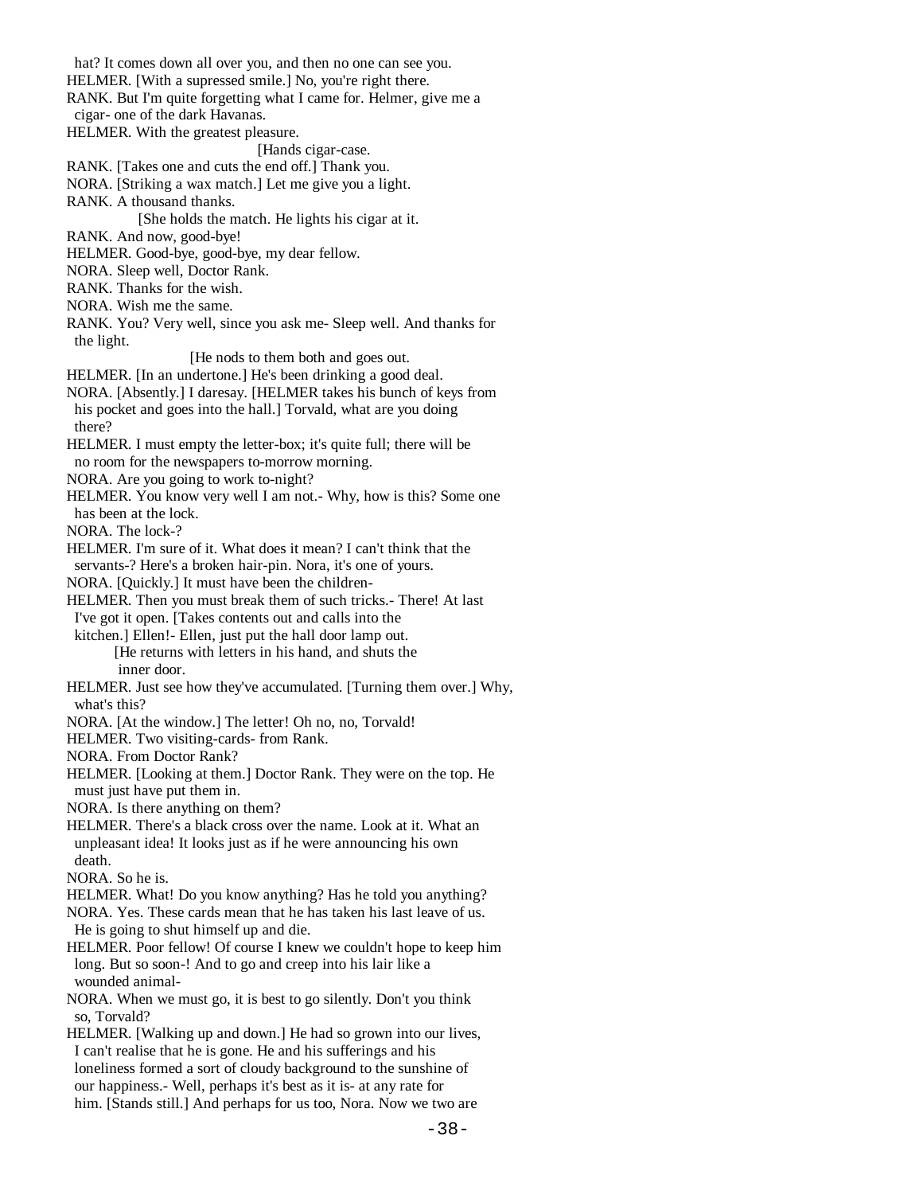hat? It comes down all over you, and then no one can see you.

HELMER. [With a supressed smile.] No, you're right there.

RANK. But I'm quite forgetting what I came for. Helmer, give me a cigar- one of the dark Havanas.

HELMER. With the greatest pleasure.

[Hands cigar-case.

RANK. [Takes one and cuts the end off.] Thank you.

NORA. [Striking a wax match.] Let me give you a light.

RANK. A thousand thanks.

[She holds the match. He lights his cigar at it.

RANK. And now, good-bye!

HELMER. Good-bye, good-bye, my dear fellow.

NORA. Sleep well, Doctor Rank.

RANK. Thanks for the wish.

NORA. Wish me the same.

RANK. You? Very well, since you ask me- Sleep well. And thanks for the light.

[He nods to them both and goes out.

HELMER. [In an undertone.] He's been drinking a good deal.

NORA. [Absently.] I daresay. [HELMER takes his bunch of keys from his pocket and goes into the hall.] Torvald, what are you doing there?

HELMER. I must empty the letter-box; it's quite full; there will be no room for the newspapers to-morrow morning.

NORA. Are you going to work to-night?

HELMER. You know very well I am not.- Why, how is this? Some one has been at the lock.

NORA. The lock-?

HELMER. I'm sure of it. What does it mean? I can't think that the servants-? Here's a broken hair-pin. Nora, it's one of yours.

NORA. [Quickly.] It must have been the children-

HELMER. Then you must break them of such tricks.- There! At last I've got it open. [Takes contents out and calls into the kitchen.] Ellen!- Ellen, just put the hall door lamp out.

[He returns with letters in his hand, and shuts the inner door.

HELMER. Just see how they've accumulated. [Turning them over.] Why, what's this?

NORA. [At the window.] The letter! Oh no, no, Torvald!

HELMER. Two visiting-cards- from Rank.

NORA. From Doctor Rank?

HELMER. [Looking at them.] Doctor Rank. They were on the top. He must just have put them in.

NORA. Is there anything on them?

HELMER. There's a black cross over the name. Look at it. What an unpleasant idea! It looks just as if he were announcing his own death.

NORA. So he is.

HELMER. What! Do you know anything? Has he told you anything?

NORA. Yes. These cards mean that he has taken his last leave of us. He is going to shut himself up and die.

HELMER. Poor fellow! Of course I knew we couldn't hope to keep him long. But so soon-! And to go and creep into his lair like a wounded animal-

NORA. When we must go, it is best to go silently. Don't you think so, Torvald?

HELMER. [Walking up and down.] He had so grown into our lives, I can't realise that he is gone. He and his sufferings and his loneliness formed a sort of cloudy background to the sunshine of our happiness.- Well, perhaps it's best as it is- at any rate for him. [Stands still.] And perhaps for us too, Nora. Now we two are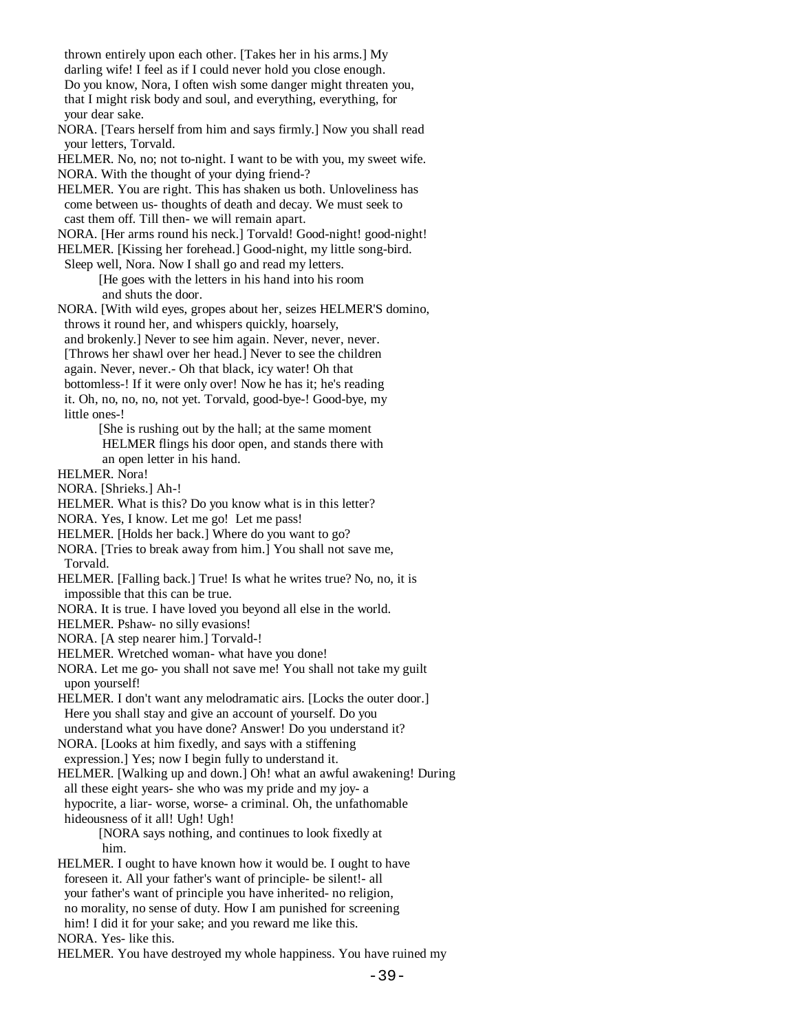thrown entirely upon each other. [Takes her in his arms.] My darling wife! I feel as if I could never hold you close enough. Do you know, Nora, I often wish some danger might threaten you, that I might risk body and soul, and everything, everything, for your dear sake.

NORA. [Tears herself from him and says firmly.] Now you shall read your letters, Torvald.

HELMER. No, no; not to-night. I want to be with you, my sweet wife.

NORA. With the thought of your dying friend-?

HELMER. You are right. This has shaken us both. Unloveliness has come between us- thoughts of death and decay. We must seek to cast them off. Till then- we will remain apart.

NORA. [Her arms round his neck.] Torvald! Good-night! good-night!

HELMER. [Kissing her forehead.] Good-night, my little song-bird. Sleep well, Nora. Now I shall go and read my letters.

[He goes with the letters in his hand into his room and shuts the door.

NORA. [With wild eyes, gropes about her, seizes HELMER'S domino, throws it round her, and whispers quickly, hoarsely, and brokenly.] Never to see him again. Never, never, never. [Throws her shawl over her head.] Never to see the children again. Never, never.- Oh that black, icy water! Oh that bottomless-! If it were only over! Now he has it; he's reading it. Oh, no, no, no, not yet. Torvald, good-bye-! Good-bye, my little ones-!

[She is rushing out by the hall; at the same moment HELMER flings his door open, and stands there with an open letter in his hand.

HELMER. Nora!

NORA. [Shrieks.] Ah-!

HELMER. What is this? Do you know what is in this letter?

NORA. Yes, I know. Let me go! Let me pass!

HELMER. [Holds her back.] Where do you want to go?

NORA. [Tries to break away from him.] You shall not save me, Torvald.

HELMER. [Falling back.] True! Is what he writes true? No, no, it is impossible that this can be true.

NORA. It is true. I have loved you beyond all else in the world.

HELMER. Pshaw- no silly evasions!

NORA. [A step nearer him.] Torvald-!

HELMER. Wretched woman- what have you done!

NORA. Let me go- you shall not save me! You shall not take my guilt upon yourself!

HELMER. I don't want any melodramatic airs. [Locks the outer door.] Here you shall stay and give an account of yourself. Do you understand what you have done? Answer! Do you understand it?

NORA. [Looks at him fixedly, and says with a stiffening expression.] Yes; now I begin fully to understand it.

HELMER. [Walking up and down.] Oh! what an awful awakening! During all these eight years- she who was my pride and my joy- a hypocrite, a liar- worse, worse- a criminal. Oh, the unfathomable hideousness of it all! Ugh! Ugh!

[NORA says nothing, and continues to look fixedly at him.

HELMER. I ought to have known how it would be. I ought to have foreseen it. All your father's want of principle- be silent!- all your father's want of principle you have inherited- no religion, no morality, no sense of duty. How I am punished for screening him! I did it for your sake; and you reward me like this.

NORA. Yes- like this.

HELMER. You have destroyed my whole happiness. You have ruined my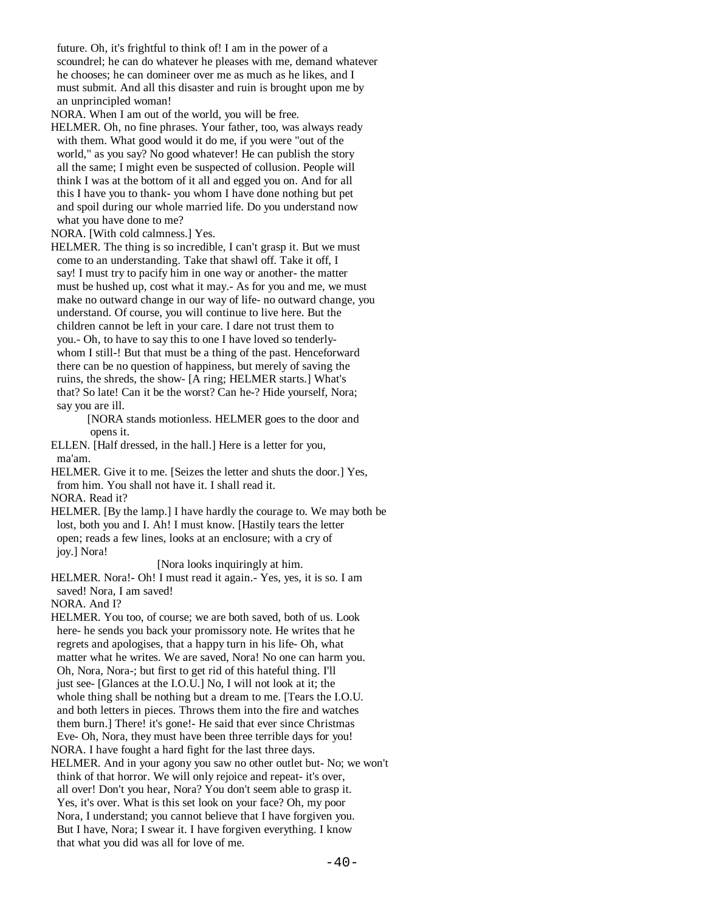future. Oh, it's frightful to think of! I am in the power of a scoundrel; he can do whatever he pleases with me, demand whatever he chooses; he can domineer over me as much as he likes, and I must submit. And all this disaster and ruin is brought upon me by an unprincipled woman!

NORA. When I am out of the world, you will be free.

HELMER. Oh, no fine phrases. Your father, too, was always ready with them. What good would it do me, if you were "out of the world," as you say? No good whatever! He can publish the story all the same; I might even be suspected of collusion. People will think I was at the bottom of it all and egged you on. And for all this I have you to thank- you whom I have done nothing but pet and spoil during our whole married life. Do you understand now what you have done to me?

NORA. [With cold calmness.] Yes.

HELMER. The thing is so incredible, I can't grasp it. But we must come to an understanding. Take that shawl off. Take it off, I say! I must try to pacify him in one way or another- the matter must be hushed up, cost what it may.- As for you and me, we must make no outward change in our way of life- no outward change, you understand. Of course, you will continue to live here. But the children cannot be left in your care. I dare not trust them to you.- Oh, to have to say this to one I have loved so tenderly- whom I still-! But that must be a thing of the past. Henceforward there can be no question of happiness, but merely of saving the ruins, the shreds, the show- [A ring; HELMER starts.] What's that? So late! Can it be the worst? Can he-? Hide yourself, Nora; say you are ill.

[NORA stands motionless. HELMER goes to the door and opens it.

ELLEN. [Half dressed, in the hall.] Here is a letter for you, ma'am.

HELMER. Give it to me. [Seizes the letter and shuts the door.] Yes, from him. You shall not have it. I shall read it.

NORA. Read it?

HELMER. [By the lamp.] I have hardly the courage to. We may both be lost, both you and I. Ah! I must know. [Hastily tears the letter open; reads a few lines, looks at an enclosure; with a cry of joy.] Nora!

[Nora looks inquiringly at him.

HELMER. Nora!- Oh! I must read it again.- Yes, yes, it is so. I am saved! Nora, I am saved!

NORA. And I?

HELMER. You too, of course; we are both saved, both of us. Look here- he sends you back your promissory note. He writes that he regrets and apologises, that a happy turn in his life- Oh, what matter what he writes. We are saved, Nora! No one can harm you. Oh, Nora, Nora-; but first to get rid of this hateful thing. I'll just see- [Glances at the I.O.U.] No, I will not look at it; the whole thing shall be nothing but a dream to me. [Tears the I.O.U. and both letters in pieces. Throws them into the fire and watches them burn.] There! it's gone!- He said that ever since Christmas Eve- Oh, Nora, they must have been three terrible days for you!

NORA. I have fought a hard fight for the last three days.

HELMER. And in your agony you saw no other outlet but- No; we won't think of that horror. We will only rejoice and repeat- it's over, all over! Don't you hear, Nora? You don't seem able to grasp it. Yes, it's over. What is this set look on your face? Oh, my poor Nora, I understand; you cannot believe that I have forgiven you. But I have, Nora; I swear it. I have forgiven everything. I know that what you did was all for love of me.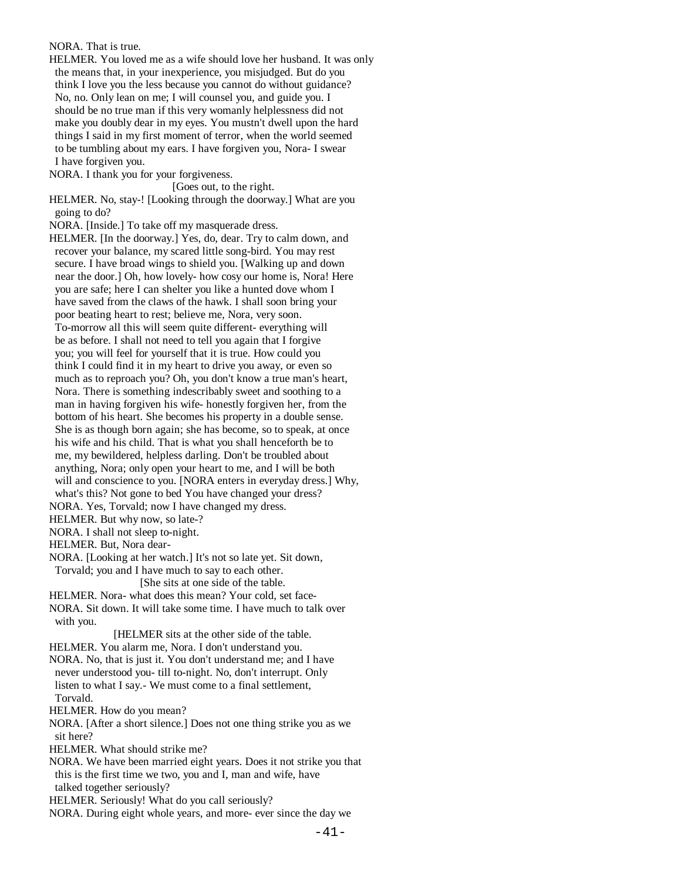NORA. That is true.

HELMER. You loved me as a wife should love her husband. It was only the means that, in your inexperience, you misjudged. But do you think I love you the less because you cannot do without guidance? No, no. Only lean on me; I will counsel you, and guide you. I should be no true man if this very womanly helplessness did not make you doubly dear in my eyes. You mustn't dwell upon the hard things I said in my first moment of terror, when the world seemed to be tumbling about my ears. I have forgiven you, Nora- I swear I have forgiven you.

NORA. I thank you for your forgiveness.

[Goes out, to the right.

HELMER. No, stay-! [Looking through the doorway.] What are you going to do?

NORA. [Inside.] To take off my masquerade dress.

HELMER. [In the doorway.] Yes, do, dear. Try to calm down, and recover your balance, my scared little song-bird. You may rest secure. I have broad wings to shield you. [Walking up and down near the door.] Oh, how lovely- how cosy our home is, Nora! Here you are safe; here I can shelter you like a hunted dove whom I have saved from the claws of the hawk. I shall soon bring your poor beating heart to rest; believe me, Nora, very soon. To-morrow all this will seem quite different- everything will be as before. I shall not need to tell you again that I forgive you; you will feel for yourself that it is true. How could you think I could find it in my heart to drive you away, or even so much as to reproach you? Oh, you don't know a true man's heart, Nora. There is something indescribably sweet and soothing to a man in having forgiven his wife- honestly forgiven her, from the bottom of his heart. She becomes his property in a double sense. She is as though born again; she has become, so to speak, at once his wife and his child. That is what you shall henceforth be to me, my bewildered, helpless darling. Don't be troubled about anything, Nora; only open your heart to me, and I will be both will and conscience to you. [NORA enters in everyday dress.] Why, what's this? Not gone to bed You have changed your dress?

NORA. Yes, Torvald; now I have changed my dress.

HELMER. But why now, so late-?

NORA. I shall not sleep to-night.

HELMER. But, Nora dear-

NORA. [Looking at her watch.] It's not so late yet. Sit down, Torvald; you and I have much to say to each other.

[She sits at one side of the table.

HELMER. Nora- what does this mean? Your cold, set face-

NORA. Sit down. It will take some time. I have much to talk over with you.

[HELMER sits at the other side of the table.

HELMER. You alarm me, Nora. I don't understand you.

NORA. No, that is just it. You don't understand me; and I have never understood you- till to-night. No, don't interrupt. Only listen to what I say.- We must come to a final settlement, Torvald.

HELMER. How do you mean?

NORA. [After a short silence.] Does not one thing strike you as we sit here?

HELMER. What should strike me?

NORA. We have been married eight years. Does it not strike you that this is the first time we two, you and I, man and wife, have talked together seriously?

HELMER. Seriously! What do you call seriously?

NORA. During eight whole years, and more- ever since the day we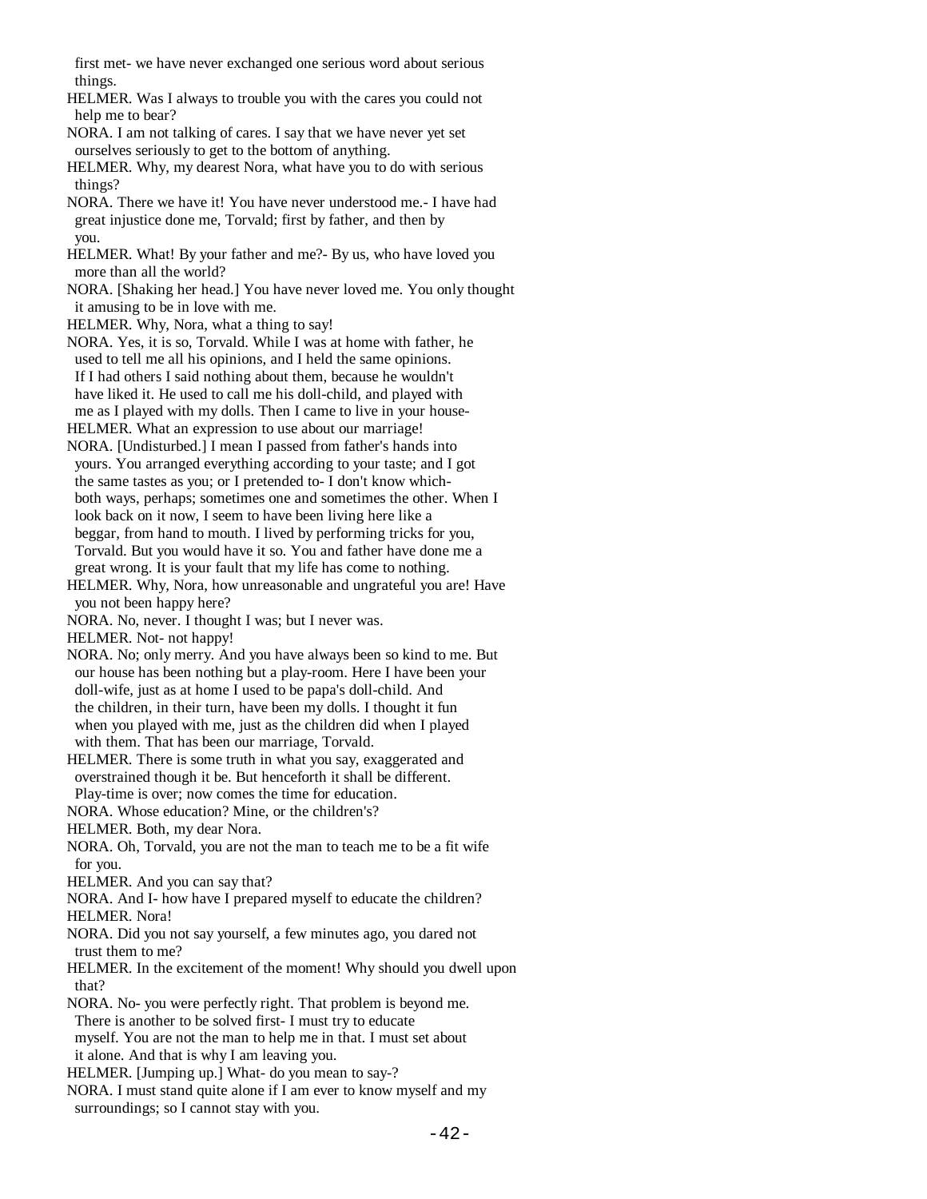first met- we have never exchanged one serious word about serious things.

HELMER. Was I always to trouble you with the cares you could not help me to bear?

NORA. I am not talking of cares. I say that we have never yet set ourselves seriously to get to the bottom of anything.

HELMER. Why, my dearest Nora, what have you to do with serious things?

NORA. There we have it! You have never understood me.- I have had great injustice done me, Torvald; first by father, and then by you.

HELMER. What! By your father and me?- By us, who have loved you more than all the world?

NORA. [Shaking her head.] You have never loved me. You only thought it amusing to be in love with me.

HELMER. Why, Nora, what a thing to say!

NORA. Yes, it is so, Torvald. While I was at home with father, he used to tell me all his opinions, and I held the same opinions. If I had others I said nothing about them, because he wouldn't have liked it. He used to call me his doll-child, and played with me as I played with my dolls. Then I came to live in your house-

HELMER. What an expression to use about our marriage!

NORA. [Undisturbed.] I mean I passed from father's hands into yours. You arranged everything according to your taste; and I got the same tastes as you; or I pretended to- I don't know which- both ways, perhaps; sometimes one and sometimes the other. When I look back on it now, I seem to have been living here like a beggar, from hand to mouth. I lived by performing tricks for you, Torvald. But you would have it so. You and father have done me a great wrong. It is your fault that my life has come to nothing.

HELMER. Why, Nora, how unreasonable and ungrateful you are! Have you not been happy here?

NORA. No, never. I thought I was; but I never was.

HELMER. Not- not happy!

NORA. No; only merry. And you have always been so kind to me. But our house has been nothing but a play-room. Here I have been your doll-wife, just as at home I used to be papa's doll-child. And the children, in their turn, have been my dolls. I thought it fun when you played with me, just as the children did when I played with them. That has been our marriage, Torvald.

HELMER. There is some truth in what you say, exaggerated and overstrained though it be. But henceforth it shall be different. Play-time is over; now comes the time for education.

NORA. Whose education? Mine, or the children's?

HELMER. Both, my dear Nora.

NORA. Oh, Torvald, you are not the man to teach me to be a fit wife for you.

HELMER. And you can say that?

NORA. And I- how have I prepared myself to educate the children?

HELMER. Nora!

NORA. Did you not say yourself, a few minutes ago, you dared not trust them to me?

HELMER. In the excitement of the moment! Why should you dwell upon that?

NORA. No- you were perfectly right. That problem is beyond me. There is another to be solved first- I must try to educate myself. You are not the man to help me in that. I must set about it alone. And that is why I am leaving you.

HELMER. [Jumping up.] What- do you mean to say-?

NORA. I must stand quite alone if I am ever to know myself and my surroundings; so I cannot stay with you.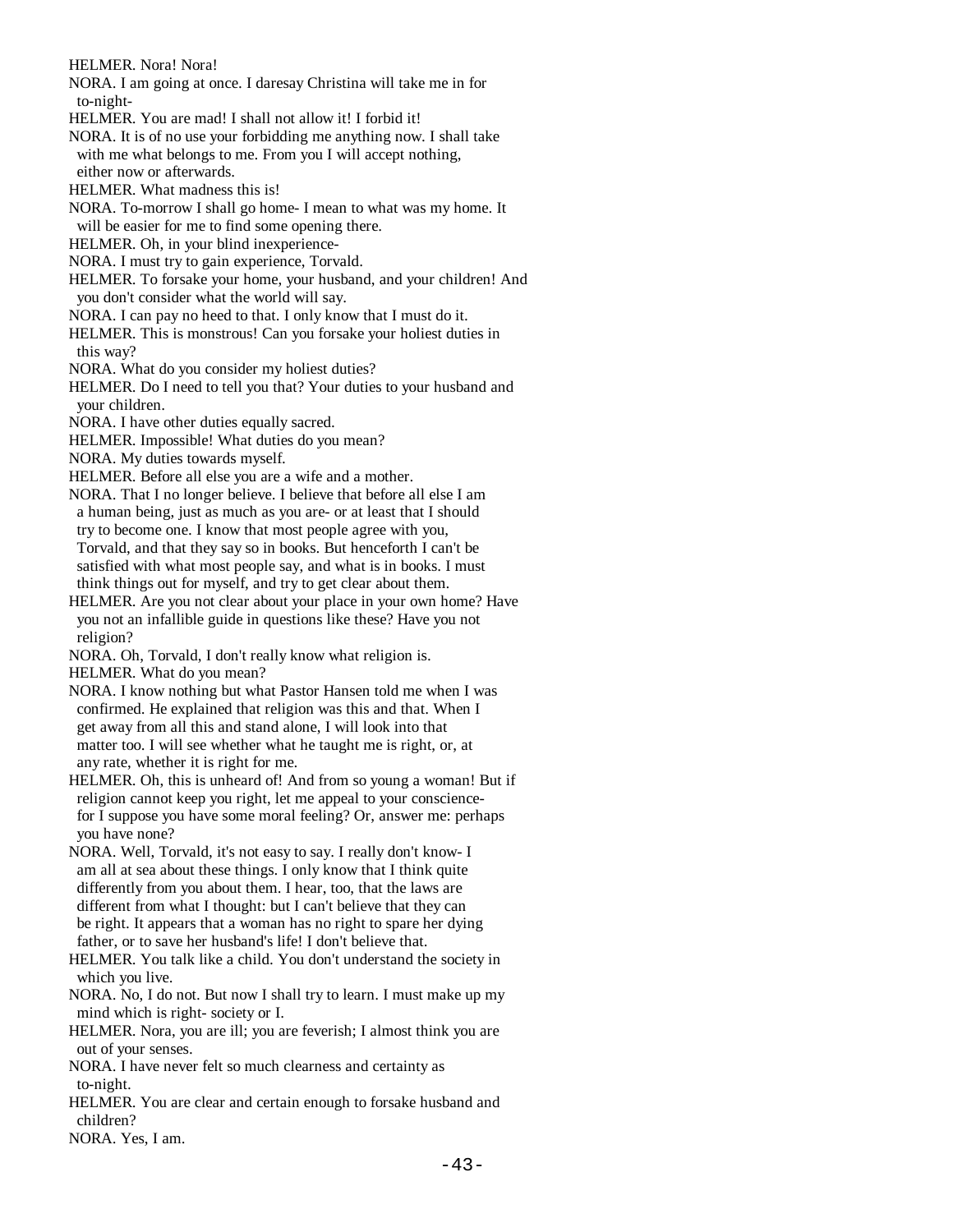HELMER. Nora! Nora!

NORA. I am going at once. I daresay Christina will take me in for to-night-

HELMER. You are mad! I shall not allow it! I forbid it!

NORA. It is of no use your forbidding me anything now. I shall take with me what belongs to me. From you I will accept nothing, either now or afterwards.

HELMER. What madness this is!

NORA. To-morrow I shall go home- I mean to what was my home. It will be easier for me to find some opening there.

HELMER. Oh, in your blind inexperience-

NORA. I must try to gain experience, Torvald.

HELMER. To forsake your home, your husband, and your children! And you don't consider what the world will say.

NORA. I can pay no heed to that. I only know that I must do it.

HELMER. This is monstrous! Can you forsake your holiest duties in this way?

NORA. What do you consider my holiest duties?

HELMER. Do I need to tell you that? Your duties to your husband and your children.

NORA. I have other duties equally sacred.

HELMER. Impossible! What duties do you mean?

NORA. My duties towards myself.

HELMER. Before all else you are a wife and a mother.

NORA. That I no longer believe. I believe that before all else I am a human being, just as much as you are- or at least that I should try to become one. I know that most people agree with you, Torvald, and that they say so in books. But henceforth I can't be satisfied with what most people say, and what is in books. I must think things out for myself, and try to get clear about them.

HELMER. Are you not clear about your place in your own home? Have you not an infallible guide in questions like these? Have you not religion?

NORA. Oh, Torvald, I don't really know what religion is.

HELMER. What do you mean?

NORA. I know nothing but what Pastor Hansen told me when I was confirmed. He explained that religion was this and that. When I get away from all this and stand alone, I will look into that matter too. I will see whether what he taught me is right, or, at any rate, whether it is right for me.

HELMER. Oh, this is unheard of! And from so young a woman! But if religion cannot keep you right, let me appeal to your conscience- for I suppose you have some moral feeling? Or, answer me: perhaps you have none?

NORA. Well, Torvald, it's not easy to say. I really don't know- I am all at sea about these things. I only know that I think quite differently from you about them. I hear, too, that the laws are different from what I thought: but I can't believe that they can be right. It appears that a woman has no right to spare her dying father, or to save her husband's life! I don't believe that.

HELMER. You talk like a child. You don't understand the society in which you live.

NORA. No, I do not. But now I shall try to learn. I must make up my mind which is right- society or I.

HELMER. Nora, you are ill; you are feverish; I almost think you are out of your senses.

NORA. I have never felt so much clearness and certainty as to-night.

HELMER. You are clear and certain enough to forsake husband and children?

NORA. Yes, I am.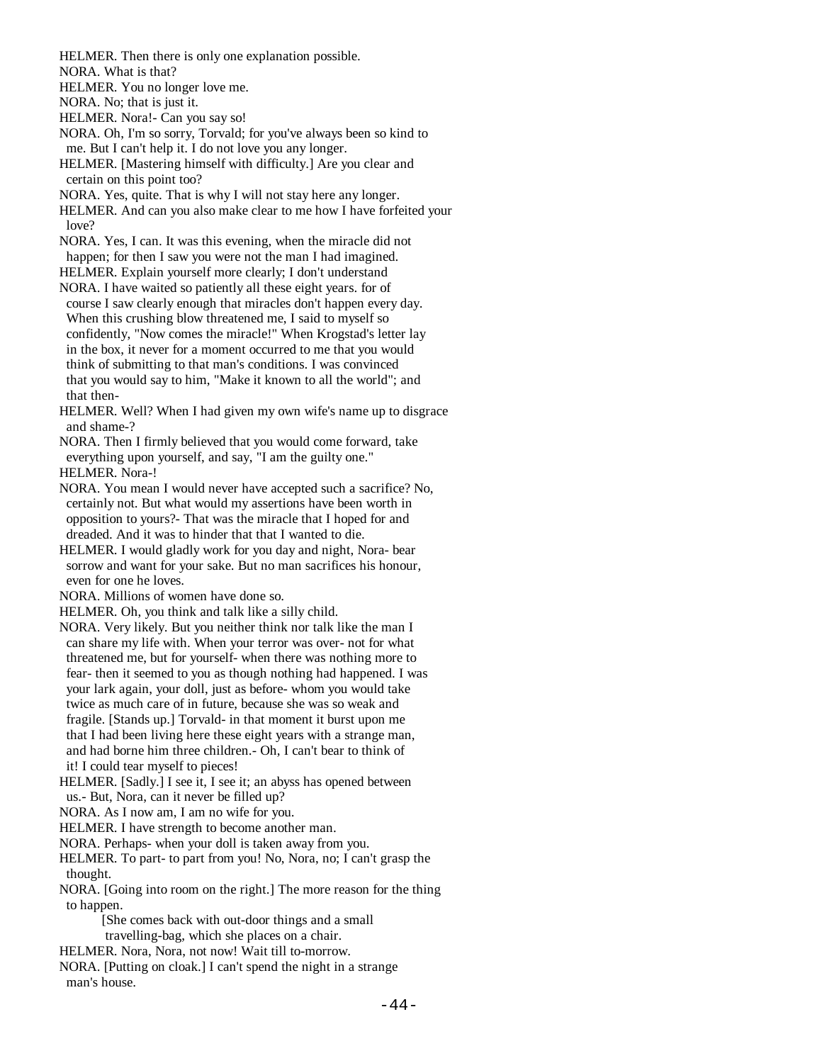HELMER. Then there is only one explanation possible.
NORA. What is that?
HELMER. You no longer love me.
NORA. No; that is just it.
HELMER. Nora!- Can you say so!
NORA. Oh, I'm so sorry, Torvald; for you've always been so kind to me. But I can't help it. I do not love you any longer.
HELMER. [Mastering himself with difficulty.] Are you clear and certain on this point too?
NORA. Yes, quite. That is why I will not stay here any longer.
HELMER. And can you also make clear to me how I have forfeited your love?
NORA. Yes, I can. It was this evening, when the miracle did not happen; for then I saw you were not the man I had imagined.
HELMER. Explain yourself more clearly; I don't understand
NORA. I have waited so patiently all these eight years. for of course I saw clearly enough that miracles don't happen every day. When this crushing blow threatened me, I said to myself so confidently, "Now comes the miracle!" When Krogstad's letter lay in the box, it never for a moment occurred to me that you would think of submitting to that man's conditions. I was convinced that you would say to him, "Make it known to all the world"; and that then-
HELMER. Well? When I had given my own wife's name up to disgrace and shame-?
NORA. Then I firmly believed that you would come forward, take everything upon yourself, and say, "I am the guilty one."
HELMER. Nora-!
NORA. You mean I would never have accepted such a sacrifice? No, certainly not. But what would my assertions have been worth in opposition to yours?- That was the miracle that I hoped for and dreaded. And it was to hinder that that I wanted to die.
HELMER. I would gladly work for you day and night, Nora- bear sorrow and want for your sake. But no man sacrifices his honour, even for one he loves.
NORA. Millions of women have done so.
HELMER. Oh, you think and talk like a silly child.
NORA. Very likely. But you neither think nor talk like the man I can share my life with. When your terror was over- not for what threatened me, but for yourself- when there was nothing more to fear- then it seemed to you as though nothing had happened. I was your lark again, your doll, just as before- whom you would take twice as much care of in future, because she was so weak and fragile. [Stands up.] Torvald- in that moment it burst upon me that I had been living here these eight years with a strange man, and had borne him three children.- Oh, I can't bear to think of it! I could tear myself to pieces!
HELMER. [Sadly.] I see it, I see it; an abyss has opened between us.- But, Nora, can it never be filled up?
NORA. As I now am, I am no wife for you.
HELMER. I have strength to become another man.
NORA. Perhaps- when your doll is taken away from you.
HELMER. To part- to part from you! No, Nora, no; I can't grasp the thought.
NORA. [Going into room on the right.] The more reason for the thing to happen.

[She comes back with out-door things and a small travelling-bag, which she places on a chair.

HELMER. Nora, Nora, not now! Wait till to-morrow.
NORA. [Putting on cloak.] I can't spend the night in a strange man's house.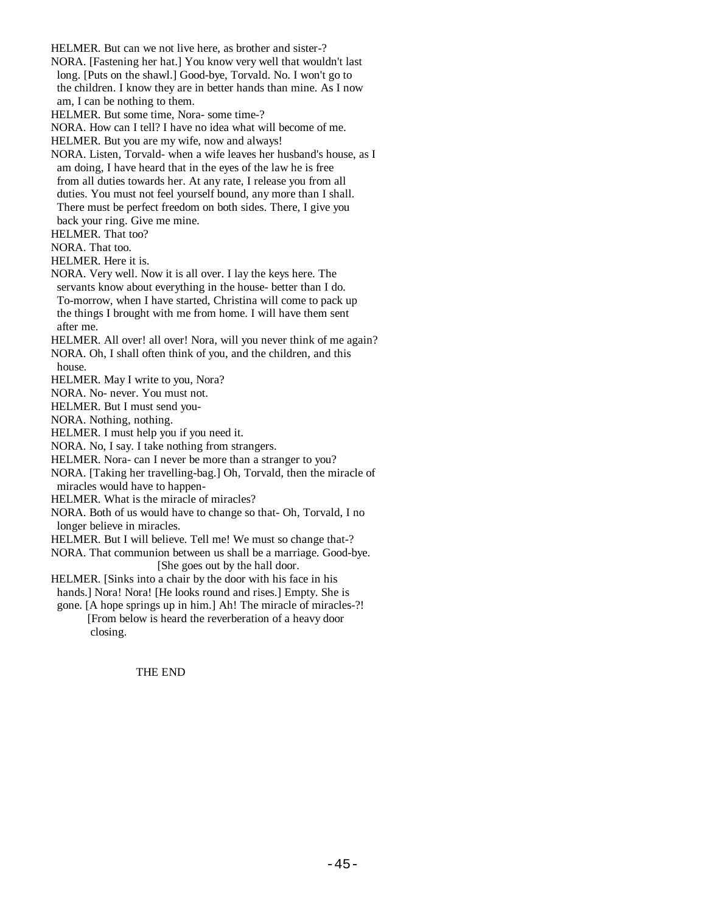HELMER. But can we not live here, as brother and sister-?

NORA. [Fastening her hat.] You know very well that wouldn't last long. [Puts on the shawl.] Good-bye, Torvald. No. I won't go to the children. I know they are in better hands than mine. As I now am, I can be nothing to them.

HELMER. But some time, Nora- some time-?

NORA. How can I tell? I have no idea what will become of me.

HELMER. But you are my wife, now and always!

NORA. Listen, Torvald- when a wife leaves her husband's house, as I am doing, I have heard that in the eyes of the law he is free from all duties towards her. At any rate, I release you from all duties. You must not feel yourself bound, any more than I shall. There must be perfect freedom on both sides. There, I give you back your ring. Give me mine.

HELMER. That too?

NORA. That too.

HELMER. Here it is.

NORA. Very well. Now it is all over. I lay the keys here. The servants know about everything in the house- better than I do. To-morrow, when I have started, Christina will come to pack up the things I brought with me from home. I will have them sent after me.

HELMER. All over! all over! Nora, will you never think of me again?

NORA. Oh, I shall often think of you, and the children, and this house.

HELMER. May I write to you, Nora?

NORA. No- never. You must not.

HELMER. But I must send you-

NORA. Nothing, nothing.

HELMER. I must help you if you need it.

NORA. No, I say. I take nothing from strangers.

HELMER. Nora- can I never be more than a stranger to you?

NORA. [Taking her travelling-bag.] Oh, Torvald, then the miracle of miracles would have to happen-

HELMER. What is the miracle of miracles?

NORA. Both of us would have to change so that- Oh, Torvald, I no longer believe in miracles.

HELMER. But I will believe. Tell me! We must so change that-?

NORA. That communion between us shall be a marriage. Good-bye.

[She goes out by the hall door.

HELMER. [Sinks into a chair by the door with his face in his hands.] Nora! Nora! [He looks round and rises.] Empty. She is gone. [A hope springs up in him.] Ah! The miracle of miracles-?!

[From below is heard the reverberation of a heavy door closing.

THE END